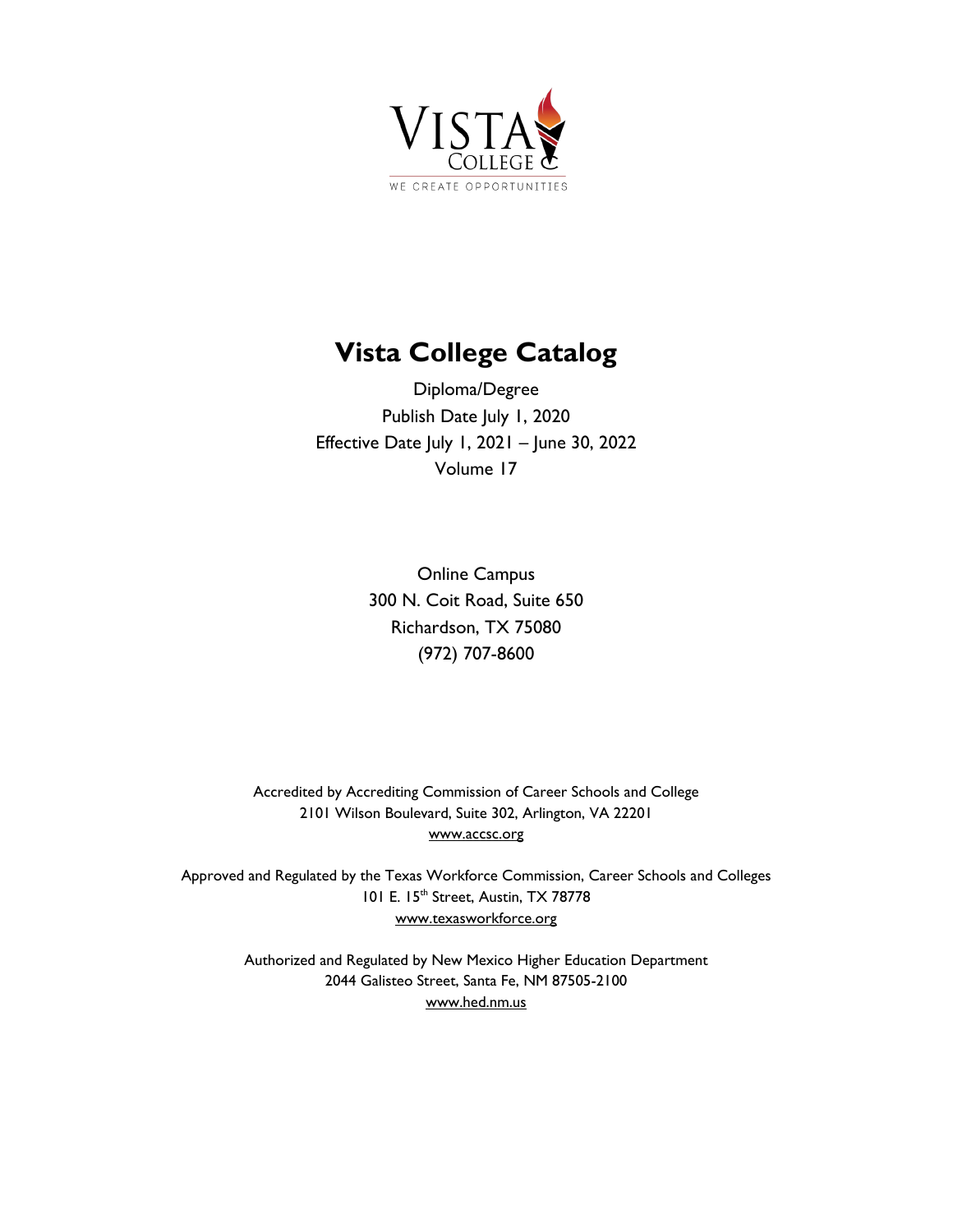VISTA COLLEGE
WE CREATE OPPORTUNITIES

# Vista College Catalog

Diploma/Degree
Publish Date July 1, 2020
Effective Date July 1, 2021 – June 30, 2022
Volume 17

Online Campus
300 N. Coit Road, Suite 650
Richardson, TX 75080
(972) 707-8600

Accredited by Accrediting Commission of Career Schools and College
2101 Wilson Boulevard, Suite 302, Arlington, VA 22201
www.accsc.org

Approved and Regulated by the Texas Workforce Commission, Career Schools and Colleges
101 E. 15th Street, Austin, TX 78778
www.texasworkforce.org

Authorized and Regulated by New Mexico Higher Education Department
2044 Galisteo Street, Santa Fe, NM 87505-2100
www.hed.nm.us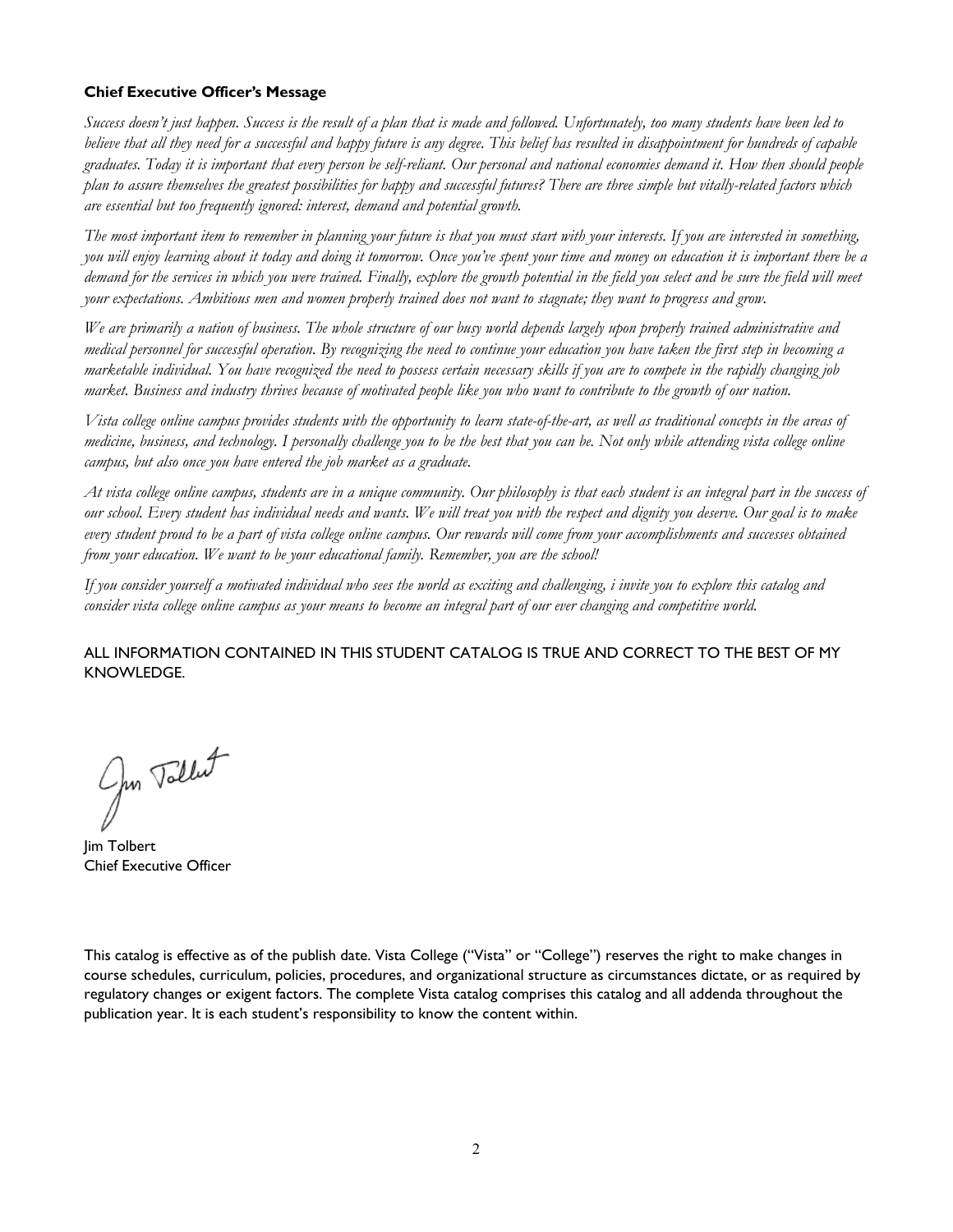**Chief Executive Officer's Message**

*Success doesn't just happen. Success is the result of a plan that is made and followed. Unfortunately, too many students have been led to believe that all they need for a successful and happy future is any degree. This belief has resulted in disappointment for hundreds of capable graduates. Today it is important that every person be self-reliant. Our personal and national economies demand it. How then should people plan to assure themselves the greatest possibilities for happy and successful futures? There are three simple but vitally-related factors which are essential but too frequently ignored: interest, demand and potential growth.*

*The most important item to remember in planning your future is that you must start with your interests. If you are interested in something, you will enjoy learning about it today and doing it tomorrow. Once you've spent your time and money on education it is important there be a demand for the services in which you were trained. Finally, explore the growth potential in the field you select and be sure the field will meet your expectations. Ambitious men and women properly trained does not want to stagnate; they want to progress and grow.*

*We are primarily a nation of business. The whole structure of our busy world depends largely upon properly trained administrative and medical personnel for successful operation. By recognizing the need to continue your education you have taken the first step in becoming a marketable individual. You have recognized the need to possess certain necessary skills if you are to compete in the rapidly changing job market. Business and industry thrives because of motivated people like you who want to contribute to the growth of our nation.*

*Vista college online campus provides students with the opportunity to learn state-of-the-art, as well as traditional concepts in the areas of medicine, business, and technology. I personally challenge you to be the best that you can be. Not only while attending vista college online campus, but also once you have entered the job market as a graduate.*

*At vista college online campus, students are in a unique community. Our philosophy is that each student is an integral part in the success of our school. Every student has individual needs and wants. We will treat you with the respect and dignity you deserve. Our goal is to make every student proud to be a part of vista college online campus. Our rewards will come from your accomplishments and successes obtained from your education. We want to be your educational family. Remember, you are the school!*

*If you consider yourself a motivated individual who sees the world as exciting and challenging, i invite you to explore this catalog and consider vista college online campus as your means to become an integral part of our ever changing and competitive world.*

ALL INFORMATION CONTAINED IN THIS STUDENT CATALOG IS TRUE AND CORRECT TO THE BEST OF MY KNOWLEDGE.

Jim Tolbert
Chief Executive Officer

This catalog is effective as of the publish date. Vista College ("Vista" or "College") reserves the right to make changes in course schedules, curriculum, policies, procedures, and organizational structure as circumstances dictate, or as required by regulatory changes or exigent factors. The complete Vista catalog comprises this catalog and all addenda throughout the publication year. It is each student's responsibility to know the content within.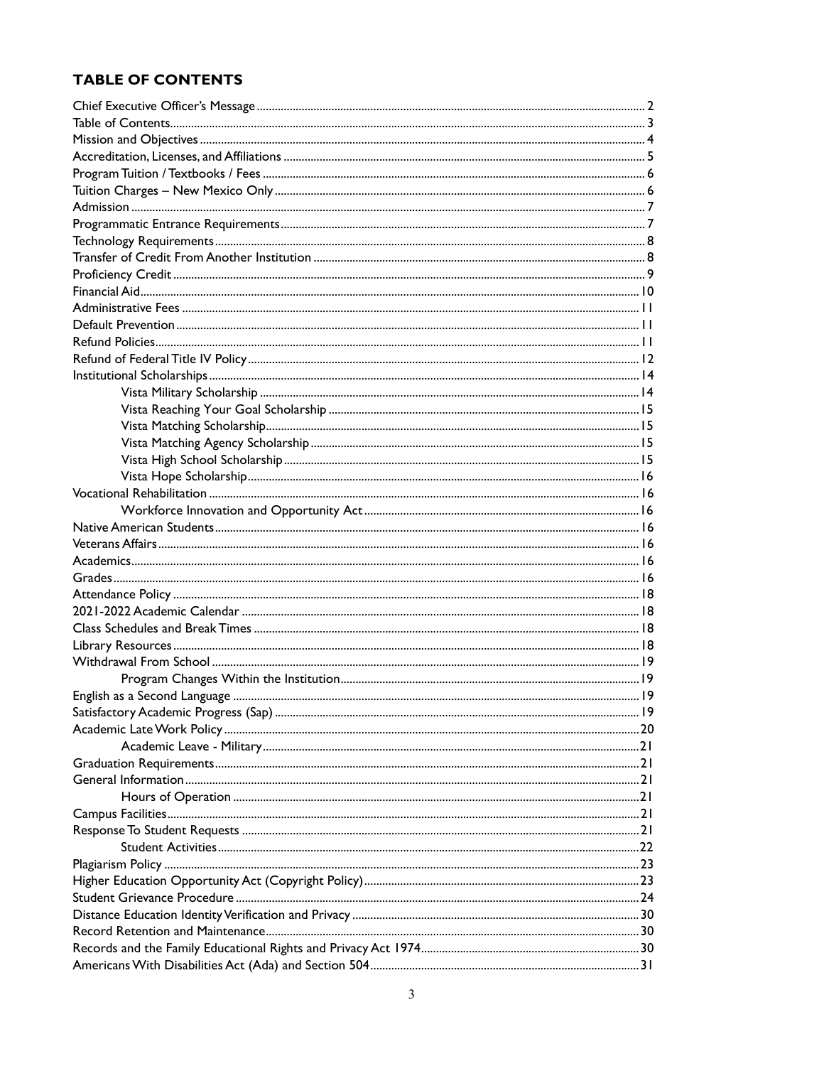## TABLE OF CONTENTS

- Chief Executive Officer's Message ..... 2
- Table of Contents..... 3
- Mission and Objectives ..... 4
- Accreditation, Licenses, and Affiliations ..... 5
- Program Tuition / Textbooks / Fees ..... 6
- Tuition Charges – New Mexico Only ..... 6
- Admission ..... 7
- Programmatic Entrance Requirements..... 7
- Technology Requirements..... 8
- Transfer of Credit From Another Institution ..... 8
- Proficiency Credit ..... 9
- Financial Aid..... 10
- Administrative Fees ..... 11
- Default Prevention ..... 11
- Refund Policies..... 11
- Refund of Federal Title IV Policy ..... 12
- Institutional Scholarships ..... 14
    - Vista Military Scholarship ..... 14
    - Vista Reaching Your Goal Scholarship ..... 15
    - Vista Matching Scholarship..... 15
    - Vista Matching Agency Scholarship ..... 15
    - Vista High School Scholarship ..... 15
    - Vista Hope Scholarship..... 16
- Vocational Rehabilitation ..... 16
    - Workforce Innovation and Opportunity Act ..... 16
- Native American Students..... 16
- Veterans Affairs..... 16
- Academics..... 16
- Grades..... 16
- Attendance Policy ..... 18
- 2021-2022 Academic Calendar ..... 18
- Class Schedules and Break Times ..... 18
- Library Resources..... 18
- Withdrawal From School ..... 19
    - Program Changes Within the Institution..... 19
- English as a Second Language ..... 19
- Satisfactory Academic Progress (Sap) ..... 19
- Academic Late Work Policy ..... 20
    - Academic Leave - Military..... 21
- Graduation Requirements..... 21
- General Information..... 21
    - Hours of Operation ..... 21
- Campus Facilities..... 21
- Response To Student Requests ..... 21
    - Student Activities..... 22
- Plagiarism Policy ..... 23
- Higher Education Opportunity Act (Copyright Policy)..... 23
- Student Grievance Procedure ..... 24
- Distance Education Identity Verification and Privacy ..... 30
- Record Retention and Maintenance..... 30
- Records and the Family Educational Rights and Privacy Act 1974..... 30
- Americans With Disabilities Act (Ada) and Section 504..... 31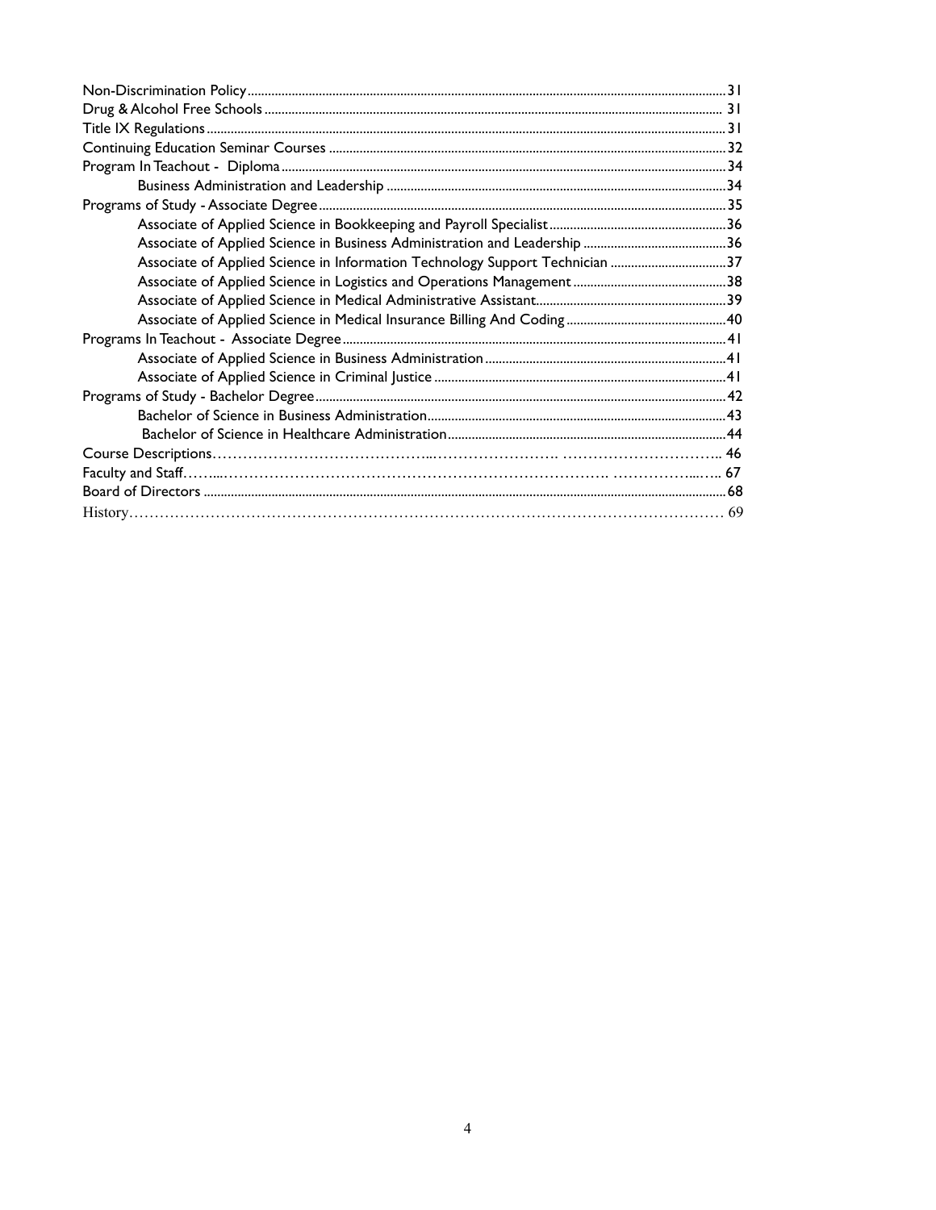Non-Discrimination Policy ........................................................................................................ 31
Drug & Alcohol Free Schools ..................................................................................................... 31
Title IX Regulations ................................................................................................................... 31
Continuing Education Seminar Courses ..................................................................................... 32
Program In Teachout - Diploma ................................................................................................. 34
- Business Administration and Leadership ............................................................................... 34

Programs of Study - Associate Degree ....................................................................................... 35
- Associate of Applied Science in Bookkeeping and Payroll Specialist ..................................... 36
- Associate of Applied Science in Business Administration and Leadership .............................. 36
- Associate of Applied Science in Information Technology Support Technician ........................ 37
- Associate of Applied Science in Logistics and Operations Management ................................. 38
- Associate of Applied Science in Medical Administrative Assistant ......................................... 39
- Associate of Applied Science in Medical Insurance Billing And Coding .................................. 40

Programs In Teachout - Associate Degree .................................................................................. 41
- Associate of Applied Science in Business Administration ...................................................... 41
- Associate of Applied Science in Criminal Justice .................................................................... 41

Programs of Study - Bachelor Degree ......................................................................................... 42
- Bachelor of Science in Business Administration ..................................................................... 43
- Bachelor of Science in Healthcare Administration ................................................................... 44

Course Descriptions ................................................................................................................... 46
Faculty and Staff ......................................................................................................................... 67
Board of Directors ...................................................................................................................... 68
History ........................................................................................................................................ 69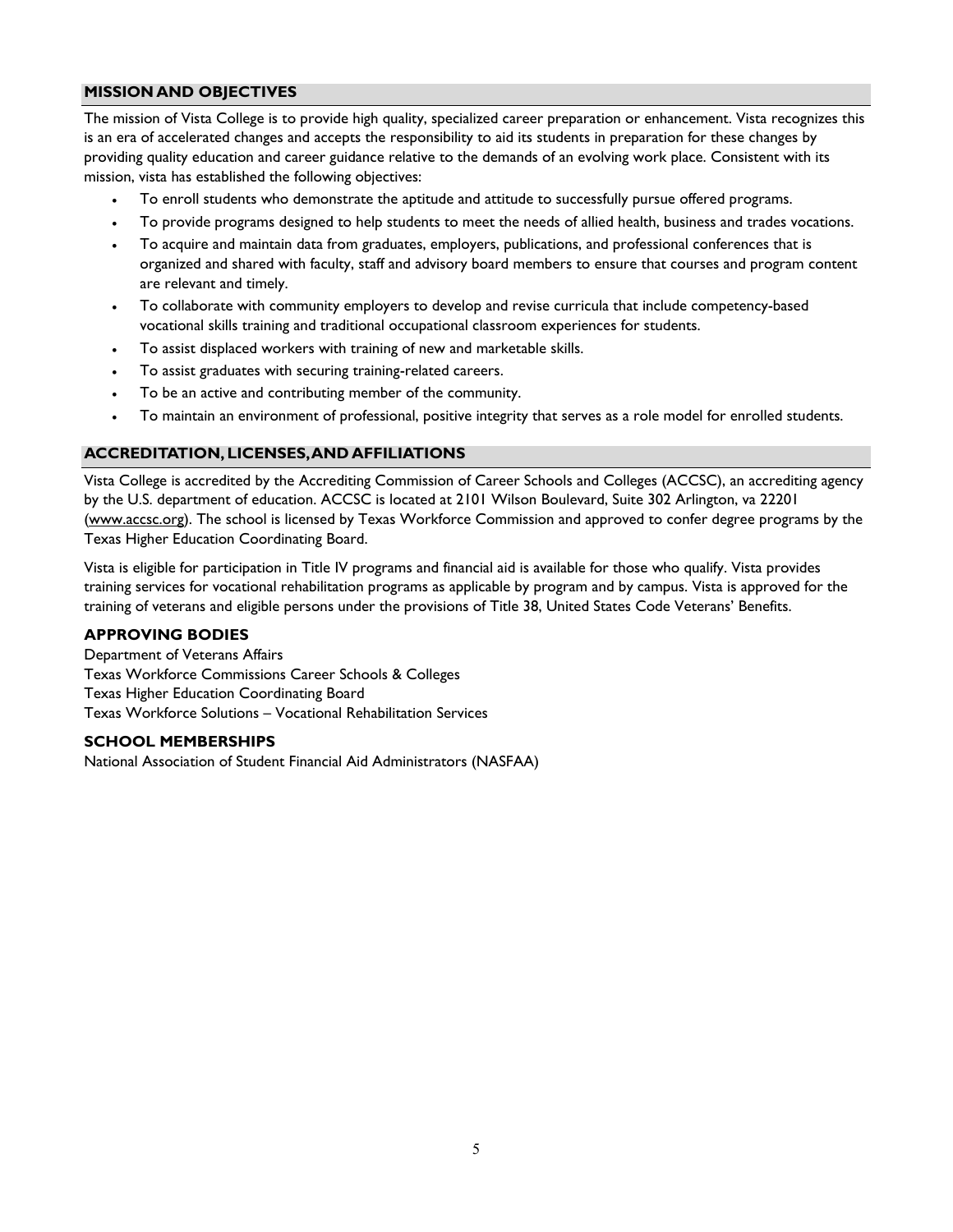## MISSION AND OBJECTIVES

The mission of Vista College is to provide high quality, specialized career preparation or enhancement. Vista recognizes this is an era of accelerated changes and accepts the responsibility to aid its students in preparation for these changes by providing quality education and career guidance relative to the demands of an evolving work place. Consistent with its mission, vista has established the following objectives:

- To enroll students who demonstrate the aptitude and attitude to successfully pursue offered programs.
- To provide programs designed to help students to meet the needs of allied health, business and trades vocations.
- To acquire and maintain data from graduates, employers, publications, and professional conferences that is organized and shared with faculty, staff and advisory board members to ensure that courses and program content are relevant and timely.
- To collaborate with community employers to develop and revise curricula that include competency-based vocational skills training and traditional occupational classroom experiences for students.
- To assist displaced workers with training of new and marketable skills.
- To assist graduates with securing training-related careers.
- To be an active and contributing member of the community.
- To maintain an environment of professional, positive integrity that serves as a role model for enrolled students.

## ACCREDITATION, LICENSES, AND AFFILIATIONS

Vista College is accredited by the Accrediting Commission of Career Schools and Colleges (ACCSC), an accrediting agency by the U.S. department of education. ACCSC is located at 2101 Wilson Boulevard, Suite 302 Arlington, va 22201 (www.accsc.org). The school is licensed by Texas Workforce Commission and approved to confer degree programs by the Texas Higher Education Coordinating Board.

Vista is eligible for participation in Title IV programs and financial aid is available for those who qualify. Vista provides training services for vocational rehabilitation programs as applicable by program and by campus. Vista is approved for the training of veterans and eligible persons under the provisions of Title 38, United States Code Veterans' Benefits.

### APPROVING BODIES

Department of Veterans Affairs
Texas Workforce Commissions Career Schools & Colleges
Texas Higher Education Coordinating Board
Texas Workforce Solutions – Vocational Rehabilitation Services

### SCHOOL MEMBERSHIPS

National Association of Student Financial Aid Administrators (NASFAA)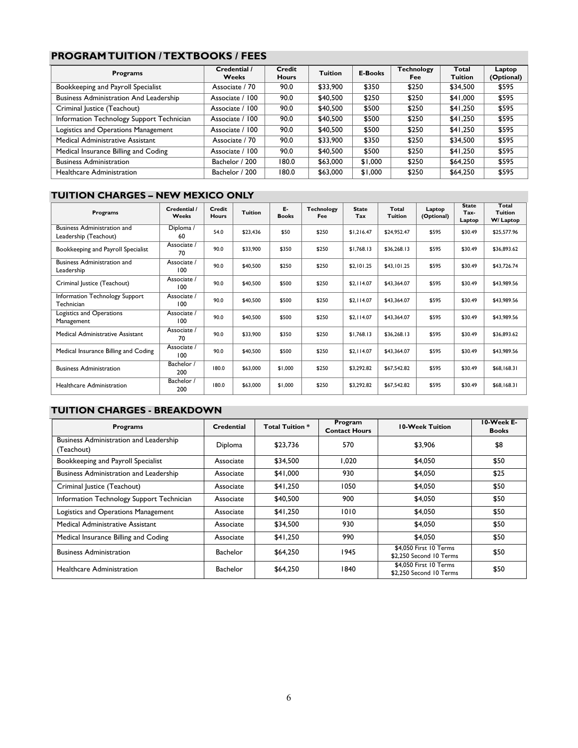## PROGRAM TUITION / TEXTBOOKS / FEES

| Programs | Credential / Weeks | Credit Hours | Tuition | E-Books | Technology Fee | Total Tuition | Laptop (Optional) |
|---|---|---|---|---|---|---|---|
| Bookkeeping and Payroll Specialist | Associate / 70 | 90.0 | $33,900 | $350 | $250 | $34,500 | $595 |
| Business Administration And Leadership | Associate / 100 | 90.0 | $40,500 | $250 | $250 | $41,000 | $595 |
| Criminal Justice (Teachout) | Associate / 100 | 90.0 | $40,500 | $500 | $250 | $41,250 | $595 |
| Information Technology Support Technician | Associate / 100 | 90.0 | $40,500 | $500 | $250 | $41,250 | $595 |
| Logistics and Operations Management | Associate / 100 | 90.0 | $40,500 | $500 | $250 | $41,250 | $595 |
| Medical Administrative Assistant | Associate / 70 | 90.0 | $33,900 | $350 | $250 | $34,500 | $595 |
| Medical Insurance Billing and Coding | Associate / 100 | 90.0 | $40,500 | $500 | $250 | $41,250 | $595 |
| Business Administration | Bachelor / 200 | 180.0 | $63,000 | $1,000 | $250 | $64,250 | $595 |
| Healthcare Administration | Bachelor / 200 | 180.0 | $63,000 | $1,000 | $250 | $64,250 | $595 |

## TUITION CHARGES – NEW MEXICO ONLY

| Programs | Credential / Weeks | Credit Hours | Tuition | E-Books | Technology Fee | State Tax | Total Tuition | Laptop (Optional) | State Tax-Laptop | Total Tuition W/ Laptop |
|---|---|---|---|---|---|---|---|---|---|---|
| Business Administration and Leadership (Teachout) | Diploma / 60 | 54.0 | $23,436 | $50 | $250 | $1,216.47 | $24,952.47 | $595 | $30.49 | $25,577.96 |
| Bookkeeping and Payroll Specialist | Associate / 70 | 90.0 | $33,900 | $350 | $250 | $1,768.13 | $36,268.13 | $595 | $30.49 | $36,893.62 |
| Business Administration and Leadership | Associate / 100 | 90.0 | $40,500 | $250 | $250 | $2,101.25 | $43,101.25 | $595 | $30.49 | $43,726.74 |
| Criminal Justice (Teachout) | Associate / 100 | 90.0 | $40,500 | $500 | $250 | $2,114.07 | $43,364.07 | $595 | $30.49 | $43,989.56 |
| Information Technology Support Technician | Associate / 100 | 90.0 | $40,500 | $500 | $250 | $2,114.07 | $43,364.07 | $595 | $30.49 | $43,989.56 |
| Logistics and Operations Management | Associate / 100 | 90.0 | $40,500 | $500 | $250 | $2,114.07 | $43,364.07 | $595 | $30.49 | $43,989.56 |
| Medical Administrative Assistant | Associate / 70 | 90.0 | $33,900 | $350 | $250 | $1,768.13 | $36,268.13 | $595 | $30.49 | $36,893.62 |
| Medical Insurance Billing and Coding | Associate / 100 | 90.0 | $40,500 | $500 | $250 | $2,114.07 | $43,364.07 | $595 | $30.49 | $43,989.56 |
| Business Administration | Bachelor / 200 | 180.0 | $63,000 | $1,000 | $250 | $3,292.82 | $67,542.82 | $595 | $30.49 | $68,168.31 |
| Healthcare Administration | Bachelor / 200 | 180.0 | $63,000 | $1,000 | $250 | $3,292.82 | $67,542.82 | $595 | $30.49 | $68,168.31 |

## TUITION CHARGES - BREAKDOWN

| Programs | Credential | Total Tuition * | Program Contact Hours | 10-Week Tuition | 10-Week E-Books |
|---|---|---|---|---|---|
| Business Administration and Leadership (Teachout) | Diploma | $23,736 | 570 | $3,906 | $8 |
| Bookkeeping and Payroll Specialist | Associate | $34,500 | 1,020 | $4,050 | $50 |
| Business Administration and Leadership | Associate | $41,000 | 930 | $4,050 | $25 |
| Criminal Justice (Teachout) | Associate | $41,250 | 1050 | $4,050 | $50 |
| Information Technology Support Technician | Associate | $40,500 | 900 | $4,050 | $50 |
| Logistics and Operations Management | Associate | $41,250 | 1010 | $4,050 | $50 |
| Medical Administrative Assistant | Associate | $34,500 | 930 | $4,050 | $50 |
| Medical Insurance Billing and Coding | Associate | $41,250 | 990 | $4,050 | $50 |
| Business Administration | Bachelor | $64,250 | 1945 | $4,050 First 10 Terms $2,250 Second 10 Terms | $50 |
| Healthcare Administration | Bachelor | $64,250 | 1840 | $4,050 First 10 Terms $2,250 Second 10 Terms | $50 |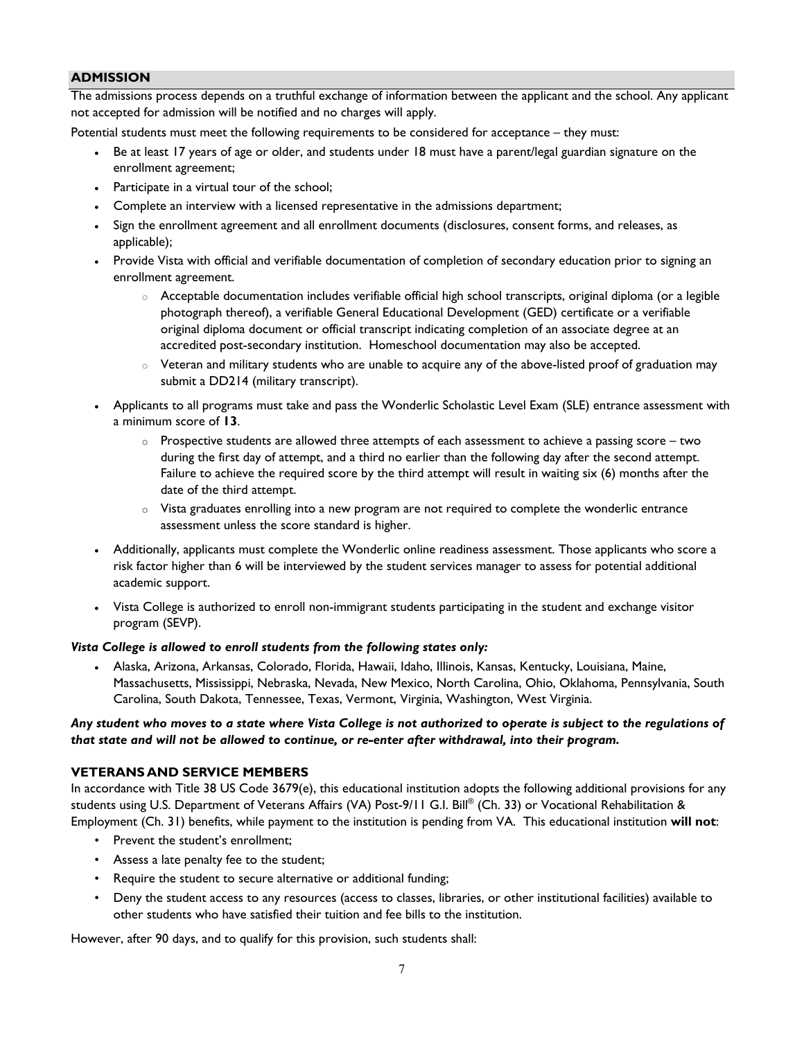## ADMISSION

The admissions process depends on a truthful exchange of information between the applicant and the school. Any applicant not accepted for admission will be notified and no charges will apply.

Potential students must meet the following requirements to be considered for acceptance – they must:

- Be at least 17 years of age or older, and students under 18 must have a parent/legal guardian signature on the enrollment agreement;
- Participate in a virtual tour of the school;
- Complete an interview with a licensed representative in the admissions department;
- Sign the enrollment agreement and all enrollment documents (disclosures, consent forms, and releases, as applicable);
- Provide Vista with official and verifiable documentation of completion of secondary education prior to signing an enrollment agreement.
    - Acceptable documentation includes verifiable official high school transcripts, original diploma (or a legible photograph thereof), a verifiable General Educational Development (GED) certificate or a verifiable original diploma document or official transcript indicating completion of an associate degree at an accredited post-secondary institution. Homeschool documentation may also be accepted.
    - Veteran and military students who are unable to acquire any of the above-listed proof of graduation may submit a DD214 (military transcript).
- Applicants to all programs must take and pass the Wonderlic Scholastic Level Exam (SLE) entrance assessment with a minimum score of **13**.
    - Prospective students are allowed three attempts of each assessment to achieve a passing score – two during the first day of attempt, and a third no earlier than the following day after the second attempt. Failure to achieve the required score by the third attempt will result in waiting six (6) months after the date of the third attempt.
    - Vista graduates enrolling into a new program are not required to complete the wonderlic entrance assessment unless the score standard is higher.
- Additionally, applicants must complete the Wonderlic online readiness assessment. Those applicants who score a risk factor higher than 6 will be interviewed by the student services manager to assess for potential additional academic support.
- Vista College is authorized to enroll non-immigrant students participating in the student and exchange visitor program (SEVP).

***Vista College is allowed to enroll students from the following states only:***

- Alaska, Arizona, Arkansas, Colorado, Florida, Hawaii, Idaho, Illinois, Kansas, Kentucky, Louisiana, Maine, Massachusetts, Mississippi, Nebraska, Nevada, New Mexico, North Carolina, Ohio, Oklahoma, Pennsylvania, South Carolina, South Dakota, Tennessee, Texas, Vermont, Virginia, Washington, West Virginia.

***Any student who moves to a state where Vista College is not authorized to operate is subject to the regulations of that state and will not be allowed to continue, or re-enter after withdrawal, into their program.***

### VETERANS AND SERVICE MEMBERS

In accordance with Title 38 US Code 3679(e), this educational institution adopts the following additional provisions for any students using U.S. Department of Veterans Affairs (VA) Post-9/11 G.I. Bill® (Ch. 33) or Vocational Rehabilitation & Employment (Ch. 31) benefits, while payment to the institution is pending from VA. This educational institution **will not**:

- Prevent the student's enrollment;
- Assess a late penalty fee to the student;
- Require the student to secure alternative or additional funding;
- Deny the student access to any resources (access to classes, libraries, or other institutional facilities) available to other students who have satisfied their tuition and fee bills to the institution.

However, after 90 days, and to qualify for this provision, such students shall: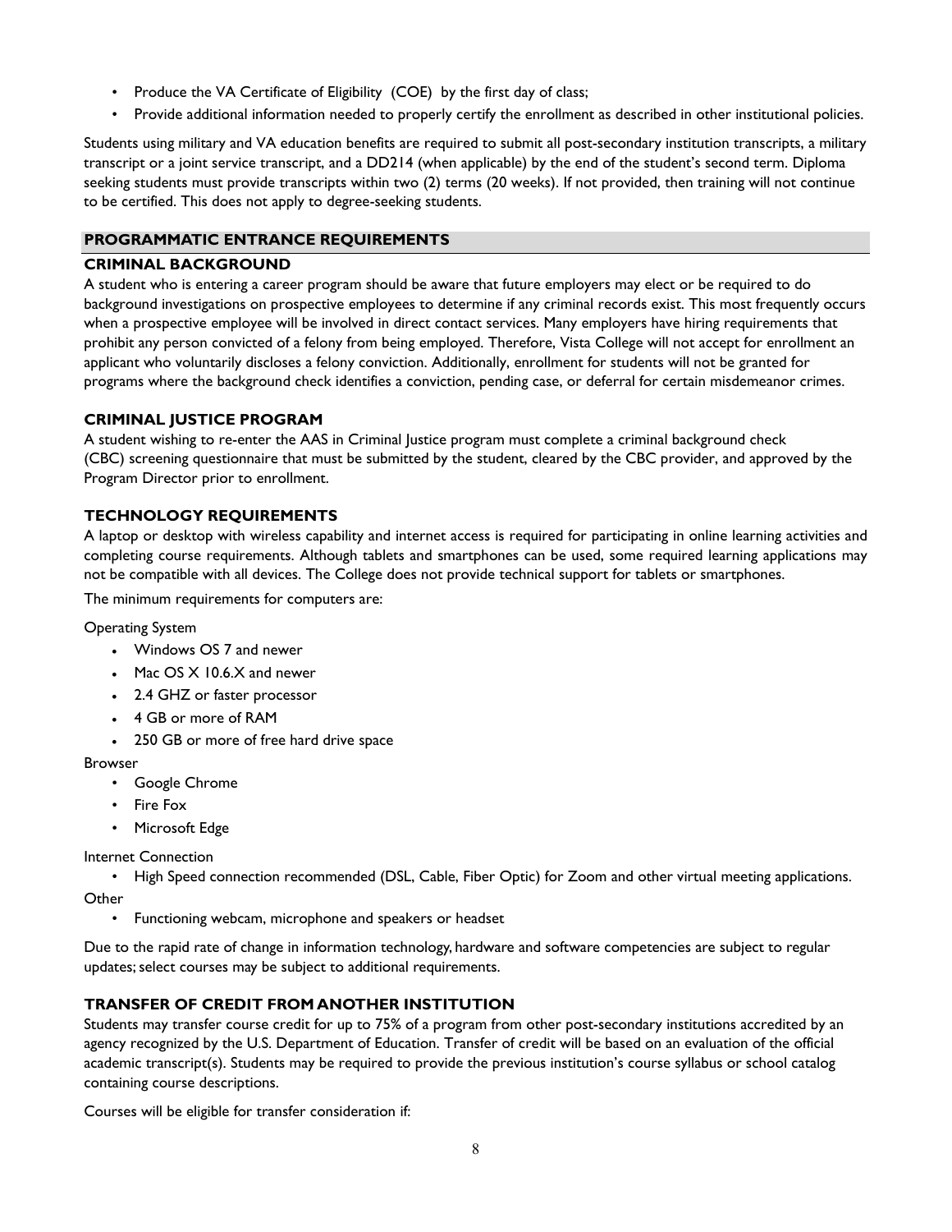- Produce the VA Certificate of Eligibility (COE) by the first day of class;
- Provide additional information needed to properly certify the enrollment as described in other institutional policies.

Students using military and VA education benefits are required to submit all post-secondary institution transcripts, a military transcript or a joint service transcript, and a DD214 (when applicable) by the end of the student's second term. Diploma seeking students must provide transcripts within two (2) terms (20 weeks). If not provided, then training will not continue to be certified. This does not apply to degree-seeking students.

## PROGRAMMATIC ENTRANCE REQUIREMENTS

### CRIMINAL BACKGROUND

A student who is entering a career program should be aware that future employers may elect or be required to do background investigations on prospective employees to determine if any criminal records exist. This most frequently occurs when a prospective employee will be involved in direct contact services. Many employers have hiring requirements that prohibit any person convicted of a felony from being employed. Therefore, Vista College will not accept for enrollment an applicant who voluntarily discloses a felony conviction. Additionally, enrollment for students will not be granted for programs where the background check identifies a conviction, pending case, or deferral for certain misdemeanor crimes.

### CRIMINAL JUSTICE PROGRAM

A student wishing to re-enter the AAS in Criminal Justice program must complete a criminal background check (CBC) screening questionnaire that must be submitted by the student, cleared by the CBC provider, and approved by the Program Director prior to enrollment.

### TECHNOLOGY REQUIREMENTS

A laptop or desktop with wireless capability and internet access is required for participating in online learning activities and completing course requirements. Although tablets and smartphones can be used, some required learning applications may not be compatible with all devices. The College does not provide technical support for tablets or smartphones.

The minimum requirements for computers are:

Operating System

- Windows OS 7 and newer
- Mac OS X 10.6.X and newer
- 2.4 GHZ or faster processor
- 4 GB or more of RAM
- 250 GB or more of free hard drive space

Browser

- Google Chrome
- Fire Fox
- Microsoft Edge

Internet Connection

- High Speed connection recommended (DSL, Cable, Fiber Optic) for Zoom and other virtual meeting applications.

Other

- Functioning webcam, microphone and speakers or headset

Due to the rapid rate of change in information technology, hardware and software competencies are subject to regular updates; select courses may be subject to additional requirements.

### TRANSFER OF CREDIT FROM ANOTHER INSTITUTION

Students may transfer course credit for up to 75% of a program from other post-secondary institutions accredited by an agency recognized by the U.S. Department of Education. Transfer of credit will be based on an evaluation of the official academic transcript(s). Students may be required to provide the previous institution's course syllabus or school catalog containing course descriptions.

Courses will be eligible for transfer consideration if: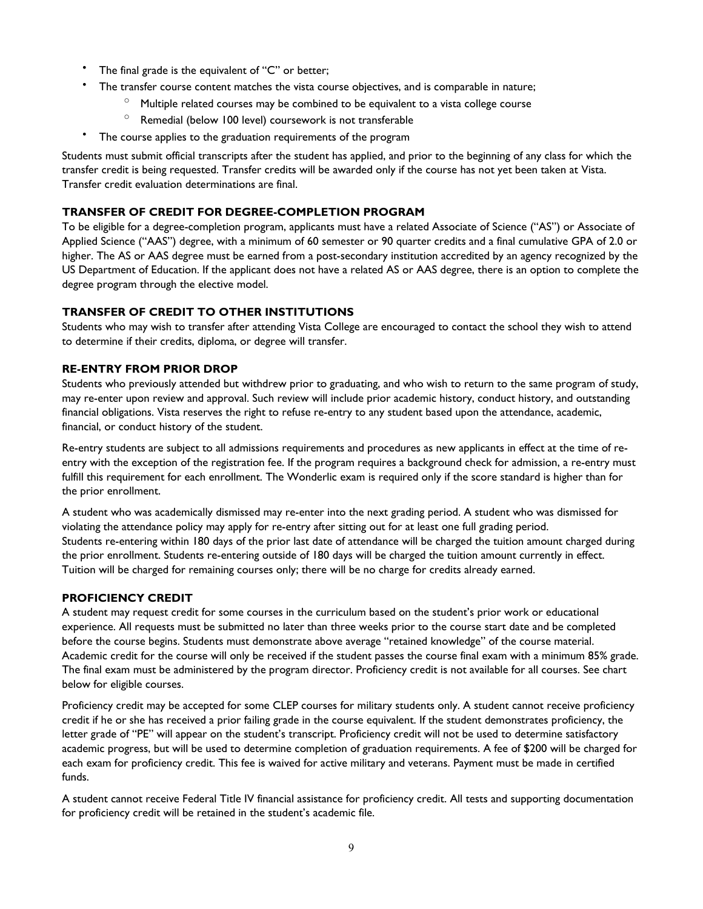- The final grade is the equivalent of "C" or better;
- The transfer course content matches the vista course objectives, and is comparable in nature;
  - Multiple related courses may be combined to be equivalent to a vista college course
  - Remedial (below 100 level) coursework is not transferable
- The course applies to the graduation requirements of the program

Students must submit official transcripts after the student has applied, and prior to the beginning of any class for which the transfer credit is being requested. Transfer credits will be awarded only if the course has not yet been taken at Vista. Transfer credit evaluation determinations are final.

### TRANSFER OF CREDIT FOR DEGREE-COMPLETION PROGRAM

To be eligible for a degree-completion program, applicants must have a related Associate of Science ("AS") or Associate of Applied Science ("AAS") degree, with a minimum of 60 semester or 90 quarter credits and a final cumulative GPA of 2.0 or higher. The AS or AAS degree must be earned from a post-secondary institution accredited by an agency recognized by the US Department of Education. If the applicant does not have a related AS or AAS degree, there is an option to complete the degree program through the elective model.

### TRANSFER OF CREDIT TO OTHER INSTITUTIONS

Students who may wish to transfer after attending Vista College are encouraged to contact the school they wish to attend to determine if their credits, diploma, or degree will transfer.

### RE-ENTRY FROM PRIOR DROP

Students who previously attended but withdrew prior to graduating, and who wish to return to the same program of study, may re-enter upon review and approval. Such review will include prior academic history, conduct history, and outstanding financial obligations. Vista reserves the right to refuse re-entry to any student based upon the attendance, academic, financial, or conduct history of the student.

Re-entry students are subject to all admissions requirements and procedures as new applicants in effect at the time of re-entry with the exception of the registration fee. If the program requires a background check for admission, a re-entry must fulfill this requirement for each enrollment. The Wonderlic exam is required only if the score standard is higher than for the prior enrollment.

A student who was academically dismissed may re-enter into the next grading period. A student who was dismissed for violating the attendance policy may apply for re-entry after sitting out for at least one full grading period.
Students re-entering within 180 days of the prior last date of attendance will be charged the tuition amount charged during the prior enrollment. Students re-entering outside of 180 days will be charged the tuition amount currently in effect. Tuition will be charged for remaining courses only; there will be no charge for credits already earned.

### PROFICIENCY CREDIT

A student may request credit for some courses in the curriculum based on the student's prior work or educational experience. All requests must be submitted no later than three weeks prior to the course start date and be completed before the course begins. Students must demonstrate above average "retained knowledge" of the course material. Academic credit for the course will only be received if the student passes the course final exam with a minimum 85% grade. The final exam must be administered by the program director. Proficiency credit is not available for all courses. See chart below for eligible courses.

Proficiency credit may be accepted for some CLEP courses for military students only. A student cannot receive proficiency credit if he or she has received a prior failing grade in the course equivalent. If the student demonstrates proficiency, the letter grade of "PE" will appear on the student's transcript. Proficiency credit will not be used to determine satisfactory academic progress, but will be used to determine completion of graduation requirements. A fee of $200 will be charged for each exam for proficiency credit. This fee is waived for active military and veterans. Payment must be made in certified funds.

A student cannot receive Federal Title IV financial assistance for proficiency credit. All tests and supporting documentation for proficiency credit will be retained in the student's academic file.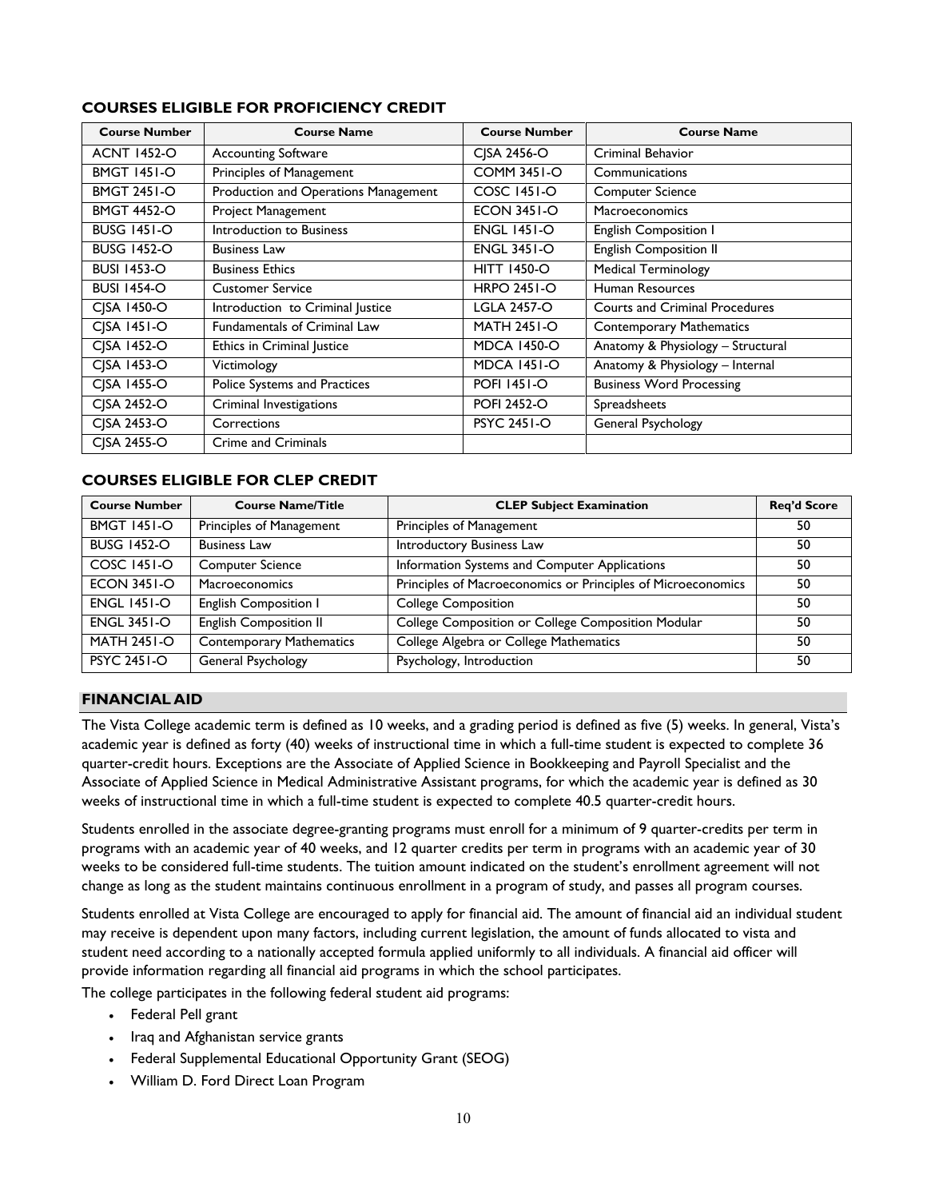## COURSES ELIGIBLE FOR PROFICIENCY CREDIT

| Course Number | Course Name | Course Number | Course Name |
|---|---|---|---|
| ACNT 1452-O | Accounting Software | CJSA 2456-O | Criminal Behavior |
| BMGT 1451-O | Principles of Management | COMM 3451-O | Communications |
| BMGT 2451-O | Production and Operations Management | COSC 1451-O | Computer Science |
| BMGT 4452-O | Project Management | ECON 3451-O | Macroeconomics |
| BUSG 1451-O | Introduction to Business | ENGL 1451-O | English Composition I |
| BUSG 1452-O | Business Law | ENGL 3451-O | English Composition II |
| BUSI 1453-O | Business Ethics | HITT 1450-O | Medical Terminology |
| BUSI 1454-O | Customer Service | HRPO 2451-O | Human Resources |
| CJSA 1450-O | Introduction to Criminal Justice | LGLA 2457-O | Courts and Criminal Procedures |
| CJSA 1451-O | Fundamentals of Criminal Law | MATH 2451-O | Contemporary Mathematics |
| CJSA 1452-O | Ethics in Criminal Justice | MDCA 1450-O | Anatomy & Physiology – Structural |
| CJSA 1453-O | Victimology | MDCA 1451-O | Anatomy & Physiology – Internal |
| CJSA 1455-O | Police Systems and Practices | POFI 1451-O | Business Word Processing |
| CJSA 2452-O | Criminal Investigations | POFI 2452-O | Spreadsheets |
| CJSA 2453-O | Corrections | PSYC 2451-O | General Psychology |
| CJSA 2455-O | Crime and Criminals | | |

## COURSES ELIGIBLE FOR CLEP CREDIT

| Course Number | Course Name/Title | CLEP Subject Examination | Req'd Score |
|---|---|---|---|
| BMGT 1451-O | Principles of Management | Principles of Management | 50 |
| BUSG 1452-O | Business Law | Introductory Business Law | 50 |
| COSC 1451-O | Computer Science | Information Systems and Computer Applications | 50 |
| ECON 3451-O | Macroeconomics | Principles of Macroeconomics or Principles of Microeconomics | 50 |
| ENGL 1451-O | English Composition I | College Composition | 50 |
| ENGL 3451-O | English Composition II | College Composition or College Composition Modular | 50 |
| MATH 2451-O | Contemporary Mathematics | College Algebra or College Mathematics | 50 |
| PSYC 2451-O | General Psychology | Psychology, Introduction | 50 |

## FINANCIAL AID

The Vista College academic term is defined as 10 weeks, and a grading period is defined as five (5) weeks. In general, Vista's academic year is defined as forty (40) weeks of instructional time in which a full-time student is expected to complete 36 quarter-credit hours. Exceptions are the Associate of Applied Science in Bookkeeping and Payroll Specialist and the Associate of Applied Science in Medical Administrative Assistant programs, for which the academic year is defined as 30 weeks of instructional time in which a full-time student is expected to complete 40.5 quarter-credit hours.

Students enrolled in the associate degree-granting programs must enroll for a minimum of 9 quarter-credits per term in programs with an academic year of 40 weeks, and 12 quarter credits per term in programs with an academic year of 30 weeks to be considered full-time students. The tuition amount indicated on the student's enrollment agreement will not change as long as the student maintains continuous enrollment in a program of study, and passes all program courses.

Students enrolled at Vista College are encouraged to apply for financial aid. The amount of financial aid an individual student may receive is dependent upon many factors, including current legislation, the amount of funds allocated to vista and student need according to a nationally accepted formula applied uniformly to all individuals. A financial aid officer will provide information regarding all financial aid programs in which the school participates.

The college participates in the following federal student aid programs:

- Federal Pell grant
- Iraq and Afghanistan service grants
- Federal Supplemental Educational Opportunity Grant (SEOG)
- William D. Ford Direct Loan Program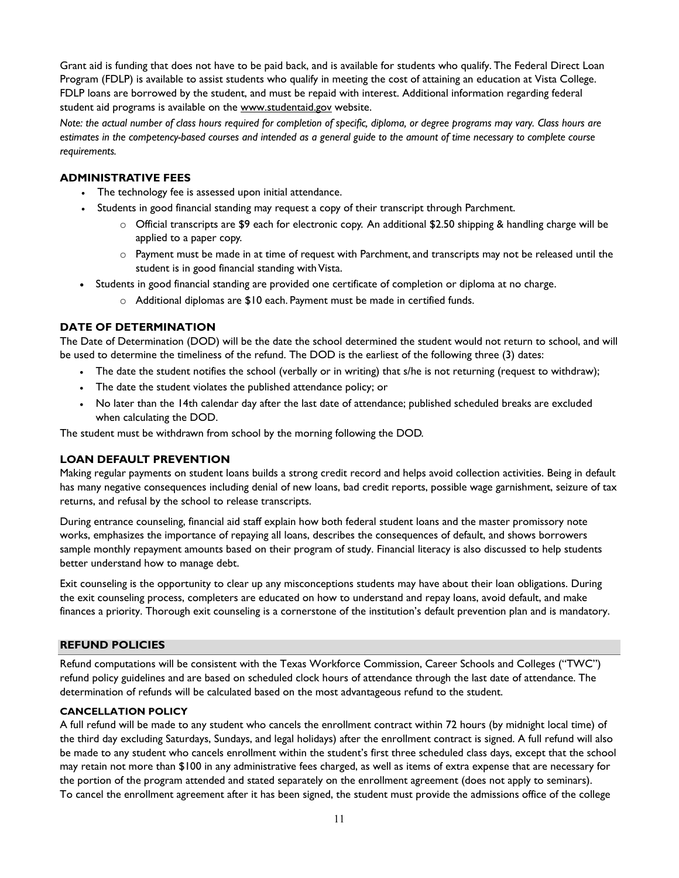Grant aid is funding that does not have to be paid back, and is available for students who qualify. The Federal Direct Loan Program (FDLP) is available to assist students who qualify in meeting the cost of attaining an education at Vista College. FDLP loans are borrowed by the student, and must be repaid with interest. Additional information regarding federal student aid programs is available on the www.studentaid.gov website.

*Note: the actual number of class hours required for completion of specific, diploma, or degree programs may vary. Class hours are estimates in the competency-based courses and intended as a general guide to the amount of time necessary to complete course requirements.*

### ADMINISTRATIVE FEES

- The technology fee is assessed upon initial attendance.
- Students in good financial standing may request a copy of their transcript through Parchment.
  - Official transcripts are $9 each for electronic copy. An additional $2.50 shipping & handling charge will be applied to a paper copy.
  - Payment must be made in at time of request with Parchment, and transcripts may not be released until the student is in good financial standing with Vista.
- Students in good financial standing are provided one certificate of completion or diploma at no charge.
  - Additional diplomas are $10 each. Payment must be made in certified funds.

### DATE OF DETERMINATION

The Date of Determination (DOD) will be the date the school determined the student would not return to school, and will be used to determine the timeliness of the refund. The DOD is the earliest of the following three (3) dates:

- The date the student notifies the school (verbally or in writing) that s/he is not returning (request to withdraw);
- The date the student violates the published attendance policy; or
- No later than the 14th calendar day after the last date of attendance; published scheduled breaks are excluded when calculating the DOD.

The student must be withdrawn from school by the morning following the DOD.

### LOAN DEFAULT PREVENTION

Making regular payments on student loans builds a strong credit record and helps avoid collection activities. Being in default has many negative consequences including denial of new loans, bad credit reports, possible wage garnishment, seizure of tax returns, and refusal by the school to release transcripts.

During entrance counseling, financial aid staff explain how both federal student loans and the master promissory note works, emphasizes the importance of repaying all loans, describes the consequences of default, and shows borrowers sample monthly repayment amounts based on their program of study. Financial literacy is also discussed to help students better understand how to manage debt.

Exit counseling is the opportunity to clear up any misconceptions students may have about their loan obligations. During the exit counseling process, completers are educated on how to understand and repay loans, avoid default, and make finances a priority. Thorough exit counseling is a cornerstone of the institution's default prevention plan and is mandatory.

## REFUND POLICIES

Refund computations will be consistent with the Texas Workforce Commission, Career Schools and Colleges ("TWC") refund policy guidelines and are based on scheduled clock hours of attendance through the last date of attendance. The determination of refunds will be calculated based on the most advantageous refund to the student.

### CANCELLATION POLICY

A full refund will be made to any student who cancels the enrollment contract within 72 hours (by midnight local time) of the third day excluding Saturdays, Sundays, and legal holidays) after the enrollment contract is signed. A full refund will also be made to any student who cancels enrollment within the student's first three scheduled class days, except that the school may retain not more than $100 in any administrative fees charged, as well as items of extra expense that are necessary for the portion of the program attended and stated separately on the enrollment agreement (does not apply to seminars).
To cancel the enrollment agreement after it has been signed, the student must provide the admissions office of the college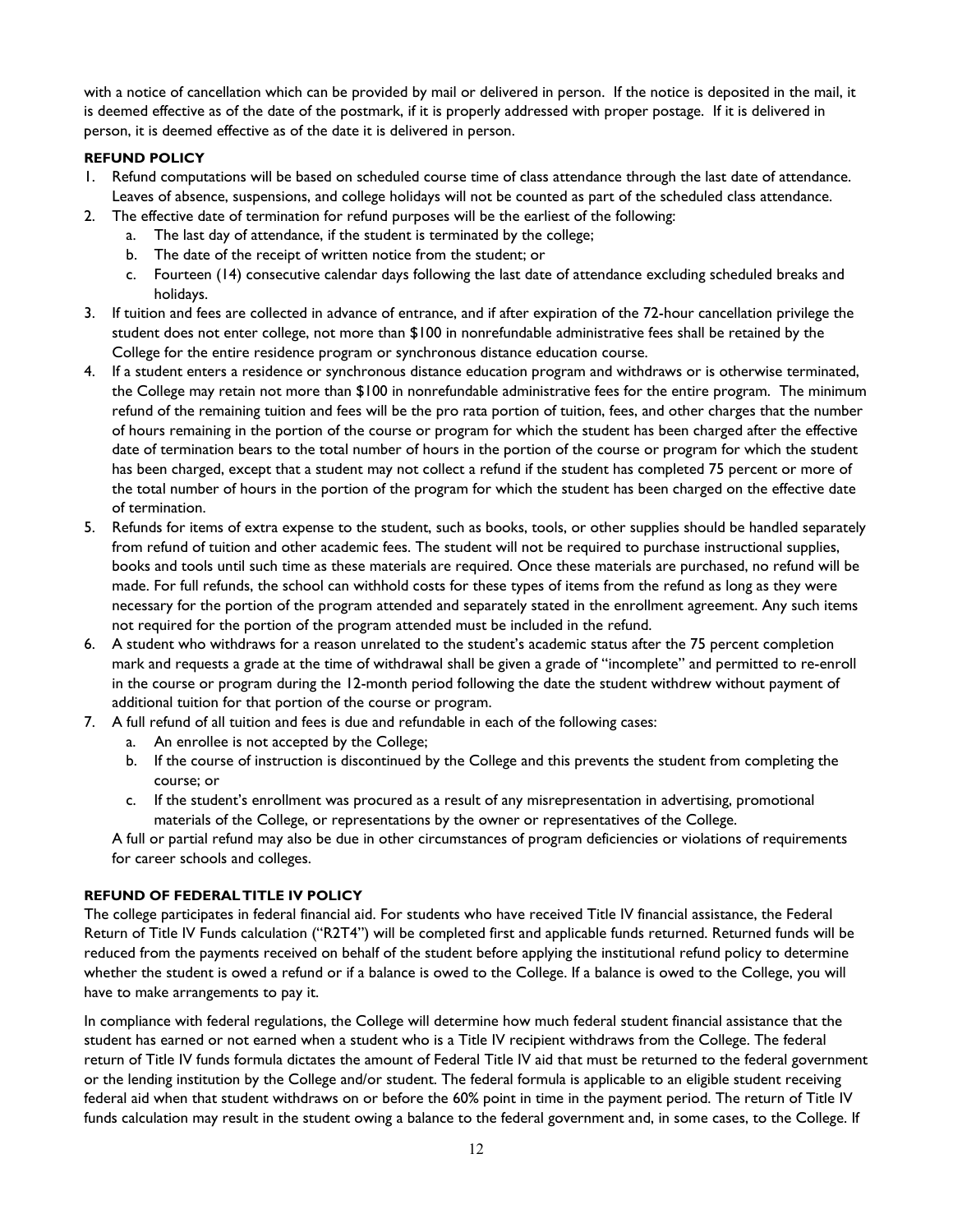with a notice of cancellation which can be provided by mail or delivered in person. If the notice is deposited in the mail, it is deemed effective as of the date of the postmark, if it is properly addressed with proper postage. If it is delivered in person, it is deemed effective as of the date it is delivered in person.

**REFUND POLICY**

1. Refund computations will be based on scheduled course time of class attendance through the last date of attendance. Leaves of absence, suspensions, and college holidays will not be counted as part of the scheduled class attendance.
2. The effective date of termination for refund purposes will be the earliest of the following:
   a. The last day of attendance, if the student is terminated by the college;
   b. The date of the receipt of written notice from the student; or
   c. Fourteen (14) consecutive calendar days following the last date of attendance excluding scheduled breaks and holidays.
3. If tuition and fees are collected in advance of entrance, and if after expiration of the 72-hour cancellation privilege the student does not enter college, not more than $100 in nonrefundable administrative fees shall be retained by the College for the entire residence program or synchronous distance education course.
4. If a student enters a residence or synchronous distance education program and withdraws or is otherwise terminated, the College may retain not more than $100 in nonrefundable administrative fees for the entire program. The minimum refund of the remaining tuition and fees will be the pro rata portion of tuition, fees, and other charges that the number of hours remaining in the portion of the course or program for which the student has been charged after the effective date of termination bears to the total number of hours in the portion of the course or program for which the student has been charged, except that a student may not collect a refund if the student has completed 75 percent or more of the total number of hours in the portion of the program for which the student has been charged on the effective date of termination.
5. Refunds for items of extra expense to the student, such as books, tools, or other supplies should be handled separately from refund of tuition and other academic fees. The student will not be required to purchase instructional supplies, books and tools until such time as these materials are required. Once these materials are purchased, no refund will be made. For full refunds, the school can withhold costs for these types of items from the refund as long as they were necessary for the portion of the program attended and separately stated in the enrollment agreement. Any such items not required for the portion of the program attended must be included in the refund.
6. A student who withdraws for a reason unrelated to the student's academic status after the 75 percent completion mark and requests a grade at the time of withdrawal shall be given a grade of "incomplete" and permitted to re-enroll in the course or program during the 12-month period following the date the student withdrew without payment of additional tuition for that portion of the course or program.
7. A full refund of all tuition and fees is due and refundable in each of the following cases:
   a. An enrollee is not accepted by the College;
   b. If the course of instruction is discontinued by the College and this prevents the student from completing the course; or
   c. If the student's enrollment was procured as a result of any misrepresentation in advertising, promotional materials of the College, or representations by the owner or representatives of the College.

   A full or partial refund may also be due in other circumstances of program deficiencies or violations of requirements for career schools and colleges.

**REFUND OF FEDERAL TITLE IV POLICY**

The college participates in federal financial aid. For students who have received Title IV financial assistance, the Federal Return of Title IV Funds calculation ("R2T4") will be completed first and applicable funds returned. Returned funds will be reduced from the payments received on behalf of the student before applying the institutional refund policy to determine whether the student is owed a refund or if a balance is owed to the College. If a balance is owed to the College, you will have to make arrangements to pay it.

In compliance with federal regulations, the College will determine how much federal student financial assistance that the student has earned or not earned when a student who is a Title IV recipient withdraws from the College. The federal return of Title IV funds formula dictates the amount of Federal Title IV aid that must be returned to the federal government or the lending institution by the College and/or student. The federal formula is applicable to an eligible student receiving federal aid when that student withdraws on or before the 60% point in time in the payment period. The return of Title IV funds calculation may result in the student owing a balance to the federal government and, in some cases, to the College. If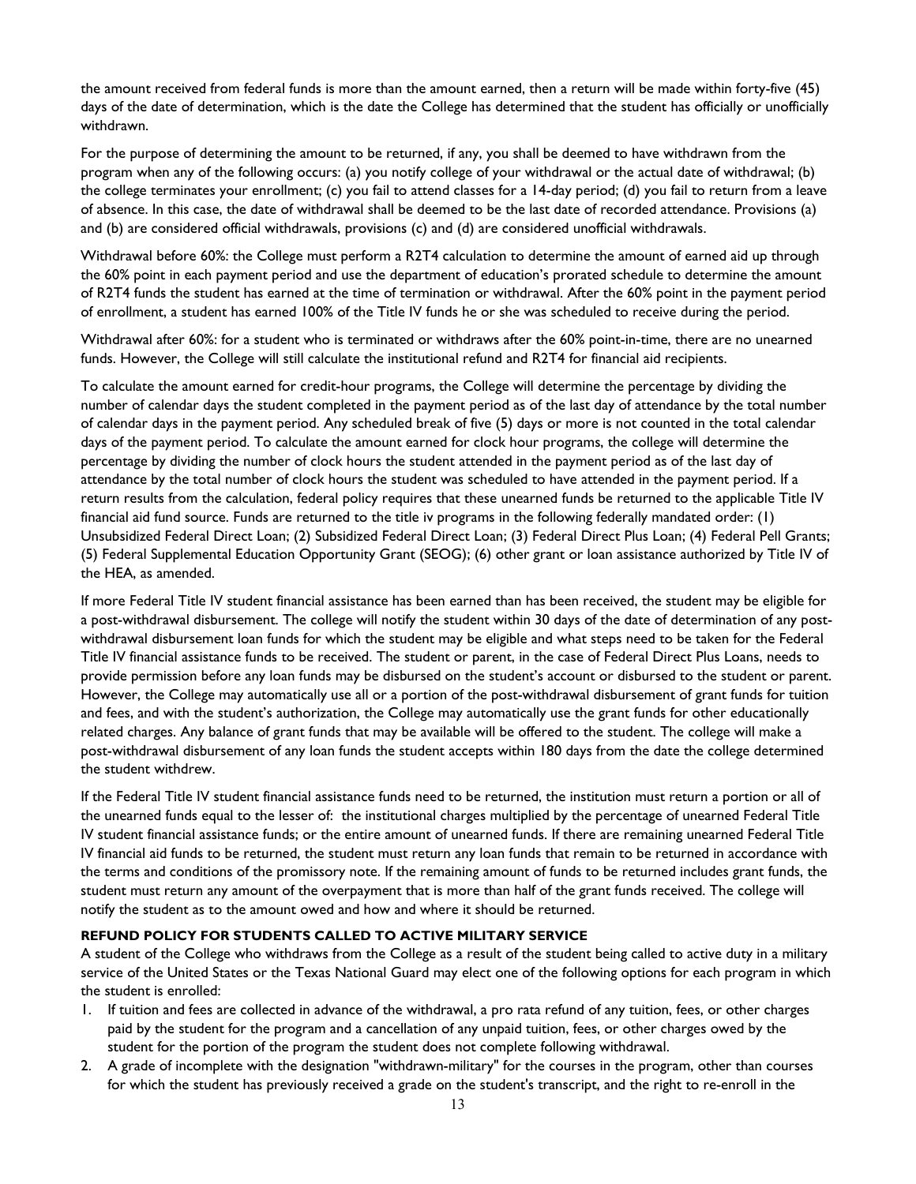the amount received from federal funds is more than the amount earned, then a return will be made within forty-five (45) days of the date of determination, which is the date the College has determined that the student has officially or unofficially withdrawn.

For the purpose of determining the amount to be returned, if any, you shall be deemed to have withdrawn from the program when any of the following occurs: (a) you notify college of your withdrawal or the actual date of withdrawal; (b) the college terminates your enrollment; (c) you fail to attend classes for a 14-day period; (d) you fail to return from a leave of absence. In this case, the date of withdrawal shall be deemed to be the last date of recorded attendance. Provisions (a) and (b) are considered official withdrawals, provisions (c) and (d) are considered unofficial withdrawals.

Withdrawal before 60%: the College must perform a R2T4 calculation to determine the amount of earned aid up through the 60% point in each payment period and use the department of education's prorated schedule to determine the amount of R2T4 funds the student has earned at the time of termination or withdrawal. After the 60% point in the payment period of enrollment, a student has earned 100% of the Title IV funds he or she was scheduled to receive during the period.

Withdrawal after 60%: for a student who is terminated or withdraws after the 60% point-in-time, there are no unearned funds. However, the College will still calculate the institutional refund and R2T4 for financial aid recipients.

To calculate the amount earned for credit-hour programs, the College will determine the percentage by dividing the number of calendar days the student completed in the payment period as of the last day of attendance by the total number of calendar days in the payment period. Any scheduled break of five (5) days or more is not counted in the total calendar days of the payment period. To calculate the amount earned for clock hour programs, the college will determine the percentage by dividing the number of clock hours the student attended in the payment period as of the last day of attendance by the total number of clock hours the student was scheduled to have attended in the payment period. If a return results from the calculation, federal policy requires that these unearned funds be returned to the applicable Title IV financial aid fund source. Funds are returned to the title iv programs in the following federally mandated order: (1) Unsubsidized Federal Direct Loan; (2) Subsidized Federal Direct Loan; (3) Federal Direct Plus Loan; (4) Federal Pell Grants; (5) Federal Supplemental Education Opportunity Grant (SEOG); (6) other grant or loan assistance authorized by Title IV of the HEA, as amended.

If more Federal Title IV student financial assistance has been earned than has been received, the student may be eligible for a post-withdrawal disbursement. The college will notify the student within 30 days of the date of determination of any post-withdrawal disbursement loan funds for which the student may be eligible and what steps need to be taken for the Federal Title IV financial assistance funds to be received. The student or parent, in the case of Federal Direct Plus Loans, needs to provide permission before any loan funds may be disbursed on the student's account or disbursed to the student or parent. However, the College may automatically use all or a portion of the post-withdrawal disbursement of grant funds for tuition and fees, and with the student's authorization, the College may automatically use the grant funds for other educationally related charges. Any balance of grant funds that may be available will be offered to the student. The college will make a post-withdrawal disbursement of any loan funds the student accepts within 180 days from the date the college determined the student withdrew.

If the Federal Title IV student financial assistance funds need to be returned, the institution must return a portion or all of the unearned funds equal to the lesser of: the institutional charges multiplied by the percentage of unearned Federal Title IV student financial assistance funds; or the entire amount of unearned funds. If there are remaining unearned Federal Title IV financial aid funds to be returned, the student must return any loan funds that remain to be returned in accordance with the terms and conditions of the promissory note. If the remaining amount of funds to be returned includes grant funds, the student must return any amount of the overpayment that is more than half of the grant funds received. The college will notify the student as to the amount owed and how and where it should be returned.

**REFUND POLICY FOR STUDENTS CALLED TO ACTIVE MILITARY SERVICE**

A student of the College who withdraws from the College as a result of the student being called to active duty in a military service of the United States or the Texas National Guard may elect one of the following options for each program in which the student is enrolled:

1. If tuition and fees are collected in advance of the withdrawal, a pro rata refund of any tuition, fees, or other charges paid by the student for the program and a cancellation of any unpaid tuition, fees, or other charges owed by the student for the portion of the program the student does not complete following withdrawal.
2. A grade of incomplete with the designation "withdrawn-military" for the courses in the program, other than courses for which the student has previously received a grade on the student's transcript, and the right to re-enroll in the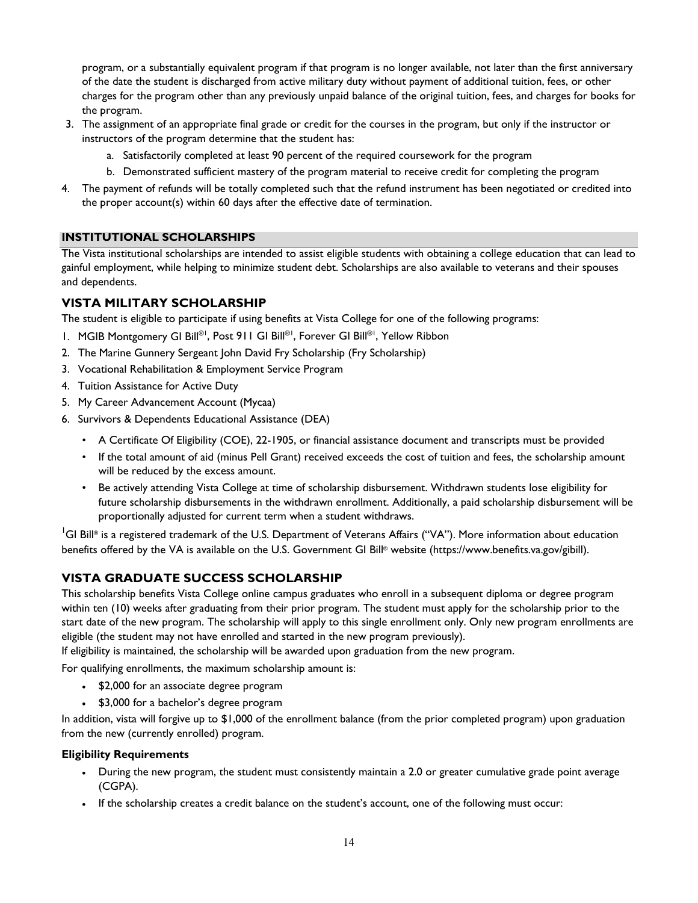program, or a substantially equivalent program if that program is no longer available, not later than the first anniversary of the date the student is discharged from active military duty without payment of additional tuition, fees, or other charges for the program other than any previously unpaid balance of the original tuition, fees, and charges for books for the program.

3. The assignment of an appropriate final grade or credit for the courses in the program, but only if the instructor or instructors of the program determine that the student has:
   a. Satisfactorily completed at least 90 percent of the required coursework for the program
   b. Demonstrated sufficient mastery of the program material to receive credit for completing the program
4. The payment of refunds will be totally completed such that the refund instrument has been negotiated or credited into the proper account(s) within 60 days after the effective date of termination.

## INSTITUTIONAL SCHOLARSHIPS

The Vista institutional scholarships are intended to assist eligible students with obtaining a college education that can lead to gainful employment, while helping to minimize student debt. Scholarships are also available to veterans and their spouses and dependents.

### VISTA MILITARY SCHOLARSHIP

The student is eligible to participate if using benefits at Vista College for one of the following programs:

1. MGIB Montgomery GI Bill®[1], Post 911 GI Bill®[1], Forever GI Bill®[1], Yellow Ribbon
2. The Marine Gunnery Sergeant John David Fry Scholarship (Fry Scholarship)
3. Vocational Rehabilitation & Employment Service Program
4. Tuition Assistance for Active Duty
5. My Career Advancement Account (Mycaa)
6. Survivors & Dependents Educational Assistance (DEA)
   - A Certificate Of Eligibility (COE), 22-1905, or financial assistance document and transcripts must be provided
   - If the total amount of aid (minus Pell Grant) received exceeds the cost of tuition and fees, the scholarship amount will be reduced by the excess amount.
   - Be actively attending Vista College at time of scholarship disbursement. Withdrawn students lose eligibility for future scholarship disbursements in the withdrawn enrollment. Additionally, a paid scholarship disbursement will be proportionally adjusted for current term when a student withdraws.

[1]GI Bill® is a registered trademark of the U.S. Department of Veterans Affairs ("VA"). More information about education benefits offered by the VA is available on the U.S. Government GI Bill® website (https://www.benefits.va.gov/gibill).

### VISTA GRADUATE SUCCESS SCHOLARSHIP

This scholarship benefits Vista College online campus graduates who enroll in a subsequent diploma or degree program within ten (10) weeks after graduating from their prior program. The student must apply for the scholarship prior to the start date of the new program. The scholarship will apply to this single enrollment only. Only new program enrollments are eligible (the student may not have enrolled and started in the new program previously).

If eligibility is maintained, the scholarship will be awarded upon graduation from the new program.

For qualifying enrollments, the maximum scholarship amount is:

- $2,000 for an associate degree program
- $3,000 for a bachelor's degree program

In addition, vista will forgive up to $1,000 of the enrollment balance (from the prior completed program) upon graduation from the new (currently enrolled) program.

#### Eligibility Requirements

- During the new program, the student must consistently maintain a 2.0 or greater cumulative grade point average (CGPA).
- If the scholarship creates a credit balance on the student's account, one of the following must occur: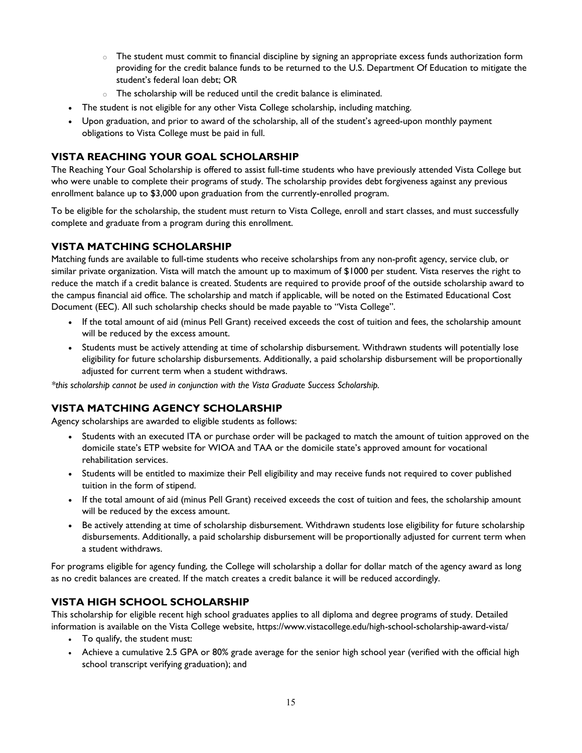- The student must commit to financial discipline by signing an appropriate excess funds authorization form providing for the credit balance funds to be returned to the U.S. Department Of Education to mitigate the student's federal loan debt; OR
   - The scholarship will be reduced until the credit balance is eliminated.
- The student is not eligible for any other Vista College scholarship, including matching.
- Upon graduation, and prior to award of the scholarship, all of the student's agreed-upon monthly payment obligations to Vista College must be paid in full.

## VISTA REACHING YOUR GOAL SCHOLARSHIP

The Reaching Your Goal Scholarship is offered to assist full-time students who have previously attended Vista College but who were unable to complete their programs of study. The scholarship provides debt forgiveness against any previous enrollment balance up to $3,000 upon graduation from the currently-enrolled program.

To be eligible for the scholarship, the student must return to Vista College, enroll and start classes, and must successfully complete and graduate from a program during this enrollment.

## VISTA MATCHING SCHOLARSHIP

Matching funds are available to full-time students who receive scholarships from any non-profit agency, service club, or similar private organization. Vista will match the amount up to maximum of $1000 per student. Vista reserves the right to reduce the match if a credit balance is created. Students are required to provide proof of the outside scholarship award to the campus financial aid office. The scholarship and match if applicable, will be noted on the Estimated Educational Cost Document (EEC). All such scholarship checks should be made payable to "Vista College".

- If the total amount of aid (minus Pell Grant) received exceeds the cost of tuition and fees, the scholarship amount will be reduced by the excess amount.
- Students must be actively attending at time of scholarship disbursement. Withdrawn students will potentially lose eligibility for future scholarship disbursements. Additionally, a paid scholarship disbursement will be proportionally adjusted for current term when a student withdraws.

*\*this scholarship cannot be used in conjunction with the Vista Graduate Success Scholarship.*

## VISTA MATCHING AGENCY SCHOLARSHIP

Agency scholarships are awarded to eligible students as follows:

- Students with an executed ITA or purchase order will be packaged to match the amount of tuition approved on the domicile state's ETP website for WIOA and TAA or the domicile state's approved amount for vocational rehabilitation services.
- Students will be entitled to maximize their Pell eligibility and may receive funds not required to cover published tuition in the form of stipend.
- If the total amount of aid (minus Pell Grant) received exceeds the cost of tuition and fees, the scholarship amount will be reduced by the excess amount.
- Be actively attending at time of scholarship disbursement. Withdrawn students lose eligibility for future scholarship disbursements. Additionally, a paid scholarship disbursement will be proportionally adjusted for current term when a student withdraws.

For programs eligible for agency funding, the College will scholarship a dollar for dollar match of the agency award as long as no credit balances are created. If the match creates a credit balance it will be reduced accordingly.

## VISTA HIGH SCHOOL SCHOLARSHIP

This scholarship for eligible recent high school graduates applies to all diploma and degree programs of study. Detailed information is available on the Vista College website, https://www.vistacollege.edu/high-school-scholarship-award-vista/

- To qualify, the student must:
- Achieve a cumulative 2.5 GPA or 80% grade average for the senior high school year (verified with the official high school transcript verifying graduation); and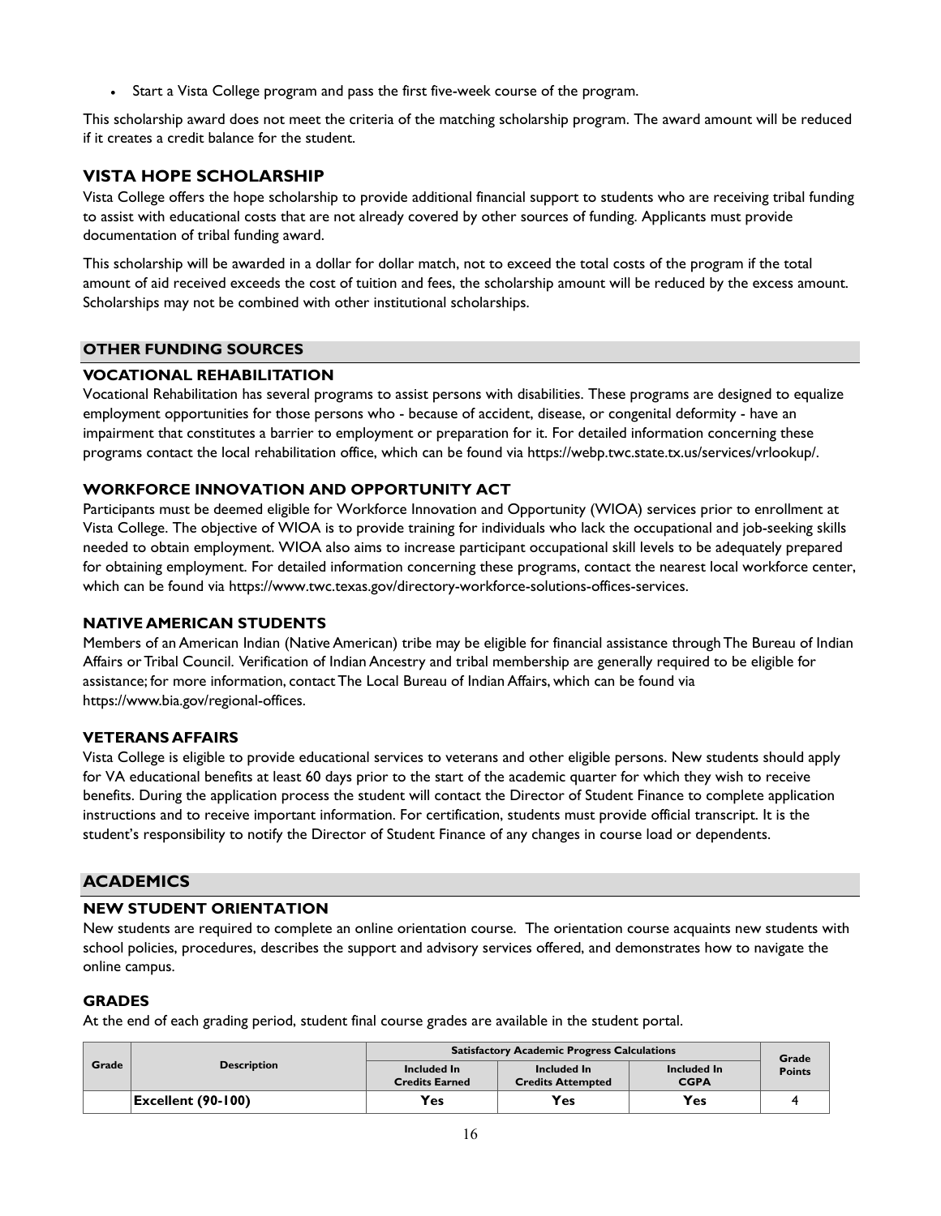- Start a Vista College program and pass the first five-week course of the program.

This scholarship award does not meet the criteria of the matching scholarship program. The award amount will be reduced if it creates a credit balance for the student.

### VISTA HOPE SCHOLARSHIP

Vista College offers the hope scholarship to provide additional financial support to students who are receiving tribal funding to assist with educational costs that are not already covered by other sources of funding. Applicants must provide documentation of tribal funding award.

This scholarship will be awarded in a dollar for dollar match, not to exceed the total costs of the program if the total amount of aid received exceeds the cost of tuition and fees, the scholarship amount will be reduced by the excess amount. Scholarships may not be combined with other institutional scholarships.

## OTHER FUNDING SOURCES

### VOCATIONAL REHABILITATION

Vocational Rehabilitation has several programs to assist persons with disabilities. These programs are designed to equalize employment opportunities for those persons who - because of accident, disease, or congenital deformity - have an impairment that constitutes a barrier to employment or preparation for it. For detailed information concerning these programs contact the local rehabilitation office, which can be found via https://webp.twc.state.tx.us/services/vrlookup/.

### WORKFORCE INNOVATION AND OPPORTUNITY ACT

Participants must be deemed eligible for Workforce Innovation and Opportunity (WIOA) services prior to enrollment at Vista College. The objective of WIOA is to provide training for individuals who lack the occupational and job-seeking skills needed to obtain employment. WIOA also aims to increase participant occupational skill levels to be adequately prepared for obtaining employment. For detailed information concerning these programs, contact the nearest local workforce center, which can be found via https://www.twc.texas.gov/directory-workforce-solutions-offices-services.

### NATIVE AMERICAN STUDENTS

Members of an American Indian (Native American) tribe may be eligible for financial assistance through The Bureau of Indian Affairs or Tribal Council. Verification of Indian Ancestry and tribal membership are generally required to be eligible for assistance; for more information, contact The Local Bureau of Indian Affairs, which can be found via https://www.bia.gov/regional-offices.

### VETERANS AFFAIRS

Vista College is eligible to provide educational services to veterans and other eligible persons. New students should apply for VA educational benefits at least 60 days prior to the start of the academic quarter for which they wish to receive benefits. During the application process the student will contact the Director of Student Finance to complete application instructions and to receive important information. For certification, students must provide official transcript. It is the student's responsibility to notify the Director of Student Finance of any changes in course load or dependents.

## ACADEMICS

### NEW STUDENT ORIENTATION

New students are required to complete an online orientation course. The orientation course acquaints new students with school policies, procedures, describes the support and advisory services offered, and demonstrates how to navigate the online campus.

### GRADES

At the end of each grading period, student final course grades are available in the student portal.

| Grade | Description | Satisfactory Academic Progress Calculations | | | Grade Points |
|---|---|---|---|---|---|
| | | Included In Credits Earned | Included In Credits Attempted | Included In CGPA | |
| | **Excellent (90-100)** | **Yes** | **Yes** | **Yes** | 4 |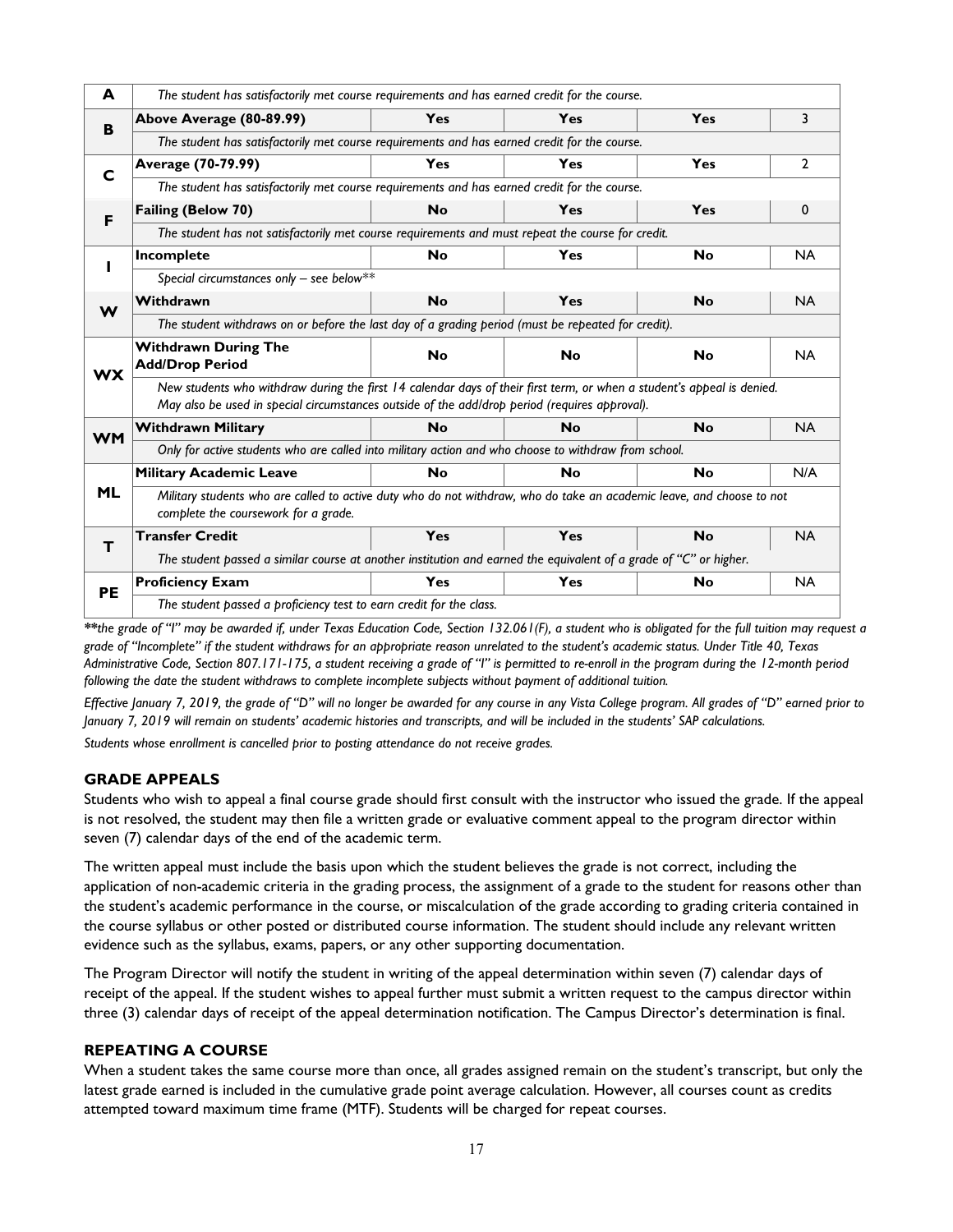| | | | | | |
|---|---|---|---|---|---|
| **A** | *The student has satisfactorily met course requirements and has earned credit for the course.* | | | | |
| **B** | **Above Average (80-89.99)** | **Yes** | **Yes** | **Yes** | 3 |
| | *The student has satisfactorily met course requirements and has earned credit for the course.* | | | | |
| **C** | **Average (70-79.99)** | **Yes** | **Yes** | **Yes** | 2 |
| | *The student has satisfactorily met course requirements and has earned credit for the course.* | | | | |
| **F** | **Failing (Below 70)** | **No** | **Yes** | **Yes** | 0 |
| | *The student has not satisfactorily met course requirements and must repeat the course for credit.* | | | | |
| **I** | **Incomplete** | **No** | **Yes** | **No** | NA |
| | *Special circumstances only – see below\*\** | | | | |
| **W** | **Withdrawn** | **No** | **Yes** | **No** | NA |
| | *The student withdraws on or before the last day of a grading period (must be repeated for credit).* | | | | |
| **WX** | **Withdrawn During The Add/Drop Period** | **No** | **No** | **No** | NA |
| | *New students who withdraw during the first 14 calendar days of their first term, or when a student's appeal is denied. May also be used in special circumstances outside of the add/drop period (requires approval).* | | | | |
| **WM** | **Withdrawn Military** | **No** | **No** | **No** | NA |
| | *Only for active students who are called into military action and who choose to withdraw from school.* | | | | |
| **ML** | **Military Academic Leave** | **No** | **No** | **No** | N/A |
| | *Military students who are called to active duty who do not withdraw, who do take an academic leave, and choose to not complete the coursework for a grade.* | | | | |
| **T** | **Transfer Credit** | **Yes** | **Yes** | **No** | NA |
| | *The student passed a similar course at another institution and earned the equivalent of a grade of "C" or higher.* | | | | |
| **PE** | **Proficiency Exam** | **Yes** | **Yes** | **No** | NA |
| | *The student passed a proficiency test to earn credit for the class.* | | | | |

*\*\*the grade of "I" may be awarded if, under Texas Education Code, Section 132.061(F), a student who is obligated for the full tuition may request a grade of "Incomplete" if the student withdraws for an appropriate reason unrelated to the student's academic status. Under Title 40, Texas Administrative Code, Section 807.171-175, a student receiving a grade of "I" is permitted to re-enroll in the program during the 12-month period following the date the student withdraws to complete incomplete subjects without payment of additional tuition.*

*Effective January 7, 2019, the grade of "D" will no longer be awarded for any course in any Vista College program. All grades of "D" earned prior to January 7, 2019 will remain on students' academic histories and transcripts, and will be included in the students' SAP calculations.*

*Students whose enrollment is cancelled prior to posting attendance do not receive grades.*

## GRADE APPEALS

Students who wish to appeal a final course grade should first consult with the instructor who issued the grade. If the appeal is not resolved, the student may then file a written grade or evaluative comment appeal to the program director within seven (7) calendar days of the end of the academic term.

The written appeal must include the basis upon which the student believes the grade is not correct, including the application of non-academic criteria in the grading process, the assignment of a grade to the student for reasons other than the student's academic performance in the course, or miscalculation of the grade according to grading criteria contained in the course syllabus or other posted or distributed course information. The student should include any relevant written evidence such as the syllabus, exams, papers, or any other supporting documentation.

The Program Director will notify the student in writing of the appeal determination within seven (7) calendar days of receipt of the appeal. If the student wishes to appeal further must submit a written request to the campus director within three (3) calendar days of receipt of the appeal determination notification. The Campus Director's determination is final.

## REPEATING A COURSE

When a student takes the same course more than once, all grades assigned remain on the student's transcript, but only the latest grade earned is included in the cumulative grade point average calculation. However, all courses count as credits attempted toward maximum time frame (MTF). Students will be charged for repeat courses.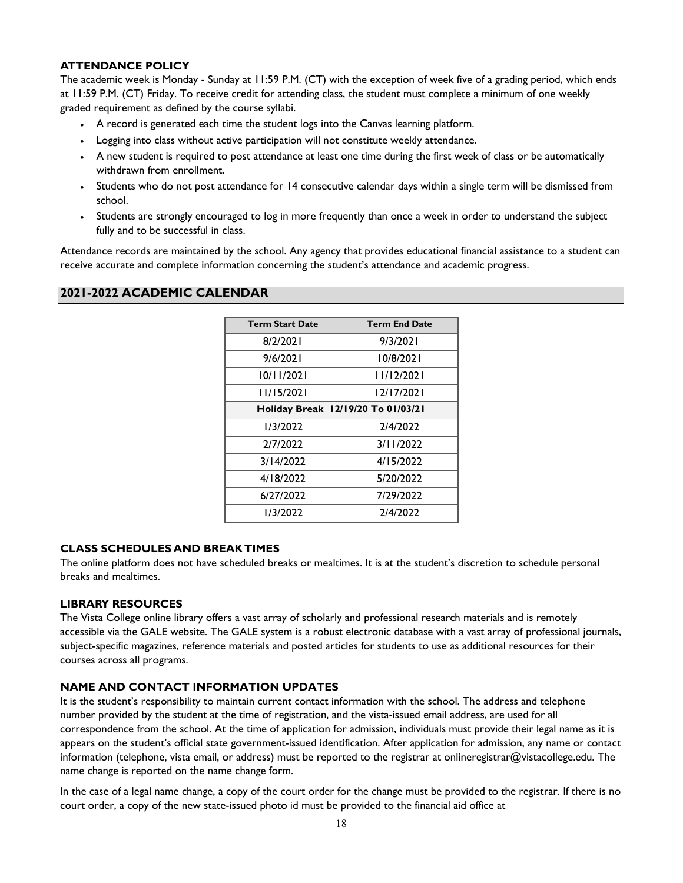### ATTENDANCE POLICY

The academic week is Monday - Sunday at 11:59 P.M. (CT) with the exception of week five of a grading period, which ends at 11:59 P.M. (CT) Friday. To receive credit for attending class, the student must complete a minimum of one weekly graded requirement as defined by the course syllabi.

- A record is generated each time the student logs into the Canvas learning platform.
- Logging into class without active participation will not constitute weekly attendance.
- A new student is required to post attendance at least one time during the first week of class or be automatically withdrawn from enrollment.
- Students who do not post attendance for 14 consecutive calendar days within a single term will be dismissed from school.
- Students are strongly encouraged to log in more frequently than once a week in order to understand the subject fully and to be successful in class.

Attendance records are maintained by the school. Any agency that provides educational financial assistance to a student can receive accurate and complete information concerning the student's attendance and academic progress.

## 2021-2022 ACADEMIC CALENDAR

| Term Start Date | Term End Date |
| --- | --- |
| 8/2/2021 | 9/3/2021 |
| 9/6/2021 | 10/8/2021 |
| 10/11/2021 | 11/12/2021 |
| 11/15/2021 | 12/17/2021 |
| **Holiday Break 12/19/20 To 01/03/21** | |
| 1/3/2022 | 2/4/2022 |
| 2/7/2022 | 3/11/2022 |
| 3/14/2022 | 4/15/2022 |
| 4/18/2022 | 5/20/2022 |
| 6/27/2022 | 7/29/2022 |
| 1/3/2022 | 2/4/2022 |

### CLASS SCHEDULES AND BREAK TIMES

The online platform does not have scheduled breaks or mealtimes. It is at the student's discretion to schedule personal breaks and mealtimes.

### LIBRARY RESOURCES

The Vista College online library offers a vast array of scholarly and professional research materials and is remotely accessible via the GALE website. The GALE system is a robust electronic database with a vast array of professional journals, subject-specific magazines, reference materials and posted articles for students to use as additional resources for their courses across all programs.

### NAME AND CONTACT INFORMATION UPDATES

It is the student's responsibility to maintain current contact information with the school. The address and telephone number provided by the student at the time of registration, and the vista-issued email address, are used for all correspondence from the school. At the time of application for admission, individuals must provide their legal name as it is appears on the student's official state government-issued identification. After application for admission, any name or contact information (telephone, vista email, or address) must be reported to the registrar at onlineregistrar@vistacollege.edu. The name change is reported on the name change form.

In the case of a legal name change, a copy of the court order for the change must be provided to the registrar. If there is no court order, a copy of the new state-issued photo id must be provided to the financial aid office at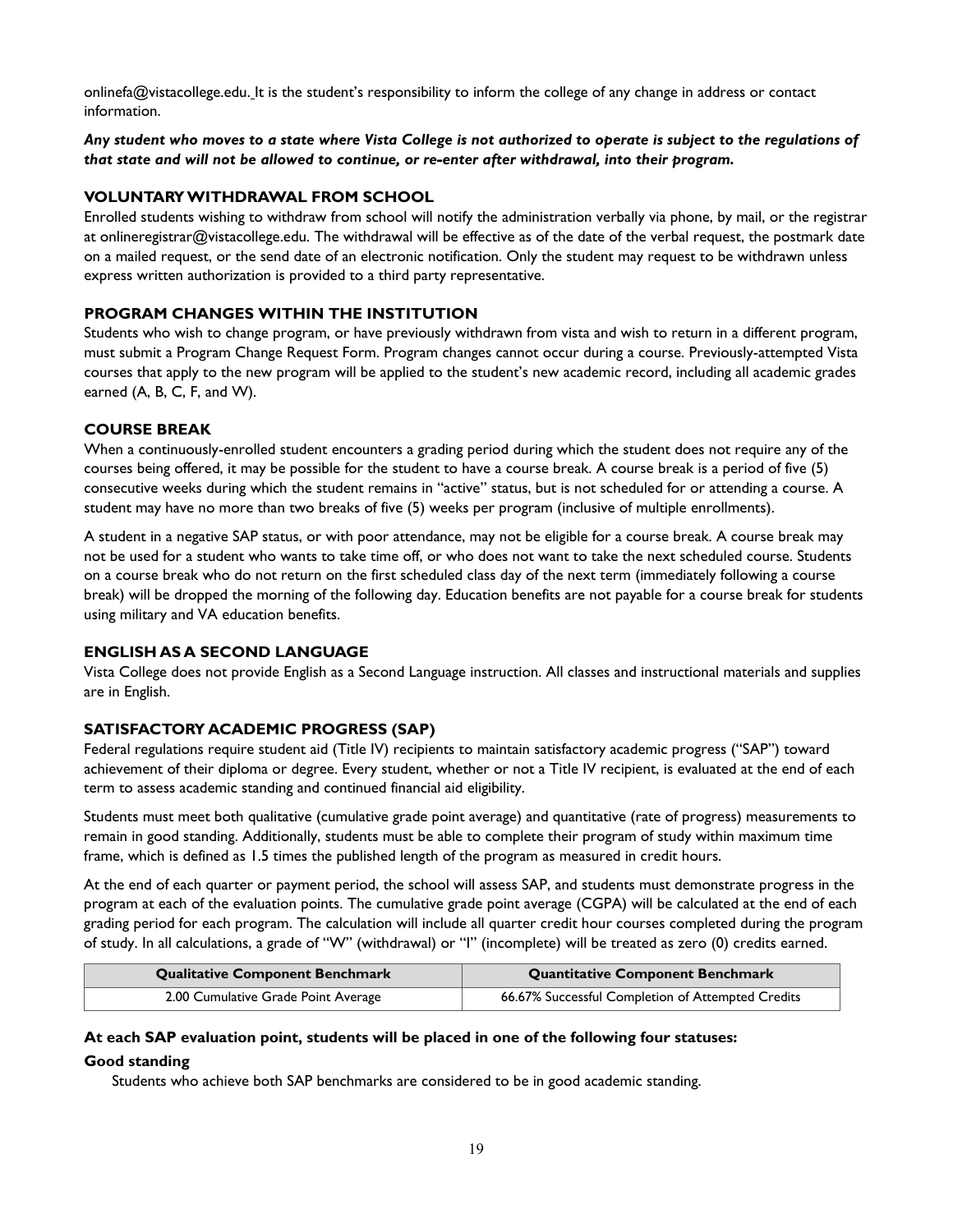onlinefa@vistacollege.edu. It is the student's responsibility to inform the college of any change in address or contact information.

***Any student who moves to a state where Vista College is not authorized to operate is subject to the regulations of that state and will not be allowed to continue, or re-enter after withdrawal, into their program.***

### VOLUNTARY WITHDRAWAL FROM SCHOOL

Enrolled students wishing to withdraw from school will notify the administration verbally via phone, by mail, or the registrar at onlineregistrar@vistacollege.edu. The withdrawal will be effective as of the date of the verbal request, the postmark date on a mailed request, or the send date of an electronic notification. Only the student may request to be withdrawn unless express written authorization is provided to a third party representative.

### PROGRAM CHANGES WITHIN THE INSTITUTION

Students who wish to change program, or have previously withdrawn from vista and wish to return in a different program, must submit a Program Change Request Form. Program changes cannot occur during a course. Previously-attempted Vista courses that apply to the new program will be applied to the student's new academic record, including all academic grades earned (A, B, C, F, and W).

### COURSE BREAK

When a continuously-enrolled student encounters a grading period during which the student does not require any of the courses being offered, it may be possible for the student to have a course break. A course break is a period of five (5) consecutive weeks during which the student remains in "active" status, but is not scheduled for or attending a course. A student may have no more than two breaks of five (5) weeks per program (inclusive of multiple enrollments).

A student in a negative SAP status, or with poor attendance, may not be eligible for a course break. A course break may not be used for a student who wants to take time off, or who does not want to take the next scheduled course. Students on a course break who do not return on the first scheduled class day of the next term (immediately following a course break) will be dropped the morning of the following day. Education benefits are not payable for a course break for students using military and VA education benefits.

### ENGLISH AS A SECOND LANGUAGE

Vista College does not provide English as a Second Language instruction. All classes and instructional materials and supplies are in English.

### SATISFACTORY ACADEMIC PROGRESS (SAP)

Federal regulations require student aid (Title IV) recipients to maintain satisfactory academic progress ("SAP") toward achievement of their diploma or degree. Every student, whether or not a Title IV recipient, is evaluated at the end of each term to assess academic standing and continued financial aid eligibility.

Students must meet both qualitative (cumulative grade point average) and quantitative (rate of progress) measurements to remain in good standing. Additionally, students must be able to complete their program of study within maximum time frame, which is defined as 1.5 times the published length of the program as measured in credit hours.

At the end of each quarter or payment period, the school will assess SAP, and students must demonstrate progress in the program at each of the evaluation points. The cumulative grade point average (CGPA) will be calculated at the end of each grading period for each program. The calculation will include all quarter credit hour courses completed during the program of study. In all calculations, a grade of "W" (withdrawal) or "I" (incomplete) will be treated as zero (0) credits earned.

| Qualitative Component Benchmark | Quantitative Component Benchmark |
| --- | --- |
| 2.00 Cumulative Grade Point Average | 66.67% Successful Completion of Attempted Credits |

**At each SAP evaluation point, students will be placed in one of the following four statuses:**

**Good standing**

Students who achieve both SAP benchmarks are considered to be in good academic standing.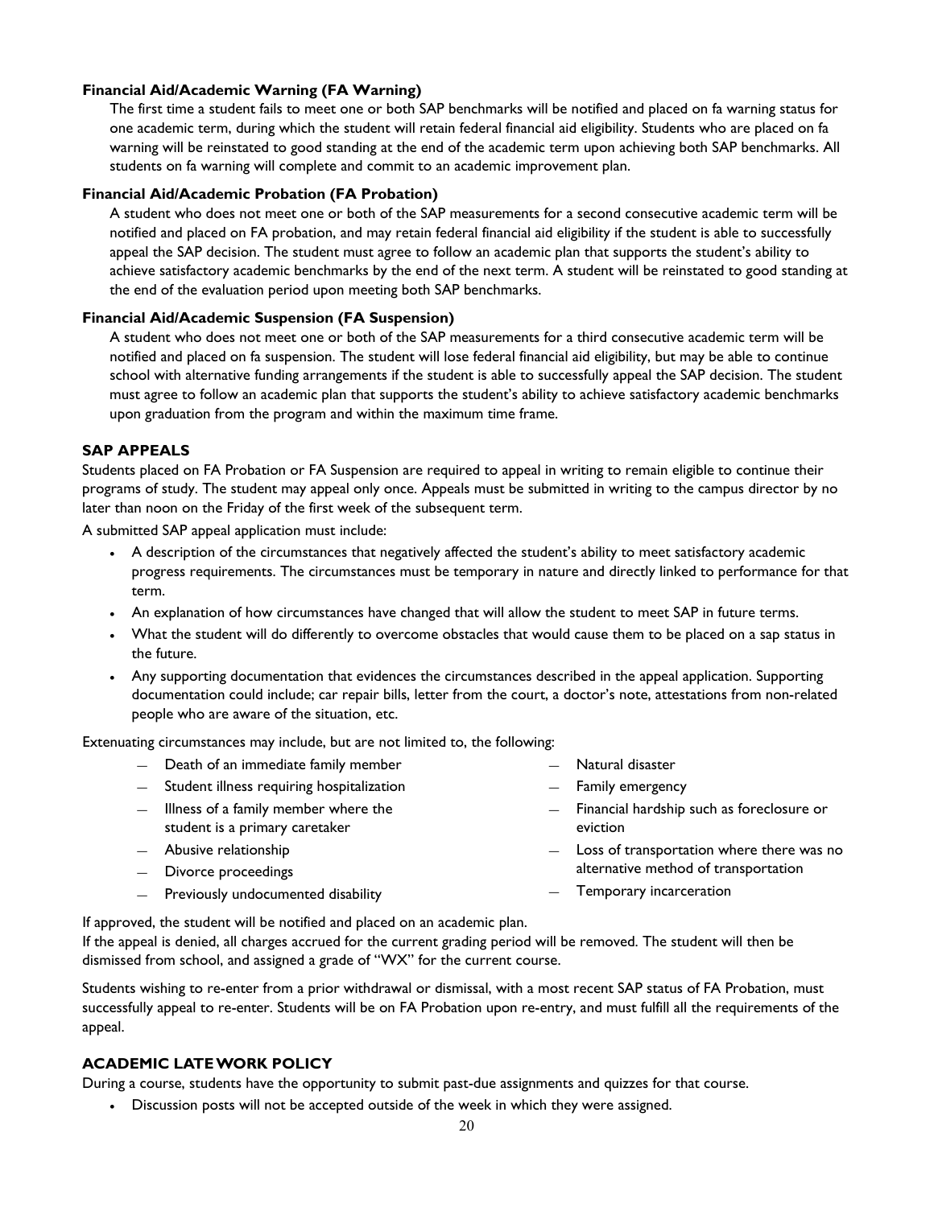**Financial Aid/Academic Warning (FA Warning)**

The first time a student fails to meet one or both SAP benchmarks will be notified and placed on fa warning status for one academic term, during which the student will retain federal financial aid eligibility. Students who are placed on fa warning will be reinstated to good standing at the end of the academic term upon achieving both SAP benchmarks. All students on fa warning will complete and commit to an academic improvement plan.

**Financial Aid/Academic Probation (FA Probation)**

A student who does not meet one or both of the SAP measurements for a second consecutive academic term will be notified and placed on FA probation, and may retain federal financial aid eligibility if the student is able to successfully appeal the SAP decision. The student must agree to follow an academic plan that supports the student's ability to achieve satisfactory academic benchmarks by the end of the next term. A student will be reinstated to good standing at the end of the evaluation period upon meeting both SAP benchmarks.

**Financial Aid/Academic Suspension (FA Suspension)**

A student who does not meet one or both of the SAP measurements for a third consecutive academic term will be notified and placed on fa suspension. The student will lose federal financial aid eligibility, but may be able to continue school with alternative funding arrangements if the student is able to successfully appeal the SAP decision. The student must agree to follow an academic plan that supports the student's ability to achieve satisfactory academic benchmarks upon graduation from the program and within the maximum time frame.

## SAP APPEALS

Students placed on FA Probation or FA Suspension are required to appeal in writing to remain eligible to continue their programs of study. The student may appeal only once. Appeals must be submitted in writing to the campus director by no later than noon on the Friday of the first week of the subsequent term.

A submitted SAP appeal application must include:

- A description of the circumstances that negatively affected the student's ability to meet satisfactory academic progress requirements. The circumstances must be temporary in nature and directly linked to performance for that term.
- An explanation of how circumstances have changed that will allow the student to meet SAP in future terms.
- What the student will do differently to overcome obstacles that would cause them to be placed on a sap status in the future.
- Any supporting documentation that evidences the circumstances described in the appeal application. Supporting documentation could include; car repair bills, letter from the court, a doctor's note, attestations from non-related people who are aware of the situation, etc.

Extenuating circumstances may include, but are not limited to, the following:

- Death of an immediate family member
- Student illness requiring hospitalization
- Illness of a family member where the student is a primary caretaker
- Abusive relationship
- Divorce proceedings
- Previously undocumented disability
- Natural disaster
- Family emergency
- Financial hardship such as foreclosure or eviction
- Loss of transportation where there was no alternative method of transportation
- Temporary incarceration

If approved, the student will be notified and placed on an academic plan.

If the appeal is denied, all charges accrued for the current grading period will be removed. The student will then be dismissed from school, and assigned a grade of "WX" for the current course.

Students wishing to re-enter from a prior withdrawal or dismissal, with a most recent SAP status of FA Probation, must successfully appeal to re-enter. Students will be on FA Probation upon re-entry, and must fulfill all the requirements of the appeal.

## ACADEMIC LATE WORK POLICY

During a course, students have the opportunity to submit past-due assignments and quizzes for that course.

- Discussion posts will not be accepted outside of the week in which they were assigned.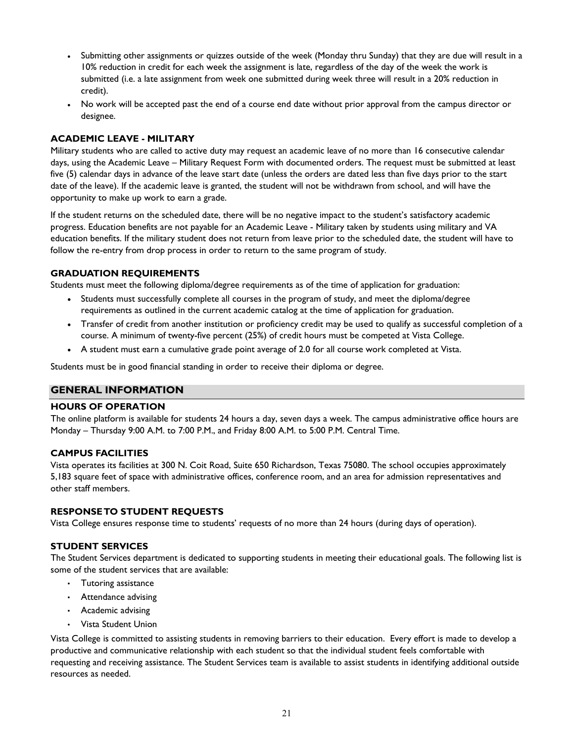- Submitting other assignments or quizzes outside of the week (Monday thru Sunday) that they are due will result in a 10% reduction in credit for each week the assignment is late, regardless of the day of the week the work is submitted (i.e. a late assignment from week one submitted during week three will result in a 20% reduction in credit).
- No work will be accepted past the end of a course end date without prior approval from the campus director or designee.

### ACADEMIC LEAVE - MILITARY

Military students who are called to active duty may request an academic leave of no more than 16 consecutive calendar days, using the Academic Leave – Military Request Form with documented orders. The request must be submitted at least five (5) calendar days in advance of the leave start date (unless the orders are dated less than five days prior to the start date of the leave). If the academic leave is granted, the student will not be withdrawn from school, and will have the opportunity to make up work to earn a grade.

If the student returns on the scheduled date, there will be no negative impact to the student's satisfactory academic progress. Education benefits are not payable for an Academic Leave - Military taken by students using military and VA education benefits. If the military student does not return from leave prior to the scheduled date, the student will have to follow the re-entry from drop process in order to return to the same program of study.

### GRADUATION REQUIREMENTS

Students must meet the following diploma/degree requirements as of the time of application for graduation:

- Students must successfully complete all courses in the program of study, and meet the diploma/degree requirements as outlined in the current academic catalog at the time of application for graduation.
- Transfer of credit from another institution or proficiency credit may be used to qualify as successful completion of a course. A minimum of twenty-five percent (25%) of credit hours must be competed at Vista College.
- A student must earn a cumulative grade point average of 2.0 for all course work completed at Vista.

Students must be in good financial standing in order to receive their diploma or degree.

## GENERAL INFORMATION

### HOURS OF OPERATION

The online platform is available for students 24 hours a day, seven days a week. The campus administrative office hours are Monday – Thursday 9:00 A.M. to 7:00 P.M., and Friday 8:00 A.M. to 5:00 P.M. Central Time.

### CAMPUS FACILITIES

Vista operates its facilities at 300 N. Coit Road, Suite 650 Richardson, Texas 75080. The school occupies approximately 5,183 square feet of space with administrative offices, conference room, and an area for admission representatives and other staff members.

### RESPONSE TO STUDENT REQUESTS

Vista College ensures response time to students' requests of no more than 24 hours (during days of operation).

### STUDENT SERVICES

The Student Services department is dedicated to supporting students in meeting their educational goals. The following list is some of the student services that are available:

- Tutoring assistance
- Attendance advising
- Academic advising
- Vista Student Union

Vista College is committed to assisting students in removing barriers to their education. Every effort is made to develop a productive and communicative relationship with each student so that the individual student feels comfortable with requesting and receiving assistance. The Student Services team is available to assist students in identifying additional outside resources as needed.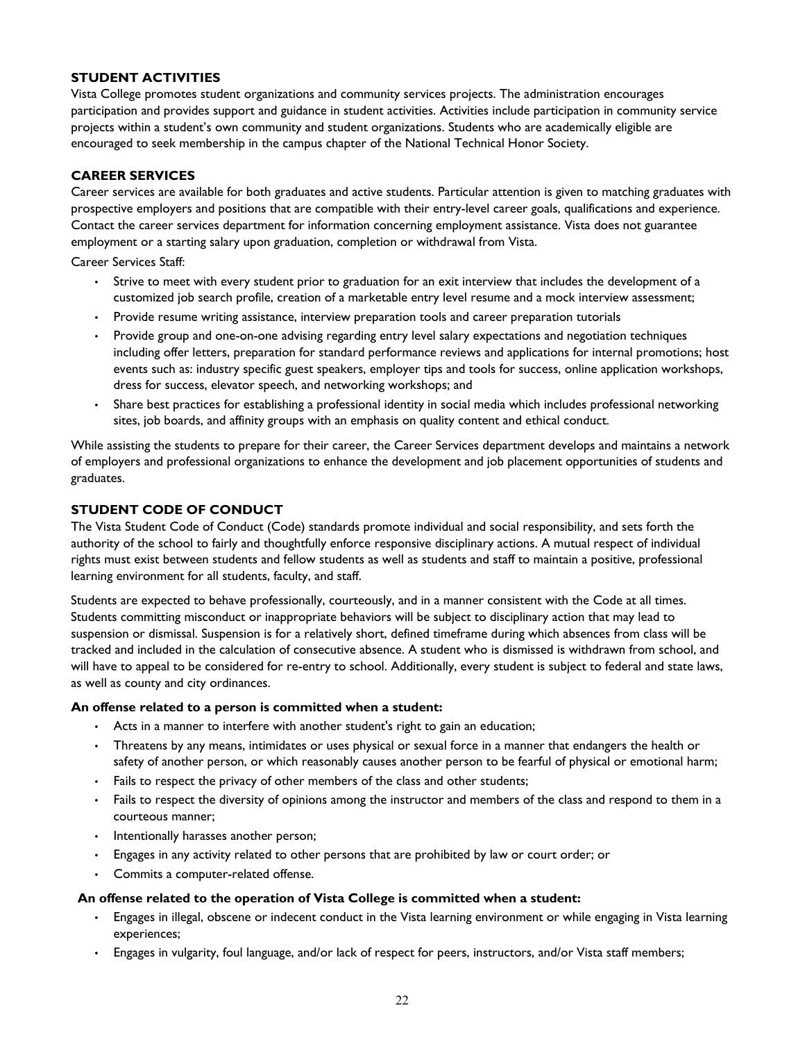## STUDENT ACTIVITIES

Vista College promotes student organizations and community services projects. The administration encourages participation and provides support and guidance in student activities. Activities include participation in community service projects within a student's own community and student organizations. Students who are academically eligible are encouraged to seek membership in the campus chapter of the National Technical Honor Society.

## CAREER SERVICES

Career services are available for both graduates and active students. Particular attention is given to matching graduates with prospective employers and positions that are compatible with their entry-level career goals, qualifications and experience. Contact the career services department for information concerning employment assistance. Vista does not guarantee employment or a starting salary upon graduation, completion or withdrawal from Vista.

Career Services Staff:

- Strive to meet with every student prior to graduation for an exit interview that includes the development of a customized job search profile, creation of a marketable entry level resume and a mock interview assessment;
- Provide resume writing assistance, interview preparation tools and career preparation tutorials
- Provide group and one-on-one advising regarding entry level salary expectations and negotiation techniques including offer letters, preparation for standard performance reviews and applications for internal promotions; host events such as: industry specific guest speakers, employer tips and tools for success, online application workshops, dress for success, elevator speech, and networking workshops; and
- Share best practices for establishing a professional identity in social media which includes professional networking sites, job boards, and affinity groups with an emphasis on quality content and ethical conduct.

While assisting the students to prepare for their career, the Career Services department develops and maintains a network of employers and professional organizations to enhance the development and job placement opportunities of students and graduates.

## STUDENT CODE OF CONDUCT

The Vista Student Code of Conduct (Code) standards promote individual and social responsibility, and sets forth the authority of the school to fairly and thoughtfully enforce responsive disciplinary actions. A mutual respect of individual rights must exist between students and fellow students as well as students and staff to maintain a positive, professional learning environment for all students, faculty, and staff.

Students are expected to behave professionally, courteously, and in a manner consistent with the Code at all times. Students committing misconduct or inappropriate behaviors will be subject to disciplinary action that may lead to suspension or dismissal. Suspension is for a relatively short, defined timeframe during which absences from class will be tracked and included in the calculation of consecutive absence. A student who is dismissed is withdrawn from school, and will have to appeal to be considered for re-entry to school. Additionally, every student is subject to federal and state laws, as well as county and city ordinances.

**An offense related to a person is committed when a student:**

- Acts in a manner to interfere with another student's right to gain an education;
- Threatens by any means, intimidates or uses physical or sexual force in a manner that endangers the health or safety of another person, or which reasonably causes another person to be fearful of physical or emotional harm;
- Fails to respect the privacy of other members of the class and other students;
- Fails to respect the diversity of opinions among the instructor and members of the class and respond to them in a courteous manner;
- Intentionally harasses another person;
- Engages in any activity related to other persons that are prohibited by law or court order; or
- Commits a computer-related offense.

**An offense related to the operation of Vista College is committed when a student:**

- Engages in illegal, obscene or indecent conduct in the Vista learning environment or while engaging in Vista learning experiences;
- Engages in vulgarity, foul language, and/or lack of respect for peers, instructors, and/or Vista staff members;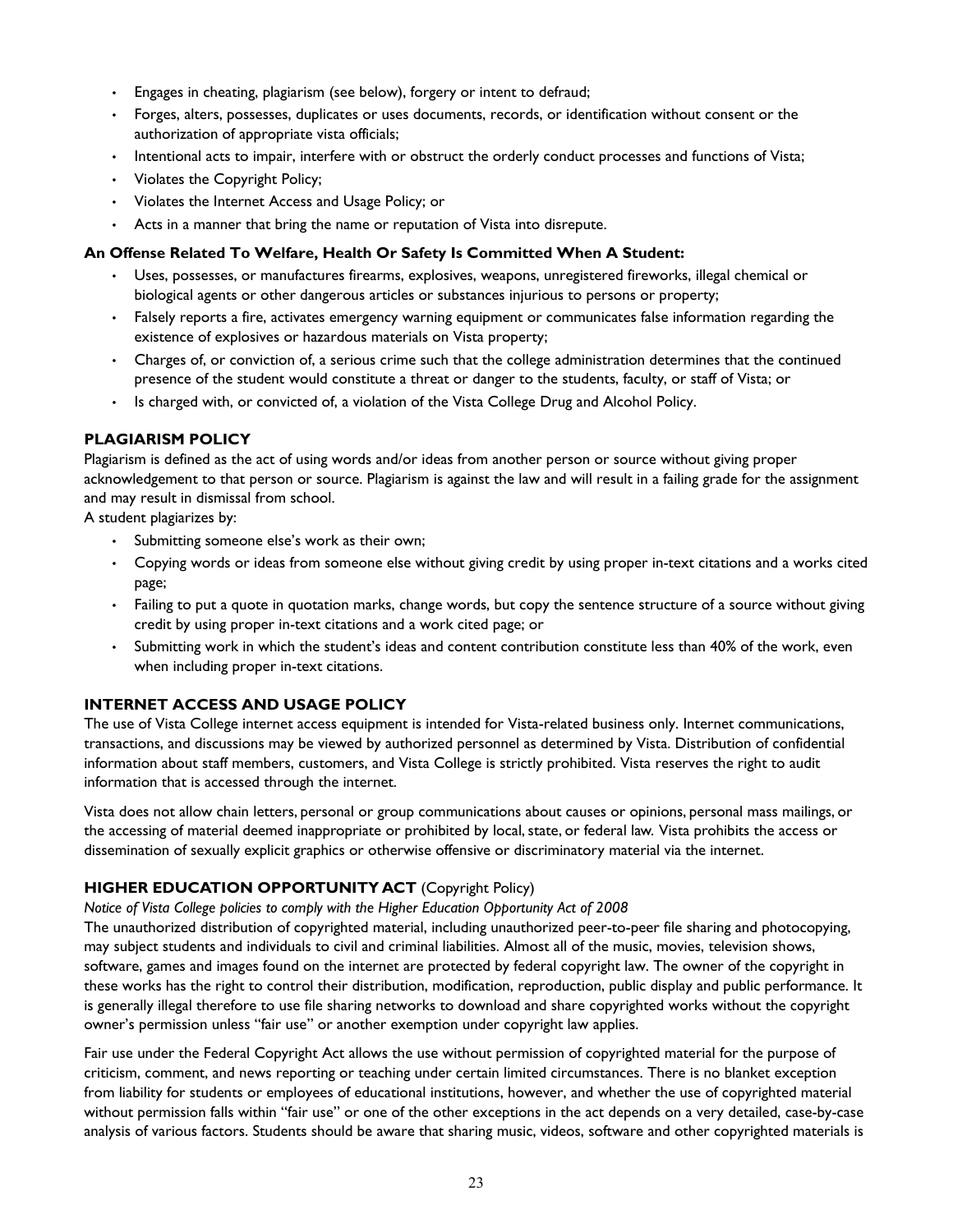- Engages in cheating, plagiarism (see below), forgery or intent to defraud;
- Forges, alters, possesses, duplicates or uses documents, records, or identification without consent or the authorization of appropriate vista officials;
- Intentional acts to impair, interfere with or obstruct the orderly conduct processes and functions of Vista;
- Violates the Copyright Policy;
- Violates the Internet Access and Usage Policy; or
- Acts in a manner that bring the name or reputation of Vista into disrepute.

**An Offense Related To Welfare, Health Or Safety Is Committed When A Student:**

- Uses, possesses, or manufactures firearms, explosives, weapons, unregistered fireworks, illegal chemical or biological agents or other dangerous articles or substances injurious to persons or property;
- Falsely reports a fire, activates emergency warning equipment or communicates false information regarding the existence of explosives or hazardous materials on Vista property;
- Charges of, or conviction of, a serious crime such that the college administration determines that the continued presence of the student would constitute a threat or danger to the students, faculty, or staff of Vista; or
- Is charged with, or convicted of, a violation of the Vista College Drug and Alcohol Policy.

## PLAGIARISM POLICY

Plagiarism is defined as the act of using words and/or ideas from another person or source without giving proper acknowledgement to that person or source. Plagiarism is against the law and will result in a failing grade for the assignment and may result in dismissal from school.

A student plagiarizes by:

- Submitting someone else's work as their own;
- Copying words or ideas from someone else without giving credit by using proper in-text citations and a works cited page;
- Failing to put a quote in quotation marks, change words, but copy the sentence structure of a source without giving credit by using proper in-text citations and a work cited page; or
- Submitting work in which the student's ideas and content contribution constitute less than 40% of the work, even when including proper in-text citations.

## INTERNET ACCESS AND USAGE POLICY

The use of Vista College internet access equipment is intended for Vista-related business only. Internet communications, transactions, and discussions may be viewed by authorized personnel as determined by Vista. Distribution of confidential information about staff members, customers, and Vista College is strictly prohibited. Vista reserves the right to audit information that is accessed through the internet.

Vista does not allow chain letters, personal or group communications about causes or opinions, personal mass mailings, or the accessing of material deemed inappropriate or prohibited by local, state, or federal law. Vista prohibits the access or dissemination of sexually explicit graphics or otherwise offensive or discriminatory material via the internet.

## HIGHER EDUCATION OPPORTUNITY ACT (Copyright Policy)

*Notice of Vista College policies to comply with the Higher Education Opportunity Act of 2008*

The unauthorized distribution of copyrighted material, including unauthorized peer-to-peer file sharing and photocopying, may subject students and individuals to civil and criminal liabilities. Almost all of the music, movies, television shows, software, games and images found on the internet are protected by federal copyright law. The owner of the copyright in these works has the right to control their distribution, modification, reproduction, public display and public performance. It is generally illegal therefore to use file sharing networks to download and share copyrighted works without the copyright owner's permission unless "fair use" or another exemption under copyright law applies.

Fair use under the Federal Copyright Act allows the use without permission of copyrighted material for the purpose of criticism, comment, and news reporting or teaching under certain limited circumstances. There is no blanket exception from liability for students or employees of educational institutions, however, and whether the use of copyrighted material without permission falls within "fair use" or one of the other exceptions in the act depends on a very detailed, case-by-case analysis of various factors. Students should be aware that sharing music, videos, software and other copyrighted materials is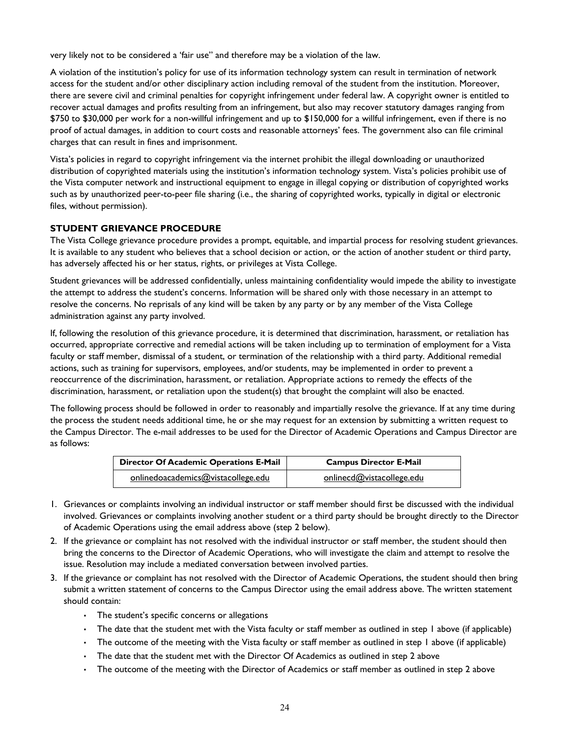very likely not to be considered a 'fair use" and therefore may be a violation of the law.

A violation of the institution's policy for use of its information technology system can result in termination of network access for the student and/or other disciplinary action including removal of the student from the institution. Moreover, there are severe civil and criminal penalties for copyright infringement under federal law. A copyright owner is entitled to recover actual damages and profits resulting from an infringement, but also may recover statutory damages ranging from $750 to $30,000 per work for a non-willful infringement and up to $150,000 for a willful infringement, even if there is no proof of actual damages, in addition to court costs and reasonable attorneys' fees. The government also can file criminal charges that can result in fines and imprisonment.

Vista's policies in regard to copyright infringement via the internet prohibit the illegal downloading or unauthorized distribution of copyrighted materials using the institution's information technology system. Vista's policies prohibit use of the Vista computer network and instructional equipment to engage in illegal copying or distribution of copyrighted works such as by unauthorized peer-to-peer file sharing (i.e., the sharing of copyrighted works, typically in digital or electronic files, without permission).

## STUDENT GRIEVANCE PROCEDURE

The Vista College grievance procedure provides a prompt, equitable, and impartial process for resolving student grievances. It is available to any student who believes that a school decision or action, or the action of another student or third party, has adversely affected his or her status, rights, or privileges at Vista College.

Student grievances will be addressed confidentially, unless maintaining confidentiality would impede the ability to investigate the attempt to address the student's concerns. Information will be shared only with those necessary in an attempt to resolve the concerns. No reprisals of any kind will be taken by any party or by any member of the Vista College administration against any party involved.

If, following the resolution of this grievance procedure, it is determined that discrimination, harassment, or retaliation has occurred, appropriate corrective and remedial actions will be taken including up to termination of employment for a Vista faculty or staff member, dismissal of a student, or termination of the relationship with a third party. Additional remedial actions, such as training for supervisors, employees, and/or students, may be implemented in order to prevent a reoccurrence of the discrimination, harassment, or retaliation. Appropriate actions to remedy the effects of the discrimination, harassment, or retaliation upon the student(s) that brought the complaint will also be enacted.

The following process should be followed in order to reasonably and impartially resolve the grievance. If at any time during the process the student needs additional time, he or she may request for an extension by submitting a written request to the Campus Director. The e-mail addresses to be used for the Director of Academic Operations and Campus Director are as follows:

| Director Of Academic Operations E-Mail | Campus Director E-Mail |
|---|---|
| onlinedoacademics@vistacollege.edu | onlinecd@vistacollege.edu |

1. Grievances or complaints involving an individual instructor or staff member should first be discussed with the individual involved. Grievances or complaints involving another student or a third party should be brought directly to the Director of Academic Operations using the email address above (step 2 below).
2. If the grievance or complaint has not resolved with the individual instructor or staff member, the student should then bring the concerns to the Director of Academic Operations, who will investigate the claim and attempt to resolve the issue. Resolution may include a mediated conversation between involved parties.
3. If the grievance or complaint has not resolved with the Director of Academic Operations, the student should then bring submit a written statement of concerns to the Campus Director using the email address above. The written statement should contain:
   - The student's specific concerns or allegations
   - The date that the student met with the Vista faculty or staff member as outlined in step 1 above (if applicable)
   - The outcome of the meeting with the Vista faculty or staff member as outlined in step 1 above (if applicable)
   - The date that the student met with the Director Of Academics as outlined in step 2 above
   - The outcome of the meeting with the Director of Academics or staff member as outlined in step 2 above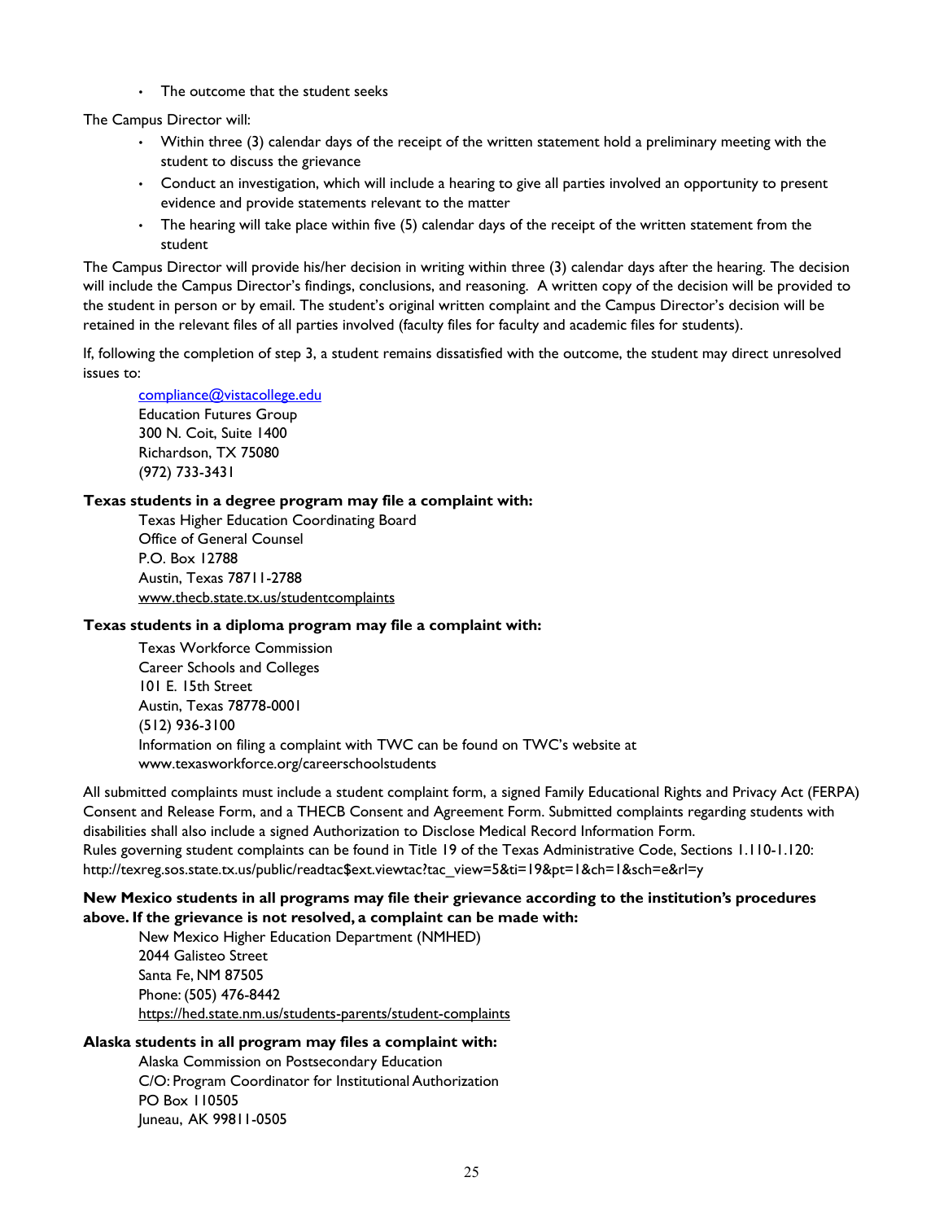- The outcome that the student seeks

The Campus Director will:

- Within three (3) calendar days of the receipt of the written statement hold a preliminary meeting with the student to discuss the grievance
- Conduct an investigation, which will include a hearing to give all parties involved an opportunity to present evidence and provide statements relevant to the matter
- The hearing will take place within five (5) calendar days of the receipt of the written statement from the student

The Campus Director will provide his/her decision in writing within three (3) calendar days after the hearing. The decision will include the Campus Director's findings, conclusions, and reasoning. A written copy of the decision will be provided to the student in person or by email. The student's original written complaint and the Campus Director's decision will be retained in the relevant files of all parties involved (faculty files for faculty and academic files for students).

If, following the completion of step 3, a student remains dissatisfied with the outcome, the student may direct unresolved issues to:

compliance@vistacollege.edu
Education Futures Group
300 N. Coit, Suite 1400
Richardson, TX 75080
(972) 733-3431

**Texas students in a degree program may file a complaint with:**

Texas Higher Education Coordinating Board
Office of General Counsel
P.O. Box 12788
Austin, Texas 78711-2788
www.thecb.state.tx.us/studentcomplaints

**Texas students in a diploma program may file a complaint with:**

Texas Workforce Commission
Career Schools and Colleges
101 E. 15th Street
Austin, Texas 78778-0001
(512) 936-3100
Information on filing a complaint with TWC can be found on TWC's website at www.texasworkforce.org/careerschoolstudents

All submitted complaints must include a student complaint form, a signed Family Educational Rights and Privacy Act (FERPA) Consent and Release Form, and a THECB Consent and Agreement Form. Submitted complaints regarding students with disabilities shall also include a signed Authorization to Disclose Medical Record Information Form.
Rules governing student complaints can be found in Title 19 of the Texas Administrative Code, Sections 1.110-1.120: http://texreg.sos.state.tx.us/public/readtac$ext.viewtac?tac_view=5&ti=19&pt=1&ch=1&sch=e&rl=y

**New Mexico students in all programs may file their grievance according to the institution's procedures above. If the grievance is not resolved, a complaint can be made with:**

New Mexico Higher Education Department (NMHED)
2044 Galisteo Street
Santa Fe, NM 87505
Phone: (505) 476-8442
https://hed.state.nm.us/students-parents/student-complaints

**Alaska students in all program may files a complaint with:**

Alaska Commission on Postsecondary Education
C/O: Program Coordinator for Institutional Authorization
PO Box 110505
Juneau, AK 99811-0505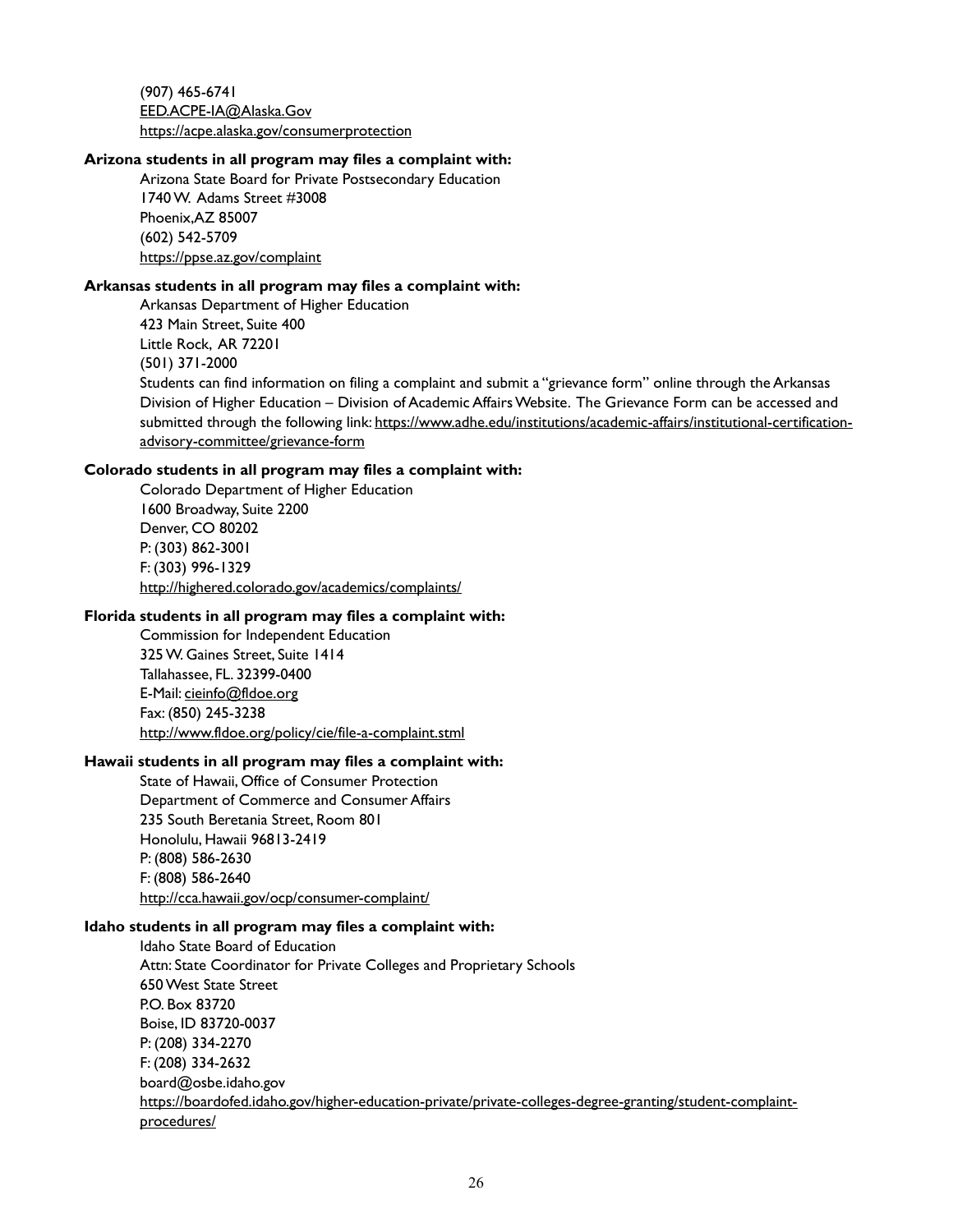(907) 465-6741
EED.ACPE-IA@Alaska.Gov
https://acpe.alaska.gov/consumerprotection

**Arizona students in all program may files a complaint with:**

Arizona State Board for Private Postsecondary Education
1740 W. Adams Street #3008
Phoenix,AZ 85007
(602) 542-5709
https://ppse.az.gov/complaint

**Arkansas students in all program may files a complaint with:**

Arkansas Department of Higher Education
423 Main Street, Suite 400
Little Rock, AR 72201
(501) 371-2000
Students can find information on filing a complaint and submit a "grievance form" online through the Arkansas Division of Higher Education – Division of Academic Affairs Website. The Grievance Form can be accessed and submitted through the following link: https://www.adhe.edu/institutions/academic-affairs/institutional-certification-advisory-committee/grievance-form

**Colorado students in all program may files a complaint with:**

Colorado Department of Higher Education
1600 Broadway, Suite 2200
Denver, CO 80202
P: (303) 862-3001
F: (303) 996-1329
http://highered.colorado.gov/academics/complaints/

**Florida students in all program may files a complaint with:**

Commission for Independent Education
325 W. Gaines Street, Suite 1414
Tallahassee, FL. 32399-0400
E-Mail: cieinfo@fldoe.org
Fax: (850) 245-3238
http://www.fldoe.org/policy/cie/file-a-complaint.stml

**Hawaii students in all program may files a complaint with:**

State of Hawaii, Office of Consumer Protection
Department of Commerce and Consumer Affairs
235 South Beretania Street, Room 801
Honolulu, Hawaii 96813-2419
P: (808) 586-2630
F: (808) 586-2640
http://cca.hawaii.gov/ocp/consumer-complaint/

**Idaho students in all program may files a complaint with:**

Idaho State Board of Education
Attn: State Coordinator for Private Colleges and Proprietary Schools
650 West State Street
P.O. Box 83720
Boise, ID 83720-0037
P: (208) 334-2270
F: (208) 334-2632
board@osbe.idaho.gov
https://boardofed.idaho.gov/higher-education-private/private-colleges-degree-granting/student-complaint-procedures/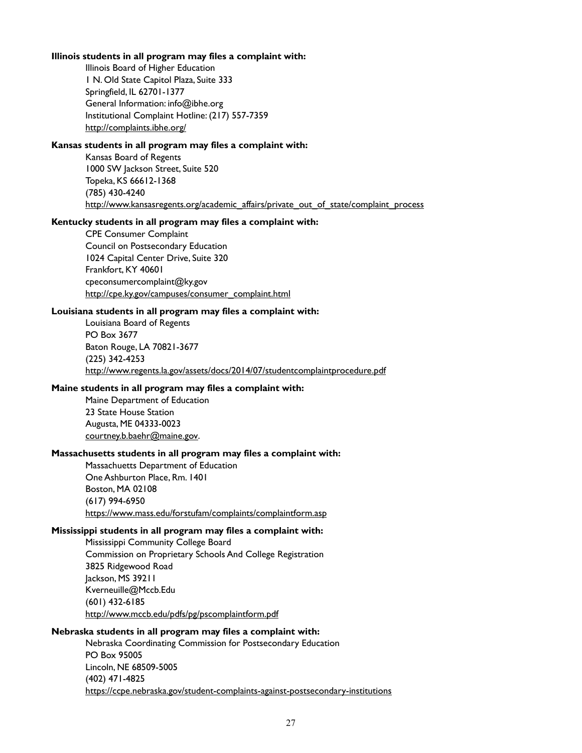**Illinois students in all program may files a complaint with:**

Illinois Board of Higher Education
1 N. Old State Capitol Plaza, Suite 333
Springfield, IL 62701-1377
General Information: info@ibhe.org
Institutional Complaint Hotline: (217) 557-7359
http://complaints.ibhe.org/

**Kansas students in all program may files a complaint with:**

Kansas Board of Regents
1000 SW Jackson Street, Suite 520
Topeka, KS 66612-1368
(785) 430-4240
http://www.kansasregents.org/academic_affairs/private_out_of_state/complaint_process

**Kentucky students in all program may files a complaint with:**

CPE Consumer Complaint
Council on Postsecondary Education
1024 Capital Center Drive, Suite 320
Frankfort, KY 40601
cpeconsumercomplaint@ky.gov
http://cpe.ky.gov/campuses/consumer_complaint.html

**Louisiana students in all program may files a complaint with:**

Louisiana Board of Regents
PO Box 3677
Baton Rouge, LA 70821-3677
(225) 342-4253
http://www.regents.la.gov/assets/docs/2014/07/studentcomplaintprocedure.pdf

**Maine students in all program may files a complaint with:**

Maine Department of Education
23 State House Station
Augusta, ME 04333-0023
courtney.b.baehr@maine.gov.

**Massachusetts students in all program may files a complaint with:**

Massachuetts Department of Education
One Ashburton Place, Rm. 1401
Boston, MA 02108
(617) 994-6950
https://www.mass.edu/forstufam/complaints/complaintform.asp

**Mississippi students in all program may files a complaint with:**

Mississippi Community College Board
Commission on Proprietary Schools And College Registration
3825 Ridgewood Road
Jackson, MS 39211
Kverneuille@Mccb.Edu
(601) 432-6185
http://www.mccb.edu/pdfs/pg/pscomplaintform.pdf

**Nebraska students in all program may files a complaint with:**

Nebraska Coordinating Commission for Postsecondary Education
PO Box 95005
Lincoln, NE 68509-5005
(402) 471-4825
https://ccpe.nebraska.gov/student-complaints-against-postsecondary-institutions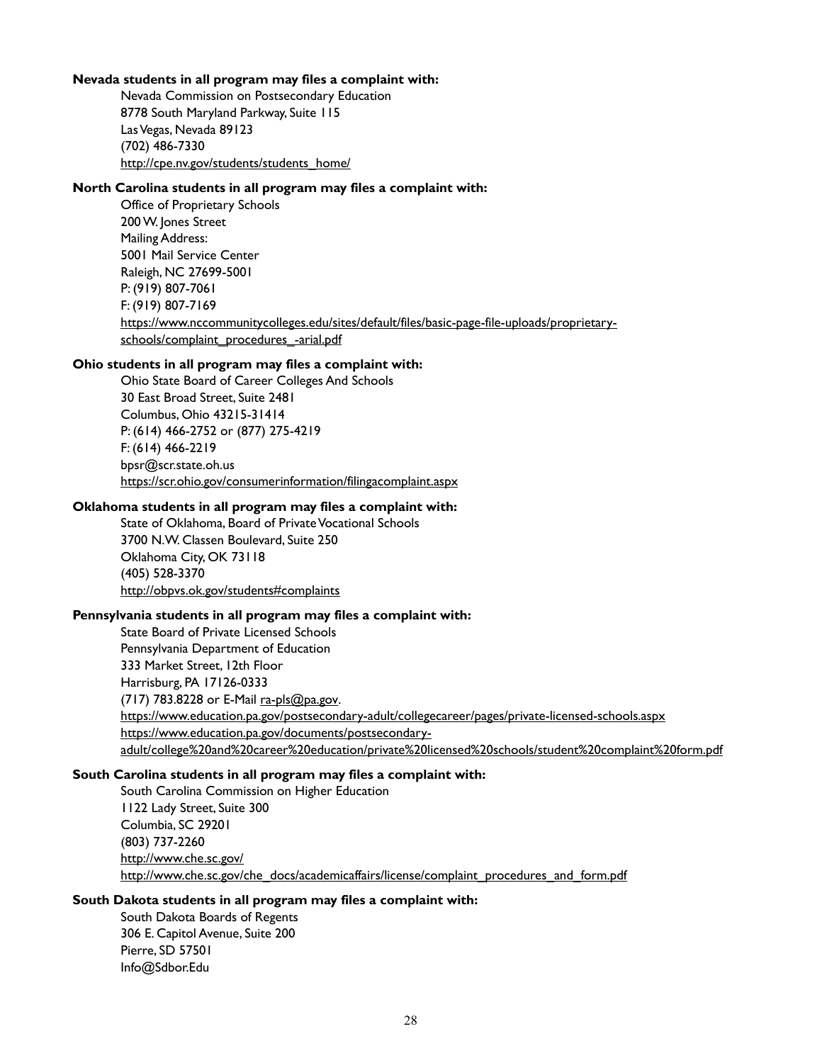**Nevada students in all program may files a complaint with:**

Nevada Commission on Postsecondary Education
8778 South Maryland Parkway, Suite 115
Las Vegas, Nevada 89123
(702) 486-7330
http://cpe.nv.gov/students/students_home/

**North Carolina students in all program may files a complaint with:**

Office of Proprietary Schools
200 W. Jones Street
Mailing Address:
5001 Mail Service Center
Raleigh, NC 27699-5001
P: (919) 807-7061
F: (919) 807-7169
https://www.nccommunitycolleges.edu/sites/default/files/basic-page-file-uploads/proprietary-schools/complaint_procedures_-arial.pdf

**Ohio students in all program may files a complaint with:**

Ohio State Board of Career Colleges And Schools
30 East Broad Street, Suite 2481
Columbus, Ohio 43215-31414
P: (614) 466-2752 or (877) 275-4219
F: (614) 466-2219
bpsr@scr.state.oh.us
https://scr.ohio.gov/consumerinformation/filingacomplaint.aspx

**Oklahoma students in all program may files a complaint with:**

State of Oklahoma, Board of Private Vocational Schools
3700 N.W. Classen Boulevard, Suite 250
Oklahoma City, OK 73118
(405) 528-3370
http://obpvs.ok.gov/students#complaints

**Pennsylvania students in all program may files a complaint with:**

State Board of Private Licensed Schools
Pennsylvania Department of Education
333 Market Street, 12th Floor
Harrisburg, PA 17126-0333
(717) 783.8228 or E-Mail ra-pls@pa.gov.
https://www.education.pa.gov/postsecondary-adult/collegecareer/pages/private-licensed-schools.aspx
https://www.education.pa.gov/documents/postsecondary-adult/college%20and%20career%20education/private%20licensed%20schools/student%20complaint%20form.pdf

**South Carolina students in all program may files a complaint with:**

South Carolina Commission on Higher Education
1122 Lady Street, Suite 300
Columbia, SC 29201
(803) 737-2260
http://www.che.sc.gov/
http://www.che.sc.gov/che_docs/academicaffairs/license/complaint_procedures_and_form.pdf

**South Dakota students in all program may files a complaint with:**

South Dakota Boards of Regents
306 E. Capitol Avenue, Suite 200
Pierre, SD 57501
Info@Sdbor.Edu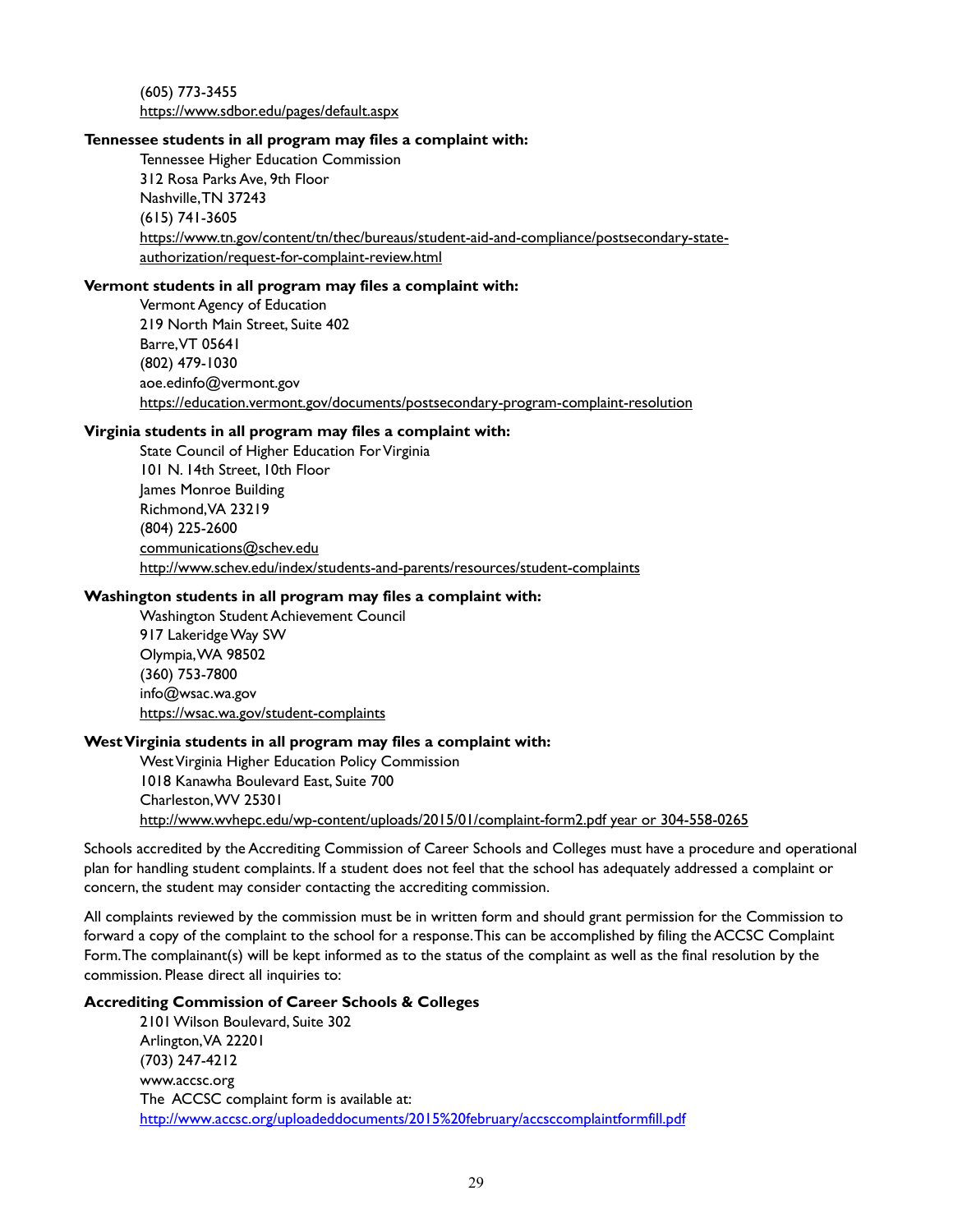(605) 773-3455
https://www.sdbor.edu/pages/default.aspx

**Tennessee students in all program may files a complaint with:**

Tennessee Higher Education Commission
312 Rosa Parks Ave, 9th Floor
Nashville, TN 37243
(615) 741-3605
https://www.tn.gov/content/tn/thec/bureaus/student-aid-and-compliance/postsecondary-state-authorization/request-for-complaint-review.html

**Vermont students in all program may files a complaint with:**

Vermont Agency of Education
219 North Main Street, Suite 402
Barre, VT 05641
(802) 479-1030
aoe.edinfo@vermont.gov
https://education.vermont.gov/documents/postsecondary-program-complaint-resolution

**Virginia students in all program may files a complaint with:**

State Council of Higher Education For Virginia
101 N. 14th Street, 10th Floor
James Monroe Building
Richmond, VA 23219
(804) 225-2600
communications@schev.edu
http://www.schev.edu/index/students-and-parents/resources/student-complaints

**Washington students in all program may files a complaint with:**

Washington Student Achievement Council
917 Lakeridge Way SW
Olympia, WA 98502
(360) 753-7800
info@wsac.wa.gov
https://wsac.wa.gov/student-complaints

**West Virginia students in all program may files a complaint with:**

West Virginia Higher Education Policy Commission
1018 Kanawha Boulevard East, Suite 700
Charleston, WV 25301
http://www.wvhepc.edu/wp-content/uploads/2015/01/complaint-form2.pdf year or 304-558-0265

Schools accredited by the Accrediting Commission of Career Schools and Colleges must have a procedure and operational plan for handling student complaints. If a student does not feel that the school has adequately addressed a complaint or concern, the student may consider contacting the accrediting commission.

All complaints reviewed by the commission must be in written form and should grant permission for the Commission to forward a copy of the complaint to the school for a response. This can be accomplished by filing the ACCSC Complaint Form. The complainant(s) will be kept informed as to the status of the complaint as well as the final resolution by the commission. Please direct all inquiries to:

**Accrediting Commission of Career Schools & Colleges**

2101 Wilson Boulevard, Suite 302
Arlington, VA 22201
(703) 247-4212
www.accsc.org
The ACCSC complaint form is available at:
http://www.accsc.org/uploadeddocuments/2015%20february/accsccomplaintformfill.pdf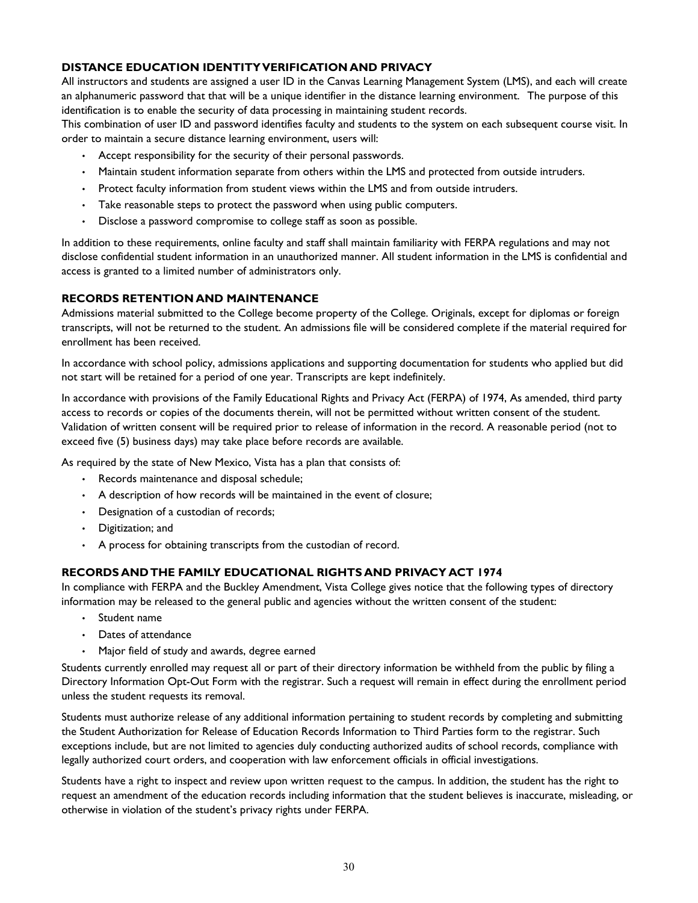### DISTANCE EDUCATION IDENTITY VERIFICATION AND PRIVACY

All instructors and students are assigned a user ID in the Canvas Learning Management System (LMS), and each will create an alphanumeric password that that will be a unique identifier in the distance learning environment. The purpose of this identification is to enable the security of data processing in maintaining student records.

This combination of user ID and password identifies faculty and students to the system on each subsequent course visit. In order to maintain a secure distance learning environment, users will:

- Accept responsibility for the security of their personal passwords.
- Maintain student information separate from others within the LMS and protected from outside intruders.
- Protect faculty information from student views within the LMS and from outside intruders.
- Take reasonable steps to protect the password when using public computers.
- Disclose a password compromise to college staff as soon as possible.

In addition to these requirements, online faculty and staff shall maintain familiarity with FERPA regulations and may not disclose confidential student information in an unauthorized manner. All student information in the LMS is confidential and access is granted to a limited number of administrators only.

### RECORDS RETENTION AND MAINTENANCE

Admissions material submitted to the College become property of the College. Originals, except for diplomas or foreign transcripts, will not be returned to the student. An admissions file will be considered complete if the material required for enrollment has been received.

In accordance with school policy, admissions applications and supporting documentation for students who applied but did not start will be retained for a period of one year. Transcripts are kept indefinitely.

In accordance with provisions of the Family Educational Rights and Privacy Act (FERPA) of 1974, As amended, third party access to records or copies of the documents therein, will not be permitted without written consent of the student. Validation of written consent will be required prior to release of information in the record. A reasonable period (not to exceed five (5) business days) may take place before records are available.

As required by the state of New Mexico, Vista has a plan that consists of:

- Records maintenance and disposal schedule;
- A description of how records will be maintained in the event of closure;
- Designation of a custodian of records;
- Digitization; and
- A process for obtaining transcripts from the custodian of record.

### RECORDS AND THE FAMILY EDUCATIONAL RIGHTS AND PRIVACY ACT 1974

In compliance with FERPA and the Buckley Amendment, Vista College gives notice that the following types of directory information may be released to the general public and agencies without the written consent of the student:

- Student name
- Dates of attendance
- Major field of study and awards, degree earned

Students currently enrolled may request all or part of their directory information be withheld from the public by filing a Directory Information Opt-Out Form with the registrar. Such a request will remain in effect during the enrollment period unless the student requests its removal.

Students must authorize release of any additional information pertaining to student records by completing and submitting the Student Authorization for Release of Education Records Information to Third Parties form to the registrar. Such exceptions include, but are not limited to agencies duly conducting authorized audits of school records, compliance with legally authorized court orders, and cooperation with law enforcement officials in official investigations.

Students have a right to inspect and review upon written request to the campus. In addition, the student has the right to request an amendment of the education records including information that the student believes is inaccurate, misleading, or otherwise in violation of the student's privacy rights under FERPA.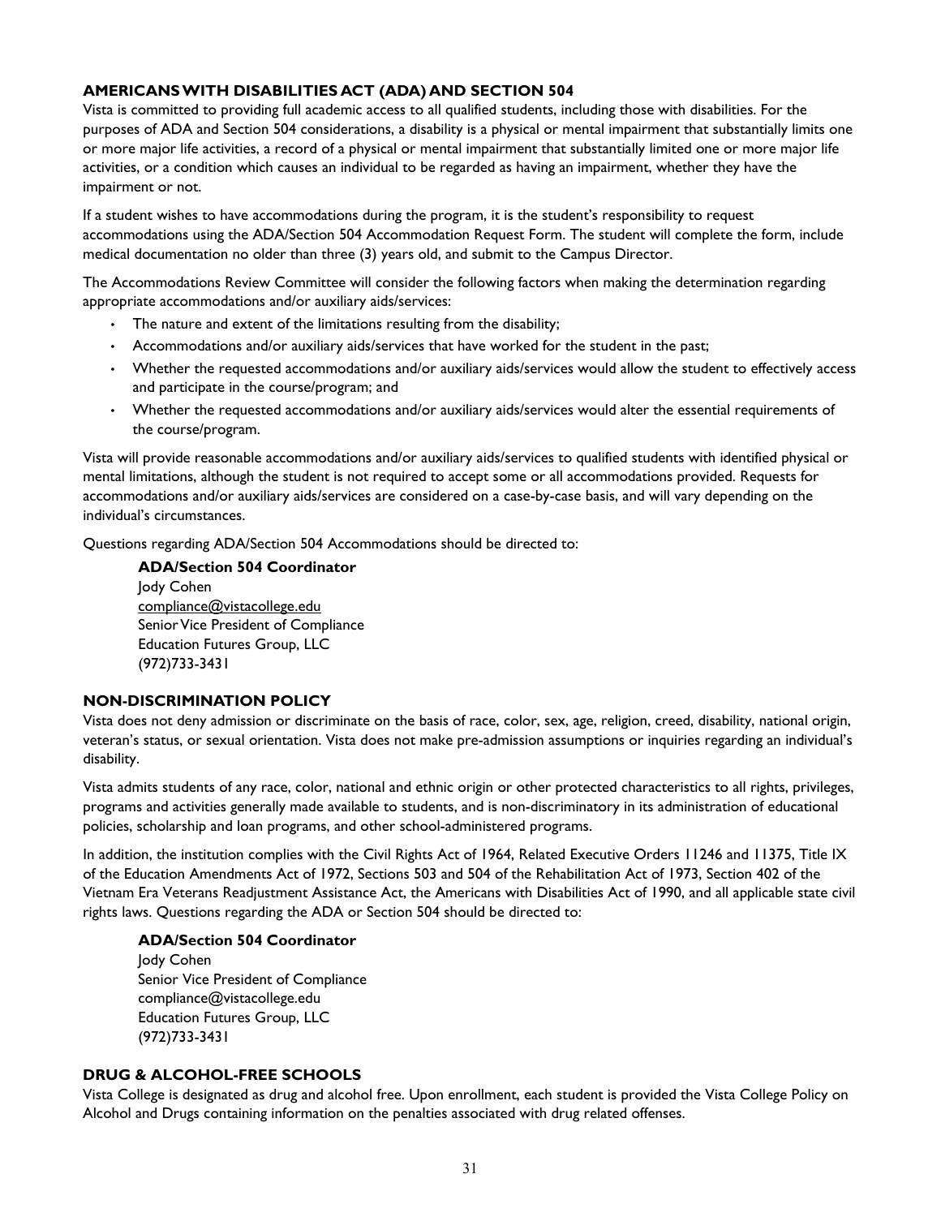## AMERICANS WITH DISABILITIES ACT (ADA) AND SECTION 504

Vista is committed to providing full academic access to all qualified students, including those with disabilities. For the purposes of ADA and Section 504 considerations, a disability is a physical or mental impairment that substantially limits one or more major life activities, a record of a physical or mental impairment that substantially limited one or more major life activities, or a condition which causes an individual to be regarded as having an impairment, whether they have the impairment or not.

If a student wishes to have accommodations during the program, it is the student's responsibility to request accommodations using the ADA/Section 504 Accommodation Request Form. The student will complete the form, include medical documentation no older than three (3) years old, and submit to the Campus Director.

The Accommodations Review Committee will consider the following factors when making the determination regarding appropriate accommodations and/or auxiliary aids/services:

- The nature and extent of the limitations resulting from the disability;
- Accommodations and/or auxiliary aids/services that have worked for the student in the past;
- Whether the requested accommodations and/or auxiliary aids/services would allow the student to effectively access and participate in the course/program; and
- Whether the requested accommodations and/or auxiliary aids/services would alter the essential requirements of the course/program.

Vista will provide reasonable accommodations and/or auxiliary aids/services to qualified students with identified physical or mental limitations, although the student is not required to accept some or all accommodations provided. Requests for accommodations and/or auxiliary aids/services are considered on a case-by-case basis, and will vary depending on the individual's circumstances.

Questions regarding ADA/Section 504 Accommodations should be directed to:

> **ADA/Section 504 Coordinator**
> Jody Cohen
> compliance@vistacollege.edu
> Senior Vice President of Compliance
> Education Futures Group, LLC
> (972)733-3431

## NON-DISCRIMINATION POLICY

Vista does not deny admission or discriminate on the basis of race, color, sex, age, religion, creed, disability, national origin, veteran's status, or sexual orientation. Vista does not make pre-admission assumptions or inquiries regarding an individual's disability.

Vista admits students of any race, color, national and ethnic origin or other protected characteristics to all rights, privileges, programs and activities generally made available to students, and is non-discriminatory in its administration of educational policies, scholarship and loan programs, and other school-administered programs.

In addition, the institution complies with the Civil Rights Act of 1964, Related Executive Orders 11246 and 11375, Title IX of the Education Amendments Act of 1972, Sections 503 and 504 of the Rehabilitation Act of 1973, Section 402 of the Vietnam Era Veterans Readjustment Assistance Act, the Americans with Disabilities Act of 1990, and all applicable state civil rights laws. Questions regarding the ADA or Section 504 should be directed to:

> **ADA/Section 504 Coordinator**
> Jody Cohen
> Senior Vice President of Compliance
> compliance@vistacollege.edu
> Education Futures Group, LLC
> (972)733-3431

## DRUG & ALCOHOL-FREE SCHOOLS

Vista College is designated as drug and alcohol free. Upon enrollment, each student is provided the Vista College Policy on Alcohol and Drugs containing information on the penalties associated with drug related offenses.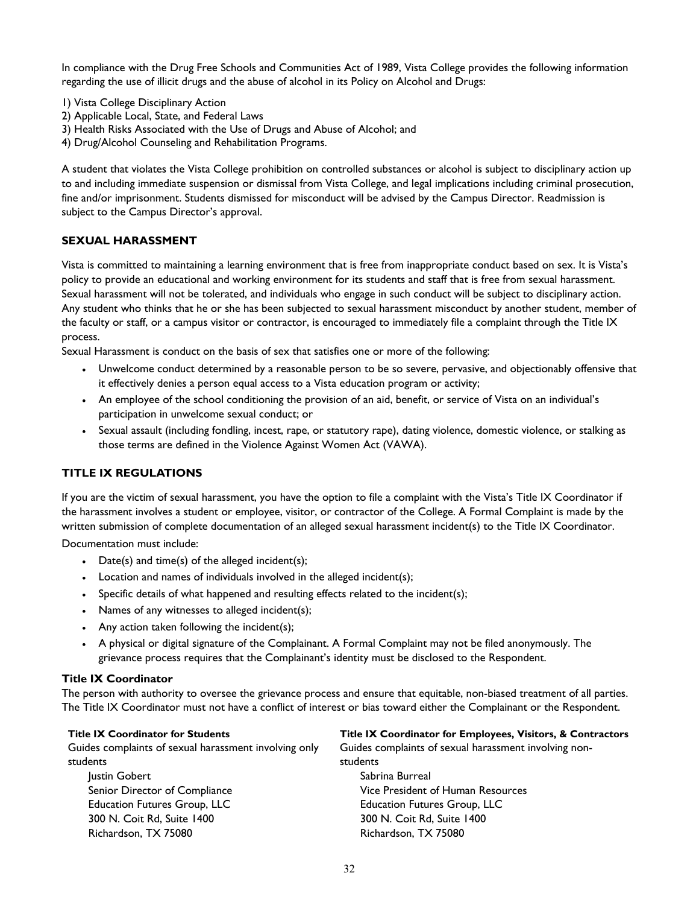In compliance with the Drug Free Schools and Communities Act of 1989, Vista College provides the following information regarding the use of illicit drugs and the abuse of alcohol in its Policy on Alcohol and Drugs:

1) Vista College Disciplinary Action
2) Applicable Local, State, and Federal Laws
3) Health Risks Associated with the Use of Drugs and Abuse of Alcohol; and
4) Drug/Alcohol Counseling and Rehabilitation Programs.

A student that violates the Vista College prohibition on controlled substances or alcohol is subject to disciplinary action up to and including immediate suspension or dismissal from Vista College, and legal implications including criminal prosecution, fine and/or imprisonment. Students dismissed for misconduct will be advised by the Campus Director. Readmission is subject to the Campus Director's approval.

## SEXUAL HARASSMENT

Vista is committed to maintaining a learning environment that is free from inappropriate conduct based on sex. It is Vista's policy to provide an educational and working environment for its students and staff that is free from sexual harassment. Sexual harassment will not be tolerated, and individuals who engage in such conduct will be subject to disciplinary action. Any student who thinks that he or she has been subjected to sexual harassment misconduct by another student, member of the faculty or staff, or a campus visitor or contractor, is encouraged to immediately file a complaint through the Title IX process.

Sexual Harassment is conduct on the basis of sex that satisfies one or more of the following:

- Unwelcome conduct determined by a reasonable person to be so severe, pervasive, and objectionably offensive that it effectively denies a person equal access to a Vista education program or activity;
- An employee of the school conditioning the provision of an aid, benefit, or service of Vista on an individual's participation in unwelcome sexual conduct; or
- Sexual assault (including fondling, incest, rape, or statutory rape), dating violence, domestic violence, or stalking as those terms are defined in the Violence Against Women Act (VAWA).

## TITLE IX REGULATIONS

If you are the victim of sexual harassment, you have the option to file a complaint with the Vista's Title IX Coordinator if the harassment involves a student or employee, visitor, or contractor of the College. A Formal Complaint is made by the written submission of complete documentation of an alleged sexual harassment incident(s) to the Title IX Coordinator.

Documentation must include:

- Date(s) and time(s) of the alleged incident(s);
- Location and names of individuals involved in the alleged incident(s);
- Specific details of what happened and resulting effects related to the incident(s);
- Names of any witnesses to alleged incident(s);
- Any action taken following the incident(s);
- A physical or digital signature of the Complainant. A Formal Complaint may not be filed anonymously. The grievance process requires that the Complainant's identity must be disclosed to the Respondent.

### Title IX Coordinator

The person with authority to oversee the grievance process and ensure that equitable, non-biased treatment of all parties. The Title IX Coordinator must not have a conflict of interest or bias toward either the Complainant or the Respondent.

**Title IX Coordinator for Students**
Guides complaints of sexual harassment involving only students

Justin Gobert
Senior Director of Compliance
Education Futures Group, LLC
300 N. Coit Rd, Suite 1400
Richardson, TX 75080

**Title IX Coordinator for Employees, Visitors, & Contractors**
Guides complaints of sexual harassment involving non-students

Sabrina Burreal
Vice President of Human Resources
Education Futures Group, LLC
300 N. Coit Rd, Suite 1400
Richardson, TX 75080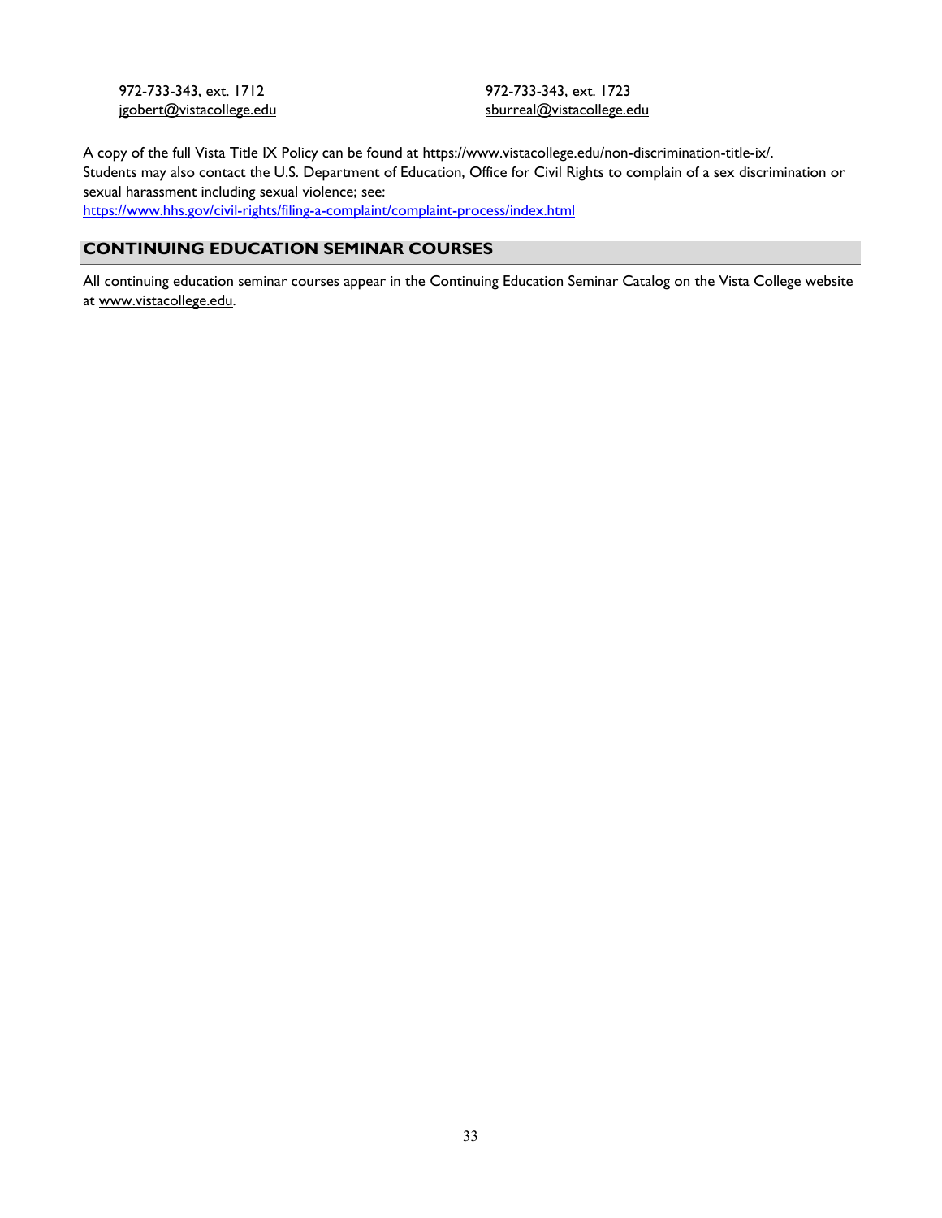972-733-343, ext. 1712
jgobert@vistacollege.edu

972-733-343, ext. 1723
sburreal@vistacollege.edu

A copy of the full Vista Title IX Policy can be found at https://www.vistacollege.edu/non-discrimination-title-ix/. Students may also contact the U.S. Department of Education, Office for Civil Rights to complain of a sex discrimination or sexual harassment including sexual violence; see: https://www.hhs.gov/civil-rights/filing-a-complaint/complaint-process/index.html

## CONTINUING EDUCATION SEMINAR COURSES

All continuing education seminar courses appear in the Continuing Education Seminar Catalog on the Vista College website at www.vistacollege.edu.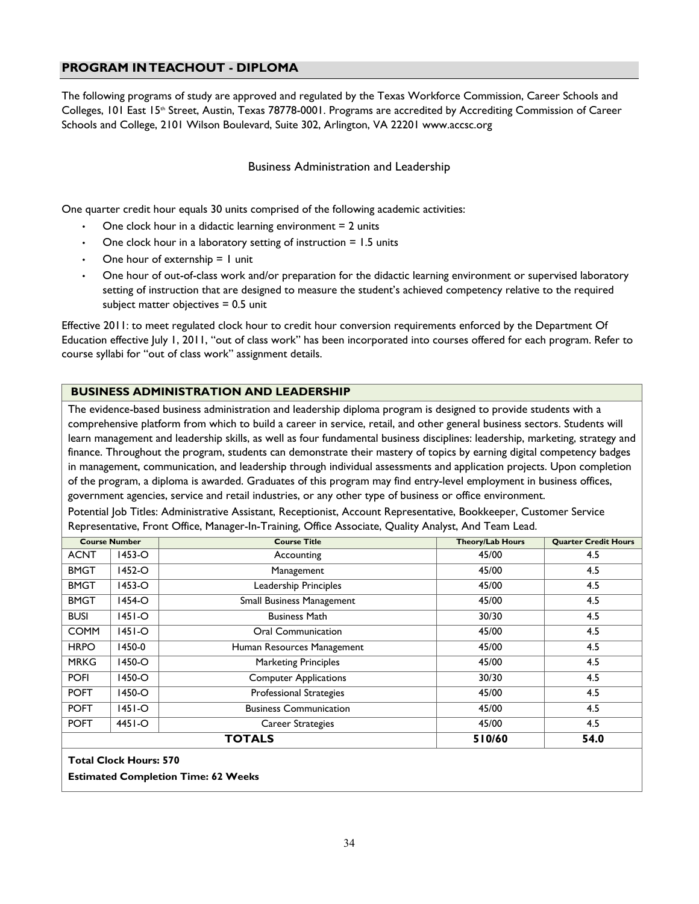## PROGRAM IN TEACHOUT - DIPLOMA

The following programs of study are approved and regulated by the Texas Workforce Commission, Career Schools and Colleges, 101 East 15th Street, Austin, Texas 78778-0001. Programs are accredited by Accrediting Commission of Career Schools and College, 2101 Wilson Boulevard, Suite 302, Arlington, VA 22201 www.accsc.org

Business Administration and Leadership

One quarter credit hour equals 30 units comprised of the following academic activities:

- One clock hour in a didactic learning environment = 2 units
- One clock hour in a laboratory setting of instruction = 1.5 units
- One hour of externship = 1 unit
- One hour of out-of-class work and/or preparation for the didactic learning environment or supervised laboratory setting of instruction that are designed to measure the student's achieved competency relative to the required subject matter objectives = 0.5 unit

Effective 2011: to meet regulated clock hour to credit hour conversion requirements enforced by the Department Of Education effective July 1, 2011, "out of class work" has been incorporated into courses offered for each program. Refer to course syllabi for "out of class work" assignment details.

### BUSINESS ADMINISTRATION AND LEADERSHIP

The evidence-based business administration and leadership diploma program is designed to provide students with a comprehensive platform from which to build a career in service, retail, and other general business sectors. Students will learn management and leadership skills, as well as four fundamental business disciplines: leadership, marketing, strategy and finance. Throughout the program, students can demonstrate their mastery of topics by earning digital competency badges in management, communication, and leadership through individual assessments and application projects. Upon completion of the program, a diploma is awarded. Graduates of this program may find entry-level employment in business offices, government agencies, service and retail industries, or any other type of business or office environment.

Potential Job Titles: Administrative Assistant, Receptionist, Account Representative, Bookkeeper, Customer Service Representative, Front Office, Manager-In-Training, Office Associate, Quality Analyst, And Team Lead.

| Course Number | | Course Title | Theory/Lab Hours | Quarter Credit Hours |
|---|---|---|---|---|
| ACNT | 1453-O | Accounting | 45/00 | 4.5 |
| BMGT | 1452-O | Management | 45/00 | 4.5 |
| BMGT | 1453-O | Leadership Principles | 45/00 | 4.5 |
| BMGT | 1454-O | Small Business Management | 45/00 | 4.5 |
| BUSI | 1451-O | Business Math | 30/30 | 4.5 |
| COMM | 1451-O | Oral Communication | 45/00 | 4.5 |
| HRPO | 1450-0 | Human Resources Management | 45/00 | 4.5 |
| MRKG | 1450-O | Marketing Principles | 45/00 | 4.5 |
| POFI | 1450-O | Computer Applications | 30/30 | 4.5 |
| POFT | 1450-O | Professional Strategies | 45/00 | 4.5 |
| POFT | 1451-O | Business Communication | 45/00 | 4.5 |
| POFT | 4451-O | Career Strategies | 45/00 | 4.5 |
| **TOTALS** | | | **510/60** | **54.0** |

**Total Clock Hours: 570**

**Estimated Completion Time: 62 Weeks**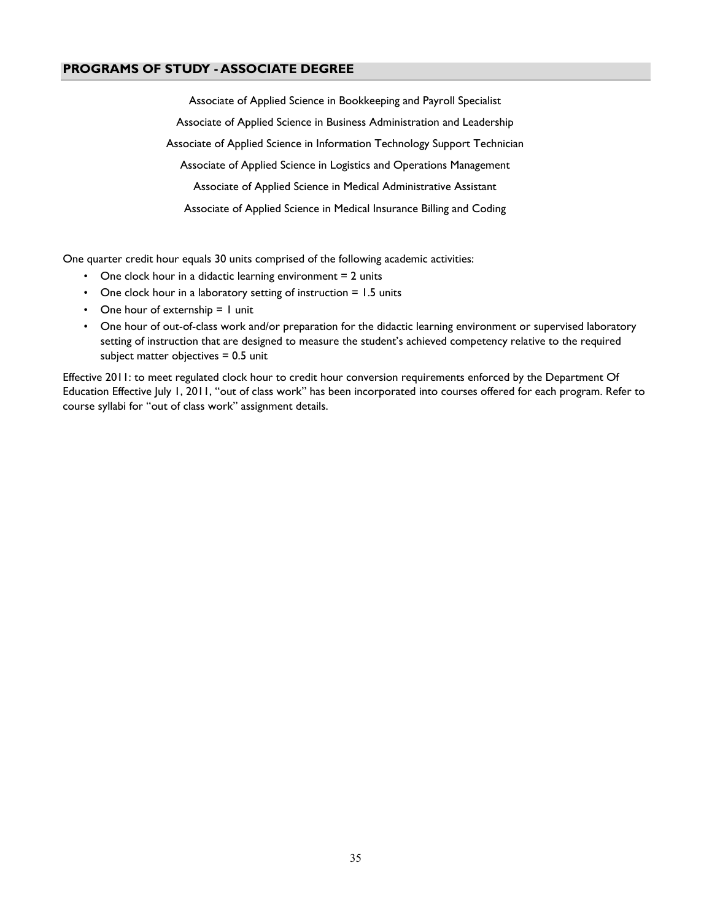## PROGRAMS OF STUDY - ASSOCIATE DEGREE

Associate of Applied Science in Bookkeeping and Payroll Specialist

Associate of Applied Science in Business Administration and Leadership

Associate of Applied Science in Information Technology Support Technician

Associate of Applied Science in Logistics and Operations Management

Associate of Applied Science in Medical Administrative Assistant

Associate of Applied Science in Medical Insurance Billing and Coding

One quarter credit hour equals 30 units comprised of the following academic activities:

- One clock hour in a didactic learning environment = 2 units
- One clock hour in a laboratory setting of instruction = 1.5 units
- One hour of externship = 1 unit
- One hour of out-of-class work and/or preparation for the didactic learning environment or supervised laboratory setting of instruction that are designed to measure the student's achieved competency relative to the required subject matter objectives = 0.5 unit

Effective 2011: to meet regulated clock hour to credit hour conversion requirements enforced by the Department Of Education Effective July 1, 2011, "out of class work" has been incorporated into courses offered for each program. Refer to course syllabi for "out of class work" assignment details.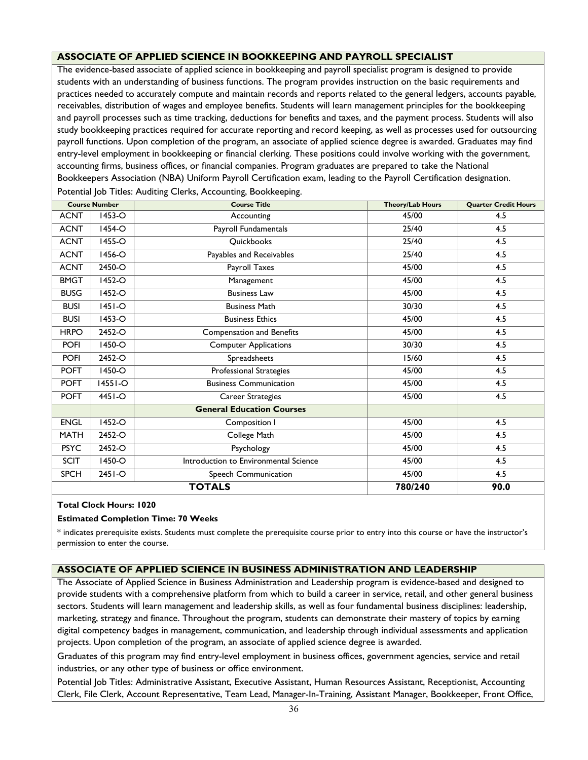## ASSOCIATE OF APPLIED SCIENCE IN BOOKKEEPING AND PAYROLL SPECIALIST

The evidence-based associate of applied science in bookkeeping and payroll specialist program is designed to provide students with an understanding of business functions. The program provides instruction on the basic requirements and practices needed to accurately compute and maintain records and reports related to the general ledgers, accounts payable, receivables, distribution of wages and employee benefits. Students will learn management principles for the bookkeeping and payroll processes such as time tracking, deductions for benefits and taxes, and the payment process. Students will also study bookkeeping practices required for accurate reporting and record keeping, as well as processes used for outsourcing payroll functions. Upon completion of the program, an associate of applied science degree is awarded. Graduates may find entry-level employment in bookkeeping or financial clerking. These positions could involve working with the government, accounting firms, business offices, or financial companies. Program graduates are prepared to take the National Bookkeepers Association (NBA) Uniform Payroll Certification exam, leading to the Payroll Certification designation.

Potential Job Titles: Auditing Clerks, Accounting, Bookkeeping.

| Course Number | | Course Title | Theory/Lab Hours | Quarter Credit Hours |
|---|---|---|---|---|
| ACNT | 1453-O | Accounting | 45/00 | 4.5 |
| ACNT | 1454-O | Payroll Fundamentals | 25/40 | 4.5 |
| ACNT | 1455-O | Quickbooks | 25/40 | 4.5 |
| ACNT | 1456-O | Payables and Receivables | 25/40 | 4.5 |
| ACNT | 2450-O | Payroll Taxes | 45/00 | 4.5 |
| BMGT | 1452-O | Management | 45/00 | 4.5 |
| BUSG | 1452-O | Business Law | 45/00 | 4.5 |
| BUSI | 1451-O | Business Math | 30/30 | 4.5 |
| BUSI | 1453-O | Business Ethics | 45/00 | 4.5 |
| HRPO | 2452-O | Compensation and Benefits | 45/00 | 4.5 |
| POFI | 1450-O | Computer Applications | 30/30 | 4.5 |
| POFI | 2452-O | Spreadsheets | 15/60 | 4.5 |
| POFT | 1450-O | Professional Strategies | 45/00 | 4.5 |
| POFT | 14551-O | Business Communication | 45/00 | 4.5 |
| POFT | 4451-O | Career Strategies | 45/00 | 4.5 |
| | | **General Education Courses** | | |
| ENGL | 1452-O | Composition I | 45/00 | 4.5 |
| MATH | 2452-O | College Math | 45/00 | 4.5 |
| PSYC | 2452-O | Psychology | 45/00 | 4.5 |
| SCIT | 1450-O | Introduction to Environmental Science | 45/00 | 4.5 |
| SPCH | 2451-O | Speech Communication | 45/00 | 4.5 |
| | | **TOTALS** | **780/240** | **90.0** |

**Total Clock Hours: 1020**

**Estimated Completion Time: 70 Weeks**

* indicates prerequisite exists. Students must complete the prerequisite course prior to entry into this course or have the instructor's permission to enter the course.

## ASSOCIATE OF APPLIED SCIENCE IN BUSINESS ADMINISTRATION AND LEADERSHIP

The Associate of Applied Science in Business Administration and Leadership program is evidence-based and designed to provide students with a comprehensive platform from which to build a career in service, retail, and other general business sectors. Students will learn management and leadership skills, as well as four fundamental business disciplines: leadership, marketing, strategy and finance. Throughout the program, students can demonstrate their mastery of topics by earning digital competency badges in management, communication, and leadership through individual assessments and application projects. Upon completion of the program, an associate of applied science degree is awarded.

Graduates of this program may find entry-level employment in business offices, government agencies, service and retail industries, or any other type of business or office environment.

Potential Job Titles: Administrative Assistant, Executive Assistant, Human Resources Assistant, Receptionist, Accounting Clerk, File Clerk, Account Representative, Team Lead, Manager-In-Training, Assistant Manager, Bookkeeper, Front Office,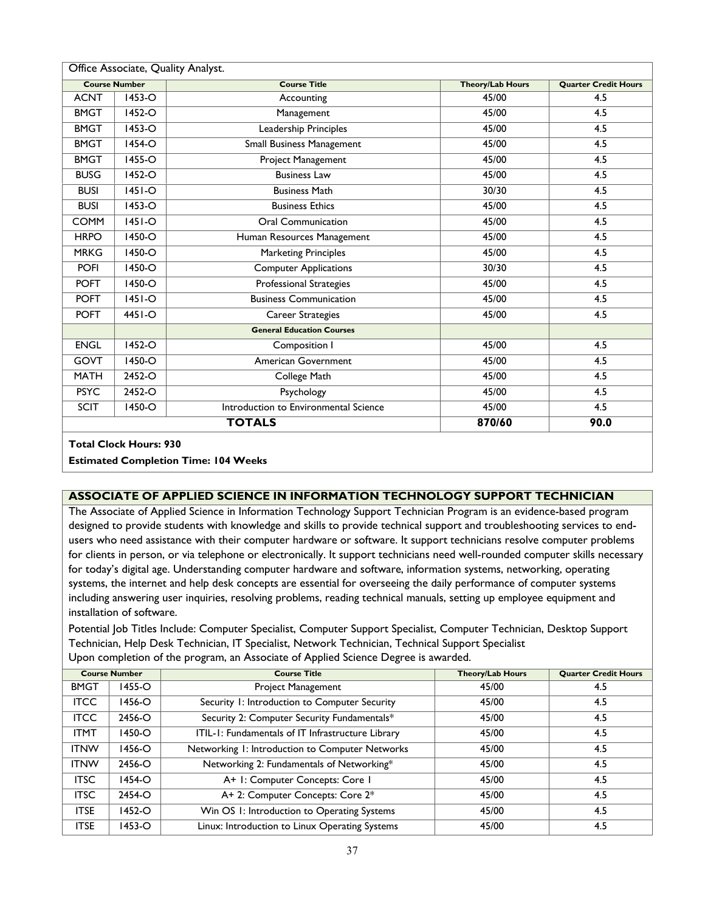Office Associate, Quality Analyst.

| Course Number | | Course Title | Theory/Lab Hours | Quarter Credit Hours |
|---|---|---|---|---|
| ACNT | 1453-O | Accounting | 45/00 | 4.5 |
| BMGT | 1452-O | Management | 45/00 | 4.5 |
| BMGT | 1453-O | Leadership Principles | 45/00 | 4.5 |
| BMGT | 1454-O | Small Business Management | 45/00 | 4.5 |
| BMGT | 1455-O | Project Management | 45/00 | 4.5 |
| BUSG | 1452-O | Business Law | 45/00 | 4.5 |
| BUSI | 1451-O | Business Math | 30/30 | 4.5 |
| BUSI | 1453-O | Business Ethics | 45/00 | 4.5 |
| COMM | 1451-O | Oral Communication | 45/00 | 4.5 |
| HRPO | 1450-O | Human Resources Management | 45/00 | 4.5 |
| MRKG | 1450-O | Marketing Principles | 45/00 | 4.5 |
| POFI | 1450-O | Computer Applications | 30/30 | 4.5 |
| POFT | 1450-O | Professional Strategies | 45/00 | 4.5 |
| POFT | 1451-O | Business Communication | 45/00 | 4.5 |
| POFT | 4451-O | Career Strategies | 45/00 | 4.5 |
| | | **General Education Courses** | | |
| ENGL | 1452-O | Composition I | 45/00 | 4.5 |
| GOVT | 1450-O | American Government | 45/00 | 4.5 |
| MATH | 2452-O | College Math | 45/00 | 4.5 |
| PSYC | 2452-O | Psychology | 45/00 | 4.5 |
| SCIT | 1450-O | Introduction to Environmental Science | 45/00 | 4.5 |
| | | **TOTALS** | **870/60** | **90.0** |

**Total Clock Hours: 930**

**Estimated Completion Time: 104 Weeks**

## ASSOCIATE OF APPLIED SCIENCE IN INFORMATION TECHNOLOGY SUPPORT TECHNICIAN

The Associate of Applied Science in Information Technology Support Technician Program is an evidence-based program designed to provide students with knowledge and skills to provide technical support and troubleshooting services to end-users who need assistance with their computer hardware or software. It support technicians resolve computer problems for clients in person, or via telephone or electronically. It support technicians need well-rounded computer skills necessary for today's digital age. Understanding computer hardware and software, information systems, networking, operating systems, the internet and help desk concepts are essential for overseeing the daily performance of computer systems including answering user inquiries, resolving problems, reading technical manuals, setting up employee equipment and installation of software.

Potential Job Titles Include: Computer Specialist, Computer Support Specialist, Computer Technician, Desktop Support Technician, Help Desk Technician, IT Specialist, Network Technician, Technical Support Specialist

Upon completion of the program, an Associate of Applied Science Degree is awarded.

| Course Number | | Course Title | Theory/Lab Hours | Quarter Credit Hours |
|---|---|---|---|---|
| BMGT | 1455-O | Project Management | 45/00 | 4.5 |
| ITCC | 1456-O | Security 1: Introduction to Computer Security | 45/00 | 4.5 |
| ITCC | 2456-O | Security 2: Computer Security Fundamentals* | 45/00 | 4.5 |
| ITMT | 1450-O | ITIL-1: Fundamentals of IT Infrastructure Library | 45/00 | 4.5 |
| ITNW | 1456-O | Networking 1: Introduction to Computer Networks | 45/00 | 4.5 |
| ITNW | 2456-O | Networking 2: Fundamentals of Networking* | 45/00 | 4.5 |
| ITSC | 1454-O | A+ 1: Computer Concepts: Core 1 | 45/00 | 4.5 |
| ITSC | 2454-O | A+ 2: Computer Concepts: Core 2* | 45/00 | 4.5 |
| ITSE | 1452-O | Win OS 1: Introduction to Operating Systems | 45/00 | 4.5 |
| ITSE | 1453-O | Linux: Introduction to Linux Operating Systems | 45/00 | 4.5 |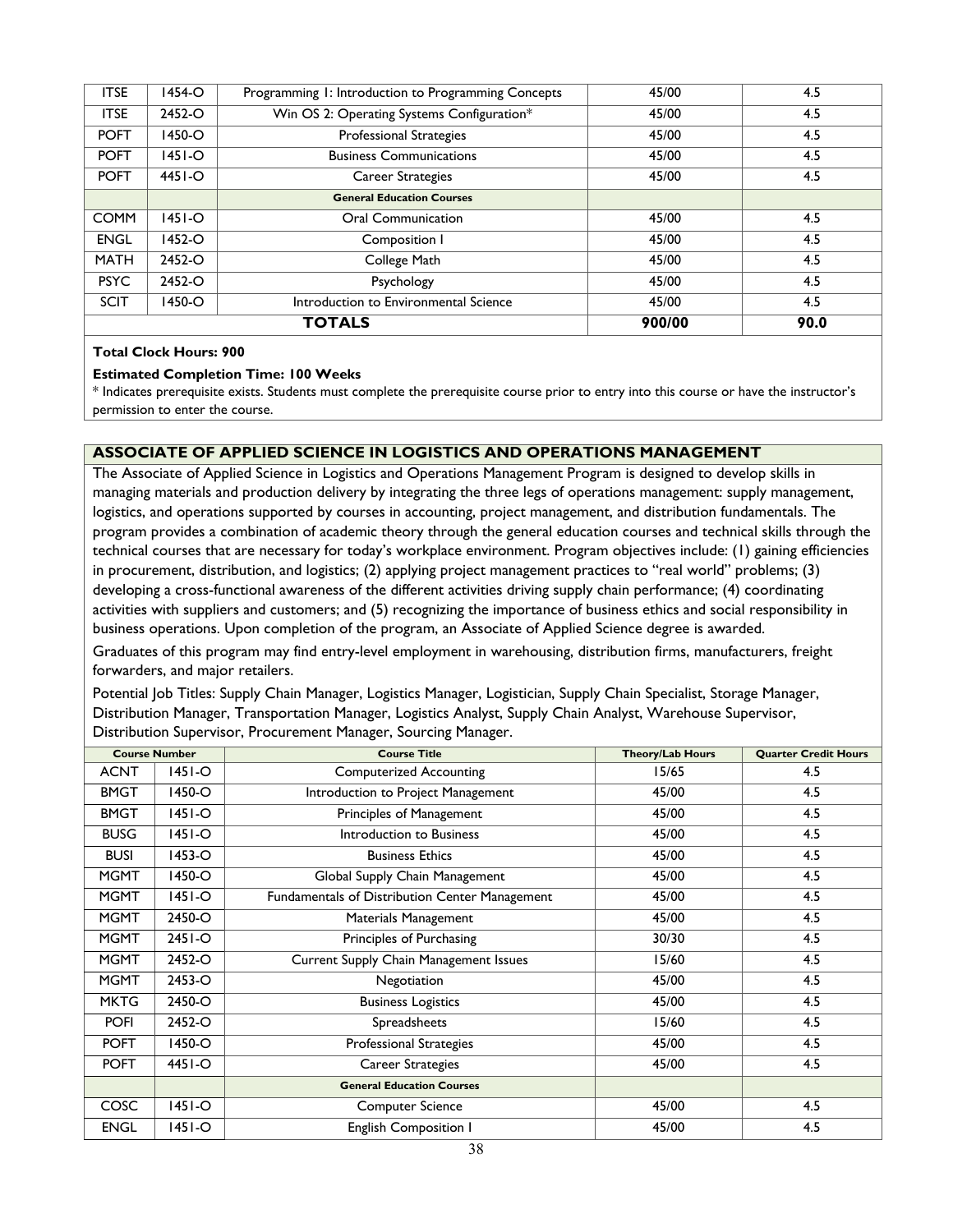| | | | | |
|---|---|---|---|---|
| ITSE | 1454-O | Programming 1: Introduction to Programming Concepts | 45/00 | 4.5 |
| ITSE | 2452-O | Win OS 2: Operating Systems Configuration* | 45/00 | 4.5 |
| POFT | 1450-O | Professional Strategies | 45/00 | 4.5 |
| POFT | 1451-O | Business Communications | 45/00 | 4.5 |
| POFT | 4451-O | Career Strategies | 45/00 | 4.5 |
| | | **General Education Courses** | | |
| COMM | 1451-O | Oral Communication | 45/00 | 4.5 |
| ENGL | 1452-O | Composition I | 45/00 | 4.5 |
| MATH | 2452-O | College Math | 45/00 | 4.5 |
| PSYC | 2452-O | Psychology | 45/00 | 4.5 |
| SCIT | 1450-O | Introduction to Environmental Science | 45/00 | 4.5 |
| | | **TOTALS** | **900/00** | **90.0** |

**Total Clock Hours: 900**

**Estimated Completion Time: 100 Weeks**

* Indicates prerequisite exists. Students must complete the prerequisite course prior to entry into this course or have the instructor's permission to enter the course.

## ASSOCIATE OF APPLIED SCIENCE IN LOGISTICS AND OPERATIONS MANAGEMENT

The Associate of Applied Science in Logistics and Operations Management Program is designed to develop skills in managing materials and production delivery by integrating the three legs of operations management: supply management, logistics, and operations supported by courses in accounting, project management, and distribution fundamentals. The program provides a combination of academic theory through the general education courses and technical skills through the technical courses that are necessary for today's workplace environment. Program objectives include: (1) gaining efficiencies in procurement, distribution, and logistics; (2) applying project management practices to "real world" problems; (3) developing a cross-functional awareness of the different activities driving supply chain performance; (4) coordinating activities with suppliers and customers; and (5) recognizing the importance of business ethics and social responsibility in business operations. Upon completion of the program, an Associate of Applied Science degree is awarded.

Graduates of this program may find entry-level employment in warehousing, distribution firms, manufacturers, freight forwarders, and major retailers.

Potential Job Titles: Supply Chain Manager, Logistics Manager, Logistician, Supply Chain Specialist, Storage Manager, Distribution Manager, Transportation Manager, Logistics Analyst, Supply Chain Analyst, Warehouse Supervisor, Distribution Supervisor, Procurement Manager, Sourcing Manager.

| Course Number | | Course Title | Theory/Lab Hours | Quarter Credit Hours |
|---|---|---|---|---|
| ACNT | 1451-O | Computerized Accounting | 15/65 | 4.5 |
| BMGT | 1450-O | Introduction to Project Management | 45/00 | 4.5 |
| BMGT | 1451-O | Principles of Management | 45/00 | 4.5 |
| BUSG | 1451-O | Introduction to Business | 45/00 | 4.5 |
| BUSI | 1453-O | Business Ethics | 45/00 | 4.5 |
| MGMT | 1450-O | Global Supply Chain Management | 45/00 | 4.5 |
| MGMT | 1451-O | Fundamentals of Distribution Center Management | 45/00 | 4.5 |
| MGMT | 2450-O | Materials Management | 45/00 | 4.5 |
| MGMT | 2451-O | Principles of Purchasing | 30/30 | 4.5 |
| MGMT | 2452-O | Current Supply Chain Management Issues | 15/60 | 4.5 |
| MGMT | 2453-O | Negotiation | 45/00 | 4.5 |
| MKTG | 2450-O | Business Logistics | 45/00 | 4.5 |
| POFI | 2452-O | Spreadsheets | 15/60 | 4.5 |
| POFT | 1450-O | Professional Strategies | 45/00 | 4.5 |
| POFT | 4451-O | Career Strategies | 45/00 | 4.5 |
| | | **General Education Courses** | | |
| COSC | 1451-O | Computer Science | 45/00 | 4.5 |
| ENGL | 1451-O | English Composition I | 45/00 | 4.5 |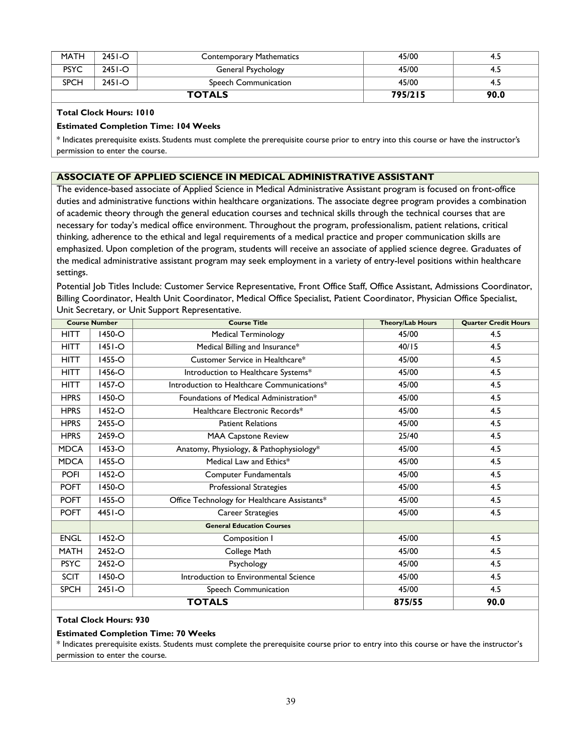| MATH | 2451-O | Contemporary Mathematics | 45/00 | 4.5 |
|---|---|---|---|---|
| PSYC | 2451-O | General Psychology | 45/00 | 4.5 |
| SPCH | 2451-O | Speech Communication | 45/00 | 4.5 |
| | | **TOTALS** | **795/215** | **90.0** |

**Total Clock Hours: 1010**

**Estimated Completion Time: 104 Weeks**

* Indicates prerequisite exists. Students must complete the prerequisite course prior to entry into this course or have the instructor's permission to enter the course.

## ASSOCIATE OF APPLIED SCIENCE IN MEDICAL ADMINISTRATIVE ASSISTANT

The evidence-based associate of Applied Science in Medical Administrative Assistant program is focused on front-office duties and administrative functions within healthcare organizations. The associate degree program provides a combination of academic theory through the general education courses and technical skills through the technical courses that are necessary for today's medical office environment. Throughout the program, professionalism, patient relations, critical thinking, adherence to the ethical and legal requirements of a medical practice and proper communication skills are emphasized. Upon completion of the program, students will receive an associate of applied science degree. Graduates of the medical administrative assistant program may seek employment in a variety of entry-level positions within healthcare settings.

Potential Job Titles Include: Customer Service Representative, Front Office Staff, Office Assistant, Admissions Coordinator, Billing Coordinator, Health Unit Coordinator, Medical Office Specialist, Patient Coordinator, Physician Office Specialist, Unit Secretary, or Unit Support Representative.

| Course Number | | Course Title | Theory/Lab Hours | Quarter Credit Hours |
|---|---|---|---|---|
| HITT | 1450-O | Medical Terminology | 45/00 | 4.5 |
| HITT | 1451-O | Medical Billing and Insurance* | 40/15 | 4.5 |
| HITT | 1455-O | Customer Service in Healthcare* | 45/00 | 4.5 |
| HITT | 1456-O | Introduction to Healthcare Systems* | 45/00 | 4.5 |
| HITT | 1457-O | Introduction to Healthcare Communications* | 45/00 | 4.5 |
| HPRS | 1450-O | Foundations of Medical Administration* | 45/00 | 4.5 |
| HPRS | 1452-O | Healthcare Electronic Records* | 45/00 | 4.5 |
| HPRS | 2455-O | Patient Relations | 45/00 | 4.5 |
| HPRS | 2459-O | MAA Capstone Review | 25/40 | 4.5 |
| MDCA | 1453-O | Anatomy, Physiology, & Pathophysiology* | 45/00 | 4.5 |
| MDCA | 1455-O | Medical Law and Ethics* | 45/00 | 4.5 |
| POFI | 1452-O | Computer Fundamentals | 45/00 | 4.5 |
| POFT | 1450-O | Professional Strategies | 45/00 | 4.5 |
| POFT | 1455-O | Office Technology for Healthcare Assistants* | 45/00 | 4.5 |
| POFT | 4451-O | Career Strategies | 45/00 | 4.5 |
| | | **General Education Courses** | | |
| ENGL | 1452-O | Composition I | 45/00 | 4.5 |
| MATH | 2452-O | College Math | 45/00 | 4.5 |
| PSYC | 2452-O | Psychology | 45/00 | 4.5 |
| SCIT | 1450-O | Introduction to Environmental Science | 45/00 | 4.5 |
| SPCH | 2451-O | Speech Communication | 45/00 | 4.5 |
| | | **TOTALS** | **875/55** | **90.0** |

**Total Clock Hours: 930**

**Estimated Completion Time: 70 Weeks**

* Indicates prerequisite exists. Students must complete the prerequisite course prior to entry into this course or have the instructor's permission to enter the course.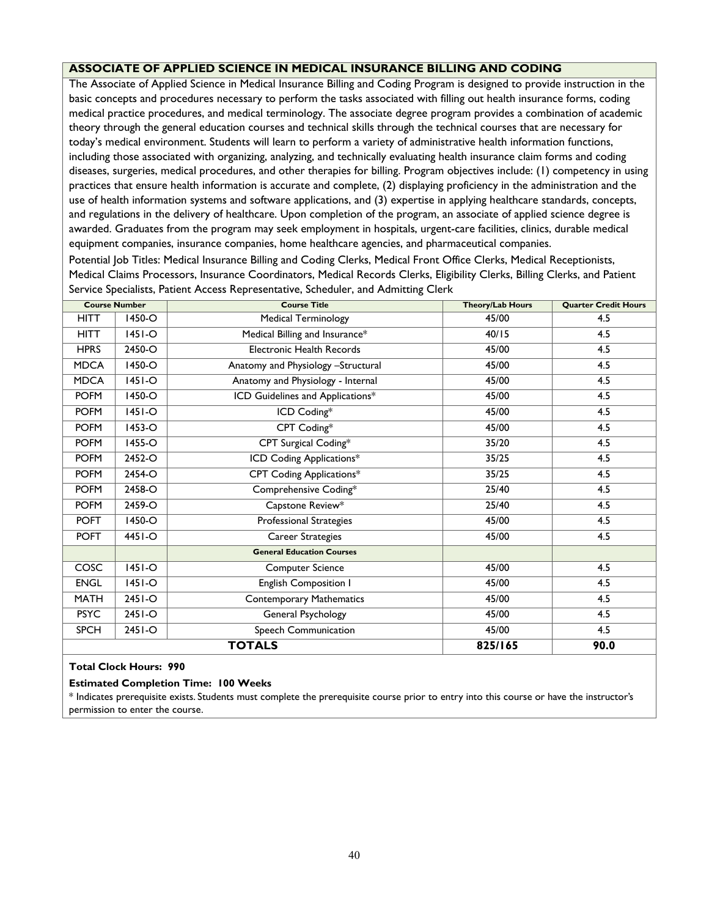## ASSOCIATE OF APPLIED SCIENCE IN MEDICAL INSURANCE BILLING AND CODING

The Associate of Applied Science in Medical Insurance Billing and Coding Program is designed to provide instruction in the basic concepts and procedures necessary to perform the tasks associated with filling out health insurance forms, coding medical practice procedures, and medical terminology. The associate degree program provides a combination of academic theory through the general education courses and technical skills through the technical courses that are necessary for today's medical environment. Students will learn to perform a variety of administrative health information functions, including those associated with organizing, analyzing, and technically evaluating health insurance claim forms and coding diseases, surgeries, medical procedures, and other therapies for billing. Program objectives include: (1) competency in using practices that ensure health information is accurate and complete, (2) displaying proficiency in the administration and the use of health information systems and software applications, and (3) expertise in applying healthcare standards, concepts, and regulations in the delivery of healthcare. Upon completion of the program, an associate of applied science degree is awarded. Graduates from the program may seek employment in hospitals, urgent-care facilities, clinics, durable medical equipment companies, insurance companies, home healthcare agencies, and pharmaceutical companies.

Potential Job Titles: Medical Insurance Billing and Coding Clerks, Medical Front Office Clerks, Medical Receptionists, Medical Claims Processors, Insurance Coordinators, Medical Records Clerks, Eligibility Clerks, Billing Clerks, and Patient Service Specialists, Patient Access Representative, Scheduler, and Admitting Clerk

| Course Number | | Course Title | Theory/Lab Hours | Quarter Credit Hours |
|---|---|---|---|---|
| HITT | 1450-O | Medical Terminology | 45/00 | 4.5 |
| HITT | 1451-O | Medical Billing and Insurance* | 40/15 | 4.5 |
| HPRS | 2450-O | Electronic Health Records | 45/00 | 4.5 |
| MDCA | 1450-O | Anatomy and Physiology –Structural | 45/00 | 4.5 |
| MDCA | 1451-O | Anatomy and Physiology - Internal | 45/00 | 4.5 |
| POFM | 1450-O | ICD Guidelines and Applications* | 45/00 | 4.5 |
| POFM | 1451-O | ICD Coding* | 45/00 | 4.5 |
| POFM | 1453-O | CPT Coding* | 45/00 | 4.5 |
| POFM | 1455-O | CPT Surgical Coding* | 35/20 | 4.5 |
| POFM | 2452-O | ICD Coding Applications* | 35/25 | 4.5 |
| POFM | 2454-O | CPT Coding Applications* | 35/25 | 4.5 |
| POFM | 2458-O | Comprehensive Coding* | 25/40 | 4.5 |
| POFM | 2459-O | Capstone Review* | 25/40 | 4.5 |
| POFT | 1450-O | Professional Strategies | 45/00 | 4.5 |
| POFT | 4451-O | Career Strategies | 45/00 | 4.5 |
| | | **General Education Courses** | | |
| COSC | 1451-O | Computer Science | 45/00 | 4.5 |
| ENGL | 1451-O | English Composition I | 45/00 | 4.5 |
| MATH | 2451-O | Contemporary Mathematics | 45/00 | 4.5 |
| PSYC | 2451-O | General Psychology | 45/00 | 4.5 |
| SPCH | 2451-O | Speech Communication | 45/00 | 4.5 |
| | | **TOTALS** | **825/165** | **90.0** |

**Total Clock Hours: 990**

**Estimated Completion Time: 100 Weeks**

* Indicates prerequisite exists. Students must complete the prerequisite course prior to entry into this course or have the instructor's permission to enter the course.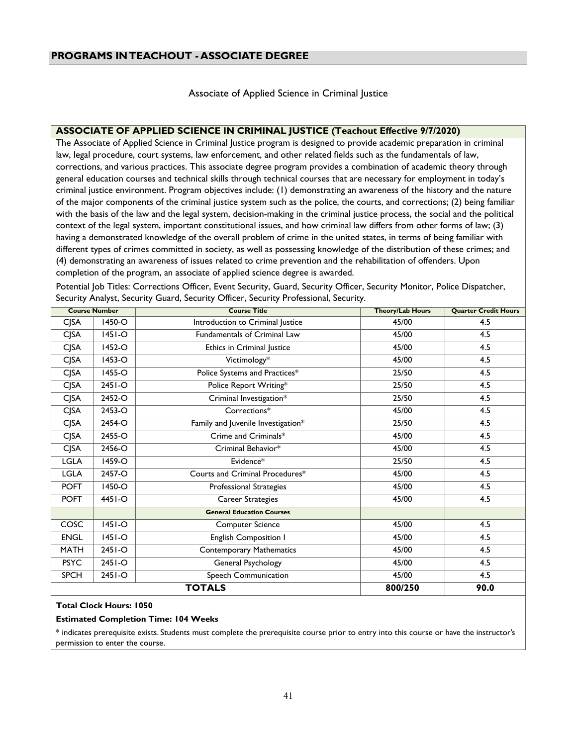## PROGRAMS IN TEACHOUT - ASSOCIATE DEGREE

Associate of Applied Science in Criminal Justice

### ASSOCIATE OF APPLIED SCIENCE IN CRIMINAL JUSTICE (Teachout Effective 9/7/2020)

The Associate of Applied Science in Criminal Justice program is designed to provide academic preparation in criminal law, legal procedure, court systems, law enforcement, and other related fields such as the fundamentals of law, corrections, and various practices. This associate degree program provides a combination of academic theory through general education courses and technical skills through technical courses that are necessary for employment in today's criminal justice environment. Program objectives include: (1) demonstrating an awareness of the history and the nature of the major components of the criminal justice system such as the police, the courts, and corrections; (2) being familiar with the basis of the law and the legal system, decision-making in the criminal justice process, the social and the political context of the legal system, important constitutional issues, and how criminal law differs from other forms of law; (3) having a demonstrated knowledge of the overall problem of crime in the united states, in terms of being familiar with different types of crimes committed in society, as well as possessing knowledge of the distribution of these crimes; and (4) demonstrating an awareness of issues related to crime prevention and the rehabilitation of offenders. Upon completion of the program, an associate of applied science degree is awarded.

Potential Job Titles: Corrections Officer, Event Security, Guard, Security Officer, Security Monitor, Police Dispatcher, Security Analyst, Security Guard, Security Officer, Security Professional, Security.

| Course Number | | Course Title | Theory/Lab Hours | Quarter Credit Hours |
|---|---|---|---|---|
| CJSA | 1450-O | Introduction to Criminal Justice | 45/00 | 4.5 |
| CJSA | 1451-O | Fundamentals of Criminal Law | 45/00 | 4.5 |
| CJSA | 1452-O | Ethics in Criminal Justice | 45/00 | 4.5 |
| CJSA | 1453-O | Victimology* | 45/00 | 4.5 |
| CJSA | 1455-O | Police Systems and Practices* | 25/50 | 4.5 |
| CJSA | 2451-O | Police Report Writing* | 25/50 | 4.5 |
| CJSA | 2452-O | Criminal Investigation* | 25/50 | 4.5 |
| CJSA | 2453-O | Corrections* | 45/00 | 4.5 |
| CJSA | 2454-O | Family and Juvenile Investigation* | 25/50 | 4.5 |
| CJSA | 2455-O | Crime and Criminals* | 45/00 | 4.5 |
| CJSA | 2456-O | Criminal Behavior* | 45/00 | 4.5 |
| LGLA | 1459-O | Evidence* | 25/50 | 4.5 |
| LGLA | 2457-O | Courts and Criminal Procedures* | 45/00 | 4.5 |
| POFT | 1450-O | Professional Strategies | 45/00 | 4.5 |
| POFT | 4451-O | Career Strategies | 45/00 | 4.5 |
| | | **General Education Courses** | | |
| COSC | 1451-O | Computer Science | 45/00 | 4.5 |
| ENGL | 1451-O | English Composition I | 45/00 | 4.5 |
| MATH | 2451-O | Contemporary Mathematics | 45/00 | 4.5 |
| PSYC | 2451-O | General Psychology | 45/00 | 4.5 |
| SPCH | 2451-O | Speech Communication | 45/00 | 4.5 |
| | | **TOTALS** | **800/250** | **90.0** |

**Total Clock Hours: 1050**

**Estimated Completion Time: 104 Weeks**

* indicates prerequisite exists. Students must complete the prerequisite course prior to entry into this course or have the instructor's permission to enter the course.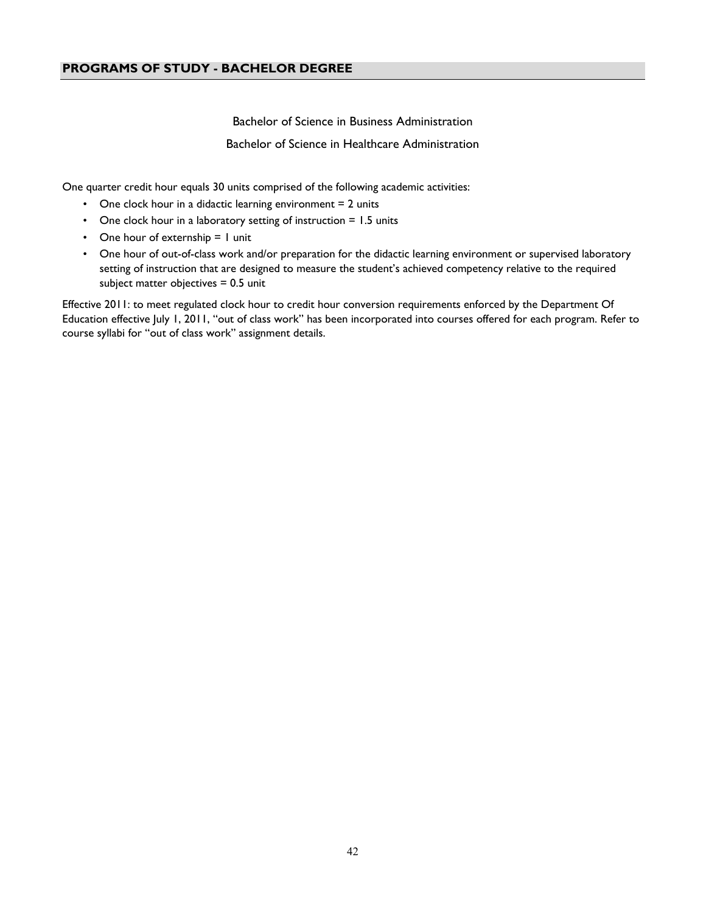## PROGRAMS OF STUDY - BACHELOR DEGREE

Bachelor of Science in Business Administration

Bachelor of Science in Healthcare Administration

One quarter credit hour equals 30 units comprised of the following academic activities:

- One clock hour in a didactic learning environment = 2 units
- One clock hour in a laboratory setting of instruction = 1.5 units
- One hour of externship = 1 unit
- One hour of out-of-class work and/or preparation for the didactic learning environment or supervised laboratory setting of instruction that are designed to measure the student's achieved competency relative to the required subject matter objectives = 0.5 unit

Effective 2011: to meet regulated clock hour to credit hour conversion requirements enforced by the Department Of Education effective July 1, 2011, "out of class work" has been incorporated into courses offered for each program. Refer to course syllabi for "out of class work" assignment details.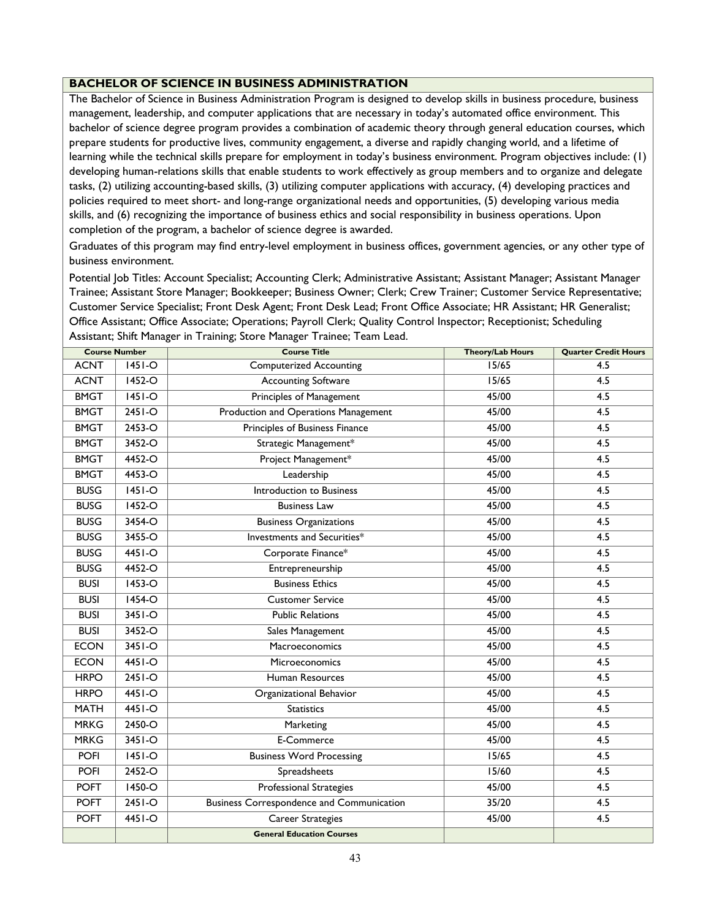## BACHELOR OF SCIENCE IN BUSINESS ADMINISTRATION

The Bachelor of Science in Business Administration Program is designed to develop skills in business procedure, business management, leadership, and computer applications that are necessary in today's automated office environment. This bachelor of science degree program provides a combination of academic theory through general education courses, which prepare students for productive lives, community engagement, a diverse and rapidly changing world, and a lifetime of learning while the technical skills prepare for employment in today's business environment. Program objectives include: (1) developing human-relations skills that enable students to work effectively as group members and to organize and delegate tasks, (2) utilizing accounting-based skills, (3) utilizing computer applications with accuracy, (4) developing practices and policies required to meet short- and long-range organizational needs and opportunities, (5) developing various media skills, and (6) recognizing the importance of business ethics and social responsibility in business operations. Upon completion of the program, a bachelor of science degree is awarded.

Graduates of this program may find entry-level employment in business offices, government agencies, or any other type of business environment.

Potential Job Titles: Account Specialist; Accounting Clerk; Administrative Assistant; Assistant Manager; Assistant Manager Trainee; Assistant Store Manager; Bookkeeper; Business Owner; Clerk; Crew Trainer; Customer Service Representative; Customer Service Specialist; Front Desk Agent; Front Desk Lead; Front Office Associate; HR Assistant; HR Generalist; Office Assistant; Office Associate; Operations; Payroll Clerk; Quality Control Inspector; Receptionist; Scheduling Assistant; Shift Manager in Training; Store Manager Trainee; Team Lead.

| Course Number | | Course Title | Theory/Lab Hours | Quarter Credit Hours |
|---|---|---|---|---|
| ACNT | 1451-O | Computerized Accounting | 15/65 | 4.5 |
| ACNT | 1452-O | Accounting Software | 15/65 | 4.5 |
| BMGT | 1451-O | Principles of Management | 45/00 | 4.5 |
| BMGT | 2451-O | Production and Operations Management | 45/00 | 4.5 |
| BMGT | 2453-O | Principles of Business Finance | 45/00 | 4.5 |
| BMGT | 3452-O | Strategic Management* | 45/00 | 4.5 |
| BMGT | 4452-O | Project Management* | 45/00 | 4.5 |
| BMGT | 4453-O | Leadership | 45/00 | 4.5 |
| BUSG | 1451-O | Introduction to Business | 45/00 | 4.5 |
| BUSG | 1452-O | Business Law | 45/00 | 4.5 |
| BUSG | 3454-O | Business Organizations | 45/00 | 4.5 |
| BUSG | 3455-O | Investments and Securities* | 45/00 | 4.5 |
| BUSG | 4451-O | Corporate Finance* | 45/00 | 4.5 |
| BUSG | 4452-O | Entrepreneurship | 45/00 | 4.5 |
| BUSI | 1453-O | Business Ethics | 45/00 | 4.5 |
| BUSI | 1454-O | Customer Service | 45/00 | 4.5 |
| BUSI | 3451-O | Public Relations | 45/00 | 4.5 |
| BUSI | 3452-O | Sales Management | 45/00 | 4.5 |
| ECON | 3451-O | Macroeconomics | 45/00 | 4.5 |
| ECON | 4451-O | Microeconomics | 45/00 | 4.5 |
| HRPO | 2451-O | Human Resources | 45/00 | 4.5 |
| HRPO | 4451-O | Organizational Behavior | 45/00 | 4.5 |
| MATH | 4451-O | Statistics | 45/00 | 4.5 |
| MRKG | 2450-O | Marketing | 45/00 | 4.5 |
| MRKG | 3451-O | E-Commerce | 45/00 | 4.5 |
| POFI | 1451-O | Business Word Processing | 15/65 | 4.5 |
| POFI | 2452-O | Spreadsheets | 15/60 | 4.5 |
| POFT | 1450-O | Professional Strategies | 45/00 | 4.5 |
| POFT | 2451-O | Business Correspondence and Communication | 35/20 | 4.5 |
| POFT | 4451-O | Career Strategies | 45/00 | 4.5 |
| | | **General Education Courses** | | |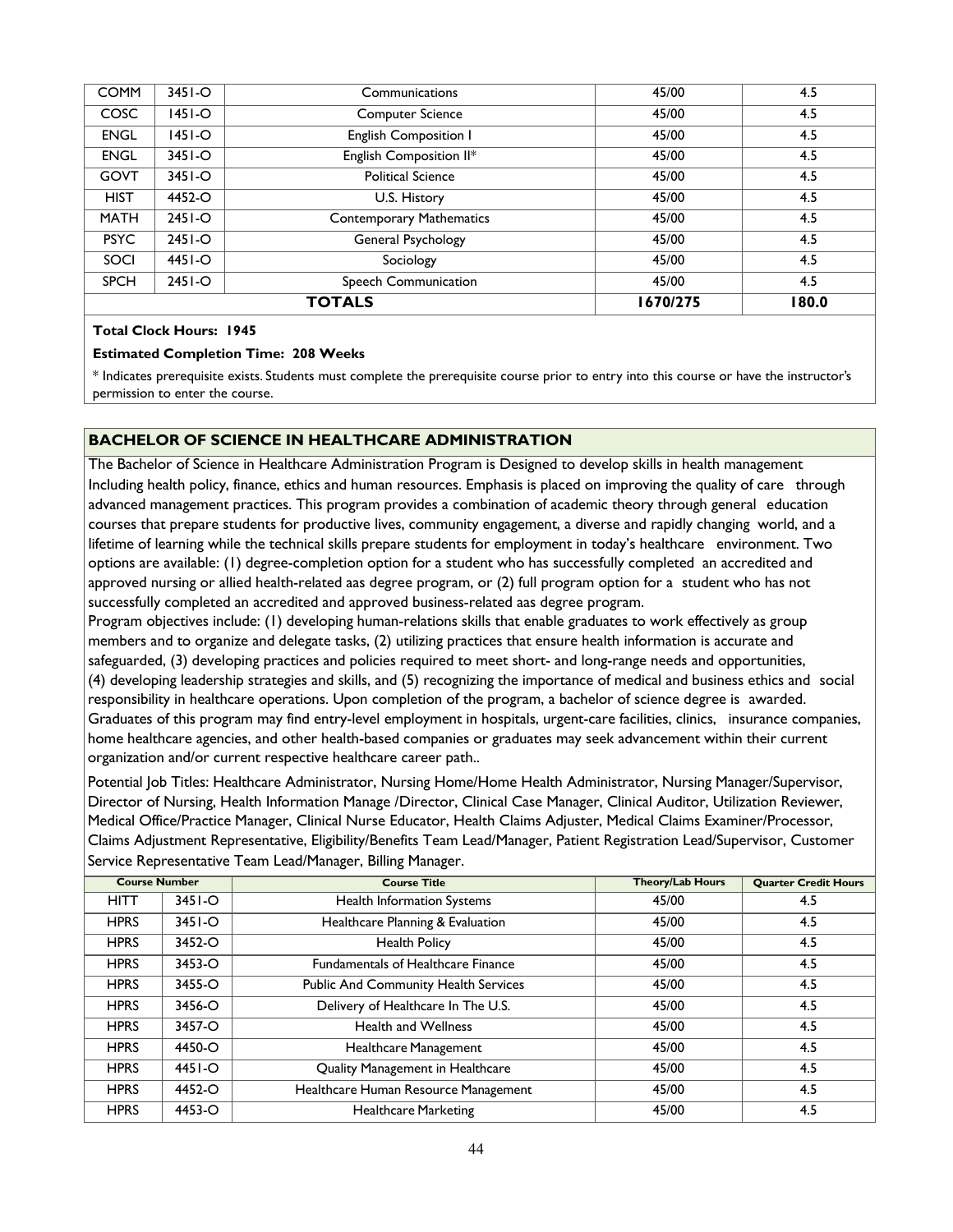| | | | | |
|---|---|---|---|---|
| COMM | 3451-O | Communications | 45/00 | 4.5 |
| COSC | 1451-O | Computer Science | 45/00 | 4.5 |
| ENGL | 1451-O | English Composition I | 45/00 | 4.5 |
| ENGL | 3451-O | English Composition II* | 45/00 | 4.5 |
| GOVT | 3451-O | Political Science | 45/00 | 4.5 |
| HIST | 4452-O | U.S. History | 45/00 | 4.5 |
| MATH | 2451-O | Contemporary Mathematics | 45/00 | 4.5 |
| PSYC | 2451-O | General Psychology | 45/00 | 4.5 |
| SOCI | 4451-O | Sociology | 45/00 | 4.5 |
| SPCH | 2451-O | Speech Communication | 45/00 | 4.5 |
| | | **TOTALS** | **1670/275** | **180.0** |

**Total Clock Hours: 1945**

**Estimated Completion Time: 208 Weeks**

* Indicates prerequisite exists. Students must complete the prerequisite course prior to entry into this course or have the instructor's permission to enter the course.

## BACHELOR OF SCIENCE IN HEALTHCARE ADMINISTRATION

The Bachelor of Science in Healthcare Administration Program is Designed to develop skills in health management Including health policy, finance, ethics and human resources. Emphasis is placed on improving the quality of care through advanced management practices. This program provides a combination of academic theory through general education courses that prepare students for productive lives, community engagement, a diverse and rapidly changing world, and a lifetime of learning while the technical skills prepare students for employment in today's healthcare environment. Two options are available: (1) degree-completion option for a student who has successfully completed an accredited and approved nursing or allied health-related aas degree program, or (2) full program option for a student who has not successfully completed an accredited and approved business-related aas degree program.

Program objectives include: (1) developing human-relations skills that enable graduates to work effectively as group members and to organize and delegate tasks, (2) utilizing practices that ensure health information is accurate and safeguarded, (3) developing practices and policies required to meet short- and long-range needs and opportunities, (4) developing leadership strategies and skills, and (5) recognizing the importance of medical and business ethics and social responsibility in healthcare operations. Upon completion of the program, a bachelor of science degree is awarded. Graduates of this program may find entry-level employment in hospitals, urgent-care facilities, clinics, insurance companies, home healthcare agencies, and other health-based companies or graduates may seek advancement within their current organization and/or current respective healthcare career path..

Potential Job Titles: Healthcare Administrator, Nursing Home/Home Health Administrator, Nursing Manager/Supervisor, Director of Nursing, Health Information Manage /Director, Clinical Case Manager, Clinical Auditor, Utilization Reviewer, Medical Office/Practice Manager, Clinical Nurse Educator, Health Claims Adjuster, Medical Claims Examiner/Processor, Claims Adjustment Representative, Eligibility/Benefits Team Lead/Manager, Patient Registration Lead/Supervisor, Customer Service Representative Team Lead/Manager, Billing Manager.

| Course Number | | Course Title | Theory/Lab Hours | Quarter Credit Hours |
|---|---|---|---|---|
| HITT | 3451-O | Health Information Systems | 45/00 | 4.5 |
| HPRS | 3451-O | Healthcare Planning & Evaluation | 45/00 | 4.5 |
| HPRS | 3452-O | Health Policy | 45/00 | 4.5 |
| HPRS | 3453-O | Fundamentals of Healthcare Finance | 45/00 | 4.5 |
| HPRS | 3455-O | Public And Community Health Services | 45/00 | 4.5 |
| HPRS | 3456-O | Delivery of Healthcare In The U.S. | 45/00 | 4.5 |
| HPRS | 3457-O | Health and Wellness | 45/00 | 4.5 |
| HPRS | 4450-O | Healthcare Management | 45/00 | 4.5 |
| HPRS | 4451-O | Quality Management in Healthcare | 45/00 | 4.5 |
| HPRS | 4452-O | Healthcare Human Resource Management | 45/00 | 4.5 |
| HPRS | 4453-O | Healthcare Marketing | 45/00 | 4.5 |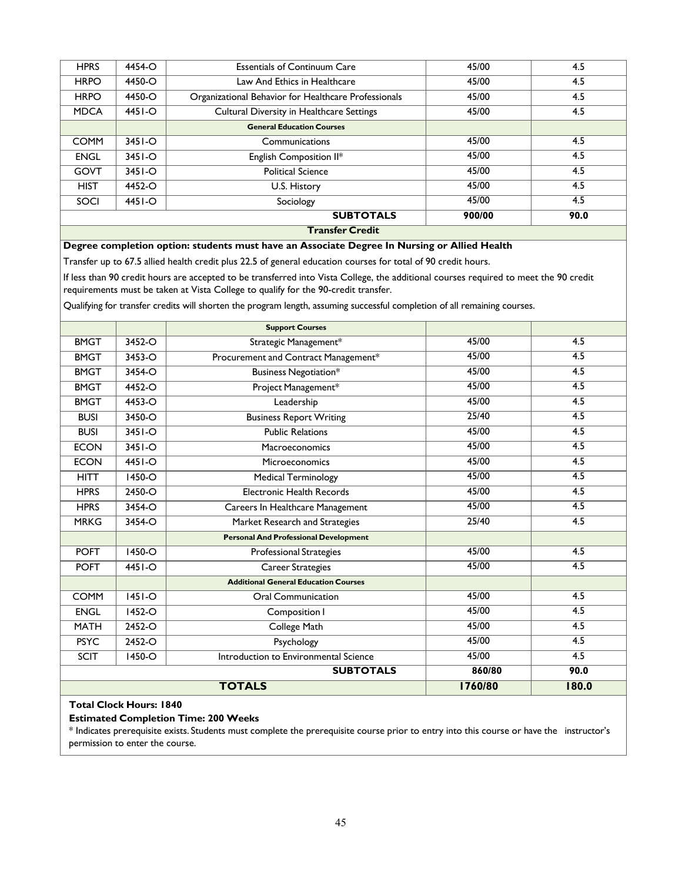| | | | | |
|---|---|---|---|---|
| HPRS | 4454-O | Essentials of Continuum Care | 45/00 | 4.5 |
| HRPO | 4450-O | Law And Ethics in Healthcare | 45/00 | 4.5 |
| HRPO | 4450-O | Organizational Behavior for Healthcare Professionals | 45/00 | 4.5 |
| MDCA | 4451-O | Cultural Diversity in Healthcare Settings | 45/00 | 4.5 |
| | | **General Education Courses** | | |
| COMM | 3451-O | Communications | 45/00 | 4.5 |
| ENGL | 3451-O | English Composition II* | 45/00 | 4.5 |
| GOVT | 3451-O | Political Science | 45/00 | 4.5 |
| HIST | 4452-O | U.S. History | 45/00 | 4.5 |
| SOCI | 4451-O | Sociology | 45/00 | 4.5 |
| | | **SUBTOTALS** | **900/00** | **90.0** |

**Transfer Credit**

**Degree completion option: students must have an Associate Degree In Nursing or Allied Health**

Transfer up to 67.5 allied health credit plus 22.5 of general education courses for total of 90 credit hours.

If less than 90 credit hours are accepted to be transferred into Vista College, the additional courses required to meet the 90 credit requirements must be taken at Vista College to qualify for the 90-credit transfer.

Qualifying for transfer credits will shorten the program length, assuming successful completion of all remaining courses.

| | | | | |
|---|---|---|---|---|
| | | **Support Courses** | | |
| BMGT | 3452-O | Strategic Management* | 45/00 | 4.5 |
| BMGT | 3453-O | Procurement and Contract Management* | 45/00 | 4.5 |
| BMGT | 3454-O | Business Negotiation* | 45/00 | 4.5 |
| BMGT | 4452-O | Project Management* | 45/00 | 4.5 |
| BMGT | 4453-O | Leadership | 45/00 | 4.5 |
| BUSI | 3450-O | Business Report Writing | 25/40 | 4.5 |
| BUSI | 3451-O | Public Relations | 45/00 | 4.5 |
| ECON | 3451-O | Macroeconomics | 45/00 | 4.5 |
| ECON | 4451-O | Microeconomics | 45/00 | 4.5 |
| HITT | 1450-O | Medical Terminology | 45/00 | 4.5 |
| HPRS | 2450-O | Electronic Health Records | 45/00 | 4.5 |
| HPRS | 3454-O | Careers In Healthcare Management | 45/00 | 4.5 |
| MRKG | 3454-O | Market Research and Strategies | 25/40 | 4.5 |
| | | **Personal And Professional Development** | | |
| POFT | 1450-O | Professional Strategies | 45/00 | 4.5 |
| POFT | 4451-O | Career Strategies | 45/00 | 4.5 |
| | | **Additional General Education Courses** | | |
| COMM | 1451-O | Oral Communication | 45/00 | 4.5 |
| ENGL | 1452-O | Composition I | 45/00 | 4.5 |
| MATH | 2452-O | College Math | 45/00 | 4.5 |
| PSYC | 2452-O | Psychology | 45/00 | 4.5 |
| SCIT | 1450-O | Introduction to Environmental Science | 45/00 | 4.5 |
| | | **SUBTOTALS** | **860/80** | **90.0** |
| | | **TOTALS** | **1760/80** | **180.0** |

**Total Clock Hours: 1840**

**Estimated Completion Time: 200 Weeks**

* Indicates prerequisite exists. Students must complete the prerequisite course prior to entry into this course or have the instructor's permission to enter the course.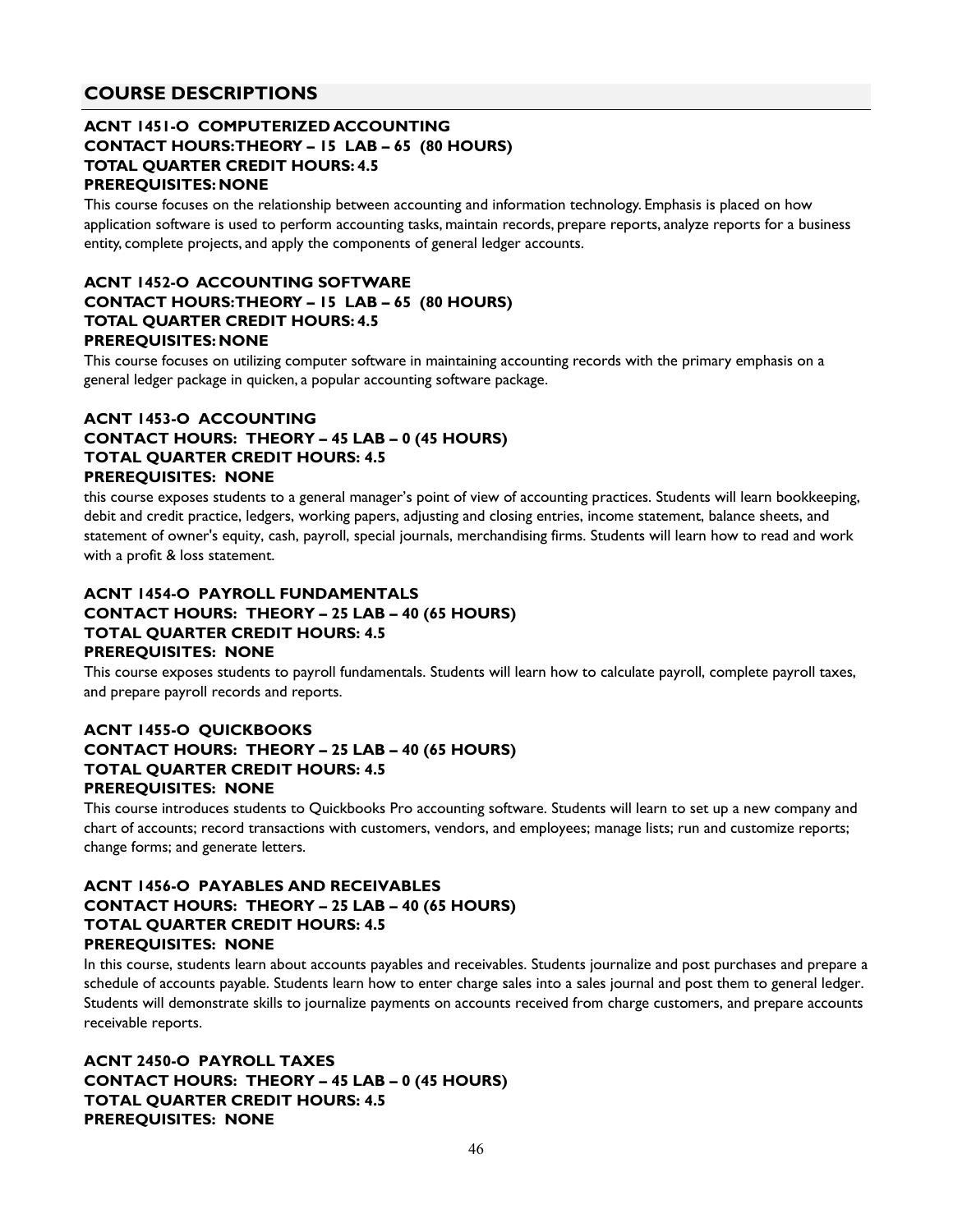## COURSE DESCRIPTIONS

**ACNT 1451-O COMPUTERIZED ACCOUNTING**
**CONTACT HOURS: THEORY – 15 LAB – 65 (80 HOURS)**
**TOTAL QUARTER CREDIT HOURS: 4.5**
**PREREQUISITES: NONE**

This course focuses on the relationship between accounting and information technology. Emphasis is placed on how application software is used to perform accounting tasks, maintain records, prepare reports, analyze reports for a business entity, complete projects, and apply the components of general ledger accounts.

**ACNT 1452-O ACCOUNTING SOFTWARE**
**CONTACT HOURS: THEORY – 15 LAB – 65 (80 HOURS)**
**TOTAL QUARTER CREDIT HOURS: 4.5**
**PREREQUISITES: NONE**

This course focuses on utilizing computer software in maintaining accounting records with the primary emphasis on a general ledger package in quicken, a popular accounting software package.

**ACNT 1453-O ACCOUNTING**
**CONTACT HOURS: THEORY – 45 LAB – 0 (45 HOURS)**
**TOTAL QUARTER CREDIT HOURS: 4.5**
**PREREQUISITES: NONE**

this course exposes students to a general manager's point of view of accounting practices. Students will learn bookkeeping, debit and credit practice, ledgers, working papers, adjusting and closing entries, income statement, balance sheets, and statement of owner's equity, cash, payroll, special journals, merchandising firms. Students will learn how to read and work with a profit & loss statement.

**ACNT 1454-O PAYROLL FUNDAMENTALS**
**CONTACT HOURS: THEORY – 25 LAB – 40 (65 HOURS)**
**TOTAL QUARTER CREDIT HOURS: 4.5**
**PREREQUISITES: NONE**

This course exposes students to payroll fundamentals. Students will learn how to calculate payroll, complete payroll taxes, and prepare payroll records and reports.

**ACNT 1455-O QUICKBOOKS**
**CONTACT HOURS: THEORY – 25 LAB – 40 (65 HOURS)**
**TOTAL QUARTER CREDIT HOURS: 4.5**
**PREREQUISITES: NONE**

This course introduces students to Quickbooks Pro accounting software. Students will learn to set up a new company and chart of accounts; record transactions with customers, vendors, and employees; manage lists; run and customize reports; change forms; and generate letters.

**ACNT 1456-O PAYABLES AND RECEIVABLES**
**CONTACT HOURS: THEORY – 25 LAB – 40 (65 HOURS)**
**TOTAL QUARTER CREDIT HOURS: 4.5**
**PREREQUISITES: NONE**

In this course, students learn about accounts payables and receivables. Students journalize and post purchases and prepare a schedule of accounts payable. Students learn how to enter charge sales into a sales journal and post them to general ledger. Students will demonstrate skills to journalize payments on accounts received from charge customers, and prepare accounts receivable reports.

**ACNT 2450-O PAYROLL TAXES**
**CONTACT HOURS: THEORY – 45 LAB – 0 (45 HOURS)**
**TOTAL QUARTER CREDIT HOURS: 4.5**
**PREREQUISITES: NONE**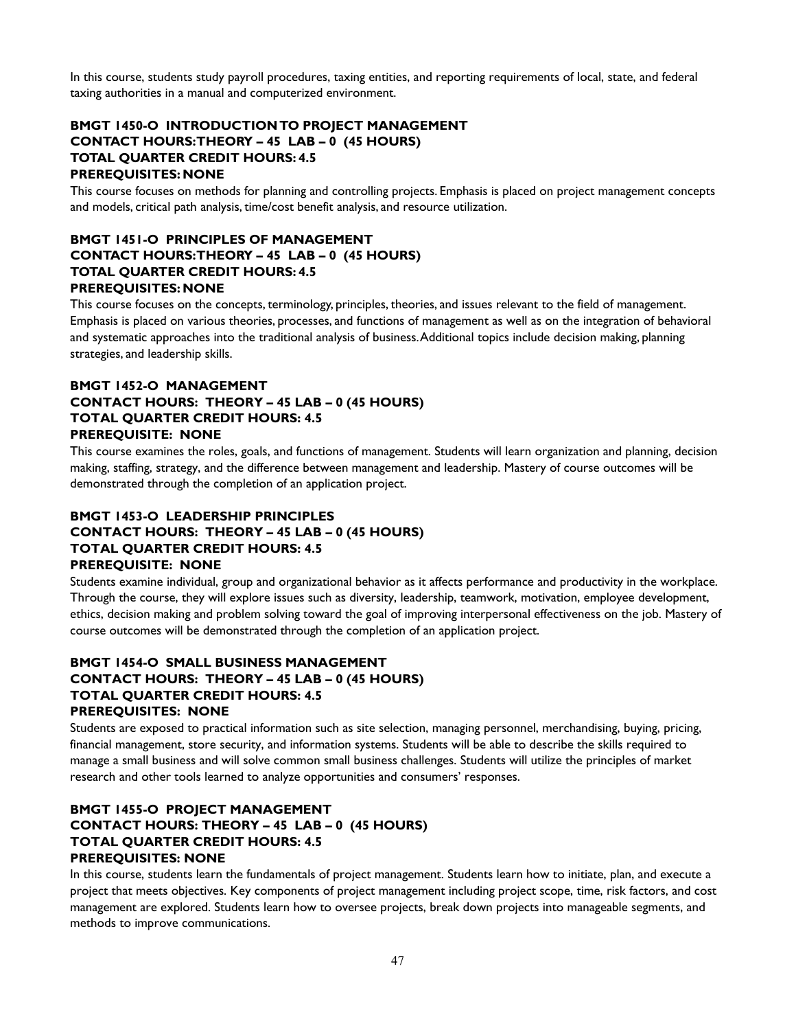In this course, students study payroll procedures, taxing entities, and reporting requirements of local, state, and federal taxing authorities in a manual and computerized environment.

**BMGT 1450-O INTRODUCTION TO PROJECT MANAGEMENT**
**CONTACT HOURS: THEORY – 45 LAB – 0 (45 HOURS)**
**TOTAL QUARTER CREDIT HOURS: 4.5**
**PREREQUISITES: NONE**

This course focuses on methods for planning and controlling projects. Emphasis is placed on project management concepts and models, critical path analysis, time/cost benefit analysis, and resource utilization.

**BMGT 1451-O PRINCIPLES OF MANAGEMENT**
**CONTACT HOURS: THEORY – 45 LAB – 0 (45 HOURS)**
**TOTAL QUARTER CREDIT HOURS: 4.5**
**PREREQUISITES: NONE**

This course focuses on the concepts, terminology, principles, theories, and issues relevant to the field of management. Emphasis is placed on various theories, processes, and functions of management as well as on the integration of behavioral and systematic approaches into the traditional analysis of business. Additional topics include decision making, planning strategies, and leadership skills.

**BMGT 1452-O MANAGEMENT**
**CONTACT HOURS: THEORY – 45 LAB – 0 (45 HOURS)**
**TOTAL QUARTER CREDIT HOURS: 4.5**
**PREREQUISITE: NONE**

This course examines the roles, goals, and functions of management. Students will learn organization and planning, decision making, staffing, strategy, and the difference between management and leadership. Mastery of course outcomes will be demonstrated through the completion of an application project.

**BMGT 1453-O LEADERSHIP PRINCIPLES**
**CONTACT HOURS: THEORY – 45 LAB – 0 (45 HOURS)**
**TOTAL QUARTER CREDIT HOURS: 4.5**
**PREREQUISITE: NONE**

Students examine individual, group and organizational behavior as it affects performance and productivity in the workplace. Through the course, they will explore issues such as diversity, leadership, teamwork, motivation, employee development, ethics, decision making and problem solving toward the goal of improving interpersonal effectiveness on the job. Mastery of course outcomes will be demonstrated through the completion of an application project.

**BMGT 1454-O SMALL BUSINESS MANAGEMENT**
**CONTACT HOURS: THEORY – 45 LAB – 0 (45 HOURS)**
**TOTAL QUARTER CREDIT HOURS: 4.5**
**PREREQUISITES: NONE**

Students are exposed to practical information such as site selection, managing personnel, merchandising, buying, pricing, financial management, store security, and information systems. Students will be able to describe the skills required to manage a small business and will solve common small business challenges. Students will utilize the principles of market research and other tools learned to analyze opportunities and consumers' responses.

**BMGT 1455-O PROJECT MANAGEMENT**
**CONTACT HOURS: THEORY – 45 LAB – 0 (45 HOURS)**
**TOTAL QUARTER CREDIT HOURS: 4.5**
**PREREQUISITES: NONE**

In this course, students learn the fundamentals of project management. Students learn how to initiate, plan, and execute a project that meets objectives. Key components of project management including project scope, time, risk factors, and cost management are explored. Students learn how to oversee projects, break down projects into manageable segments, and methods to improve communications.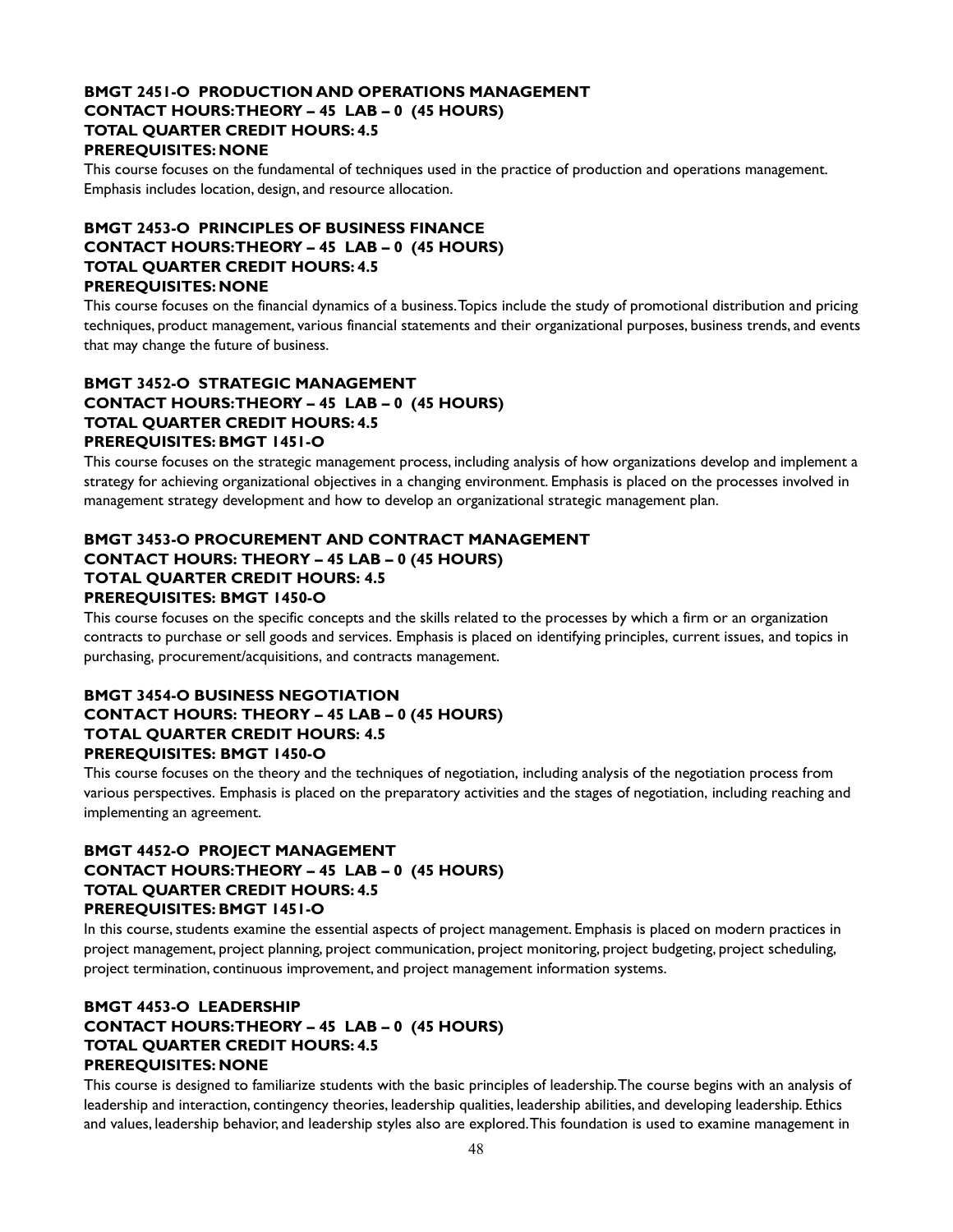**BMGT 2451-O PRODUCTION AND OPERATIONS MANAGEMENT**
**CONTACT HOURS: THEORY – 45 LAB – 0 (45 HOURS)**
**TOTAL QUARTER CREDIT HOURS: 4.5**
**PREREQUISITES: NONE**

This course focuses on the fundamental of techniques used in the practice of production and operations management. Emphasis includes location, design, and resource allocation.

**BMGT 2453-O PRINCIPLES OF BUSINESS FINANCE**
**CONTACT HOURS: THEORY – 45 LAB – 0 (45 HOURS)**
**TOTAL QUARTER CREDIT HOURS: 4.5**
**PREREQUISITES: NONE**

This course focuses on the financial dynamics of a business. Topics include the study of promotional distribution and pricing techniques, product management, various financial statements and their organizational purposes, business trends, and events that may change the future of business.

**BMGT 3452-O STRATEGIC MANAGEMENT**
**CONTACT HOURS: THEORY – 45 LAB – 0 (45 HOURS)**
**TOTAL QUARTER CREDIT HOURS: 4.5**
**PREREQUISITES: BMGT 1451-O**

This course focuses on the strategic management process, including analysis of how organizations develop and implement a strategy for achieving organizational objectives in a changing environment. Emphasis is placed on the processes involved in management strategy development and how to develop an organizational strategic management plan.

**BMGT 3453-O PROCUREMENT AND CONTRACT MANAGEMENT**
**CONTACT HOURS: THEORY – 45 LAB – 0 (45 HOURS)**
**TOTAL QUARTER CREDIT HOURS: 4.5**
**PREREQUISITES: BMGT 1450-O**

This course focuses on the specific concepts and the skills related to the processes by which a firm or an organization contracts to purchase or sell goods and services. Emphasis is placed on identifying principles, current issues, and topics in purchasing, procurement/acquisitions, and contracts management.

**BMGT 3454-O BUSINESS NEGOTIATION**
**CONTACT HOURS: THEORY – 45 LAB – 0 (45 HOURS)**
**TOTAL QUARTER CREDIT HOURS: 4.5**
**PREREQUISITES: BMGT 1450-O**

This course focuses on the theory and the techniques of negotiation, including analysis of the negotiation process from various perspectives. Emphasis is placed on the preparatory activities and the stages of negotiation, including reaching and implementing an agreement.

**BMGT 4452-O PROJECT MANAGEMENT**
**CONTACT HOURS: THEORY – 45 LAB – 0 (45 HOURS)**
**TOTAL QUARTER CREDIT HOURS: 4.5**
**PREREQUISITES: BMGT 1451-O**

In this course, students examine the essential aspects of project management. Emphasis is placed on modern practices in project management, project planning, project communication, project monitoring, project budgeting, project scheduling, project termination, continuous improvement, and project management information systems.

**BMGT 4453-O LEADERSHIP**
**CONTACT HOURS: THEORY – 45 LAB – 0 (45 HOURS)**
**TOTAL QUARTER CREDIT HOURS: 4.5**
**PREREQUISITES: NONE**

This course is designed to familiarize students with the basic principles of leadership. The course begins with an analysis of leadership and interaction, contingency theories, leadership qualities, leadership abilities, and developing leadership. Ethics and values, leadership behavior, and leadership styles also are explored. This foundation is used to examine management in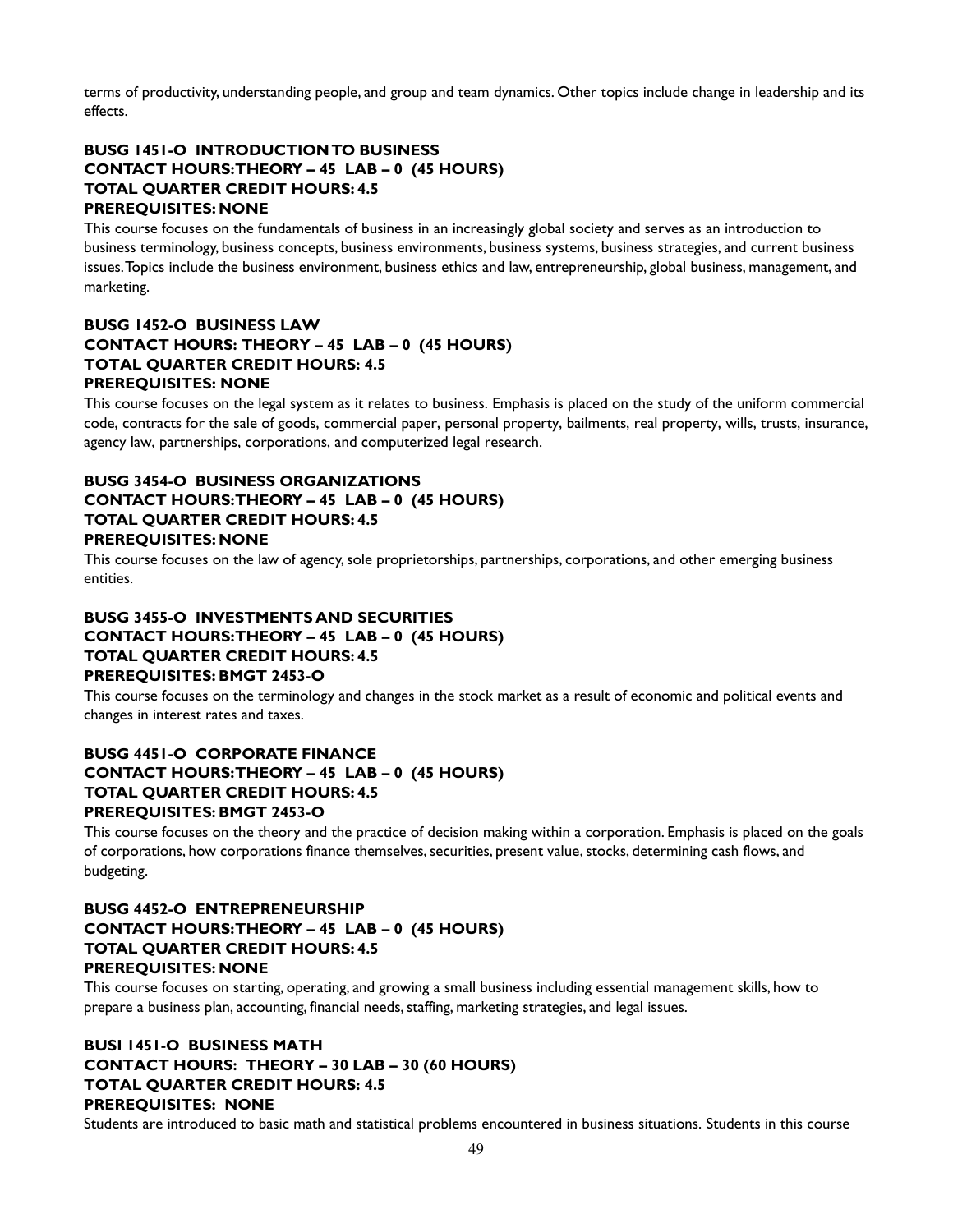terms of productivity, understanding people, and group and team dynamics. Other topics include change in leadership and its effects.

**BUSG 1451-O INTRODUCTION TO BUSINESS**
**CONTACT HOURS: THEORY – 45 LAB – 0 (45 HOURS)**
**TOTAL QUARTER CREDIT HOURS: 4.5**
**PREREQUISITES: NONE**

This course focuses on the fundamentals of business in an increasingly global society and serves as an introduction to business terminology, business concepts, business environments, business systems, business strategies, and current business issues. Topics include the business environment, business ethics and law, entrepreneurship, global business, management, and marketing.

**BUSG 1452-O BUSINESS LAW**
**CONTACT HOURS: THEORY – 45 LAB – 0 (45 HOURS)**
**TOTAL QUARTER CREDIT HOURS: 4.5**
**PREREQUISITES: NONE**

This course focuses on the legal system as it relates to business. Emphasis is placed on the study of the uniform commercial code, contracts for the sale of goods, commercial paper, personal property, bailments, real property, wills, trusts, insurance, agency law, partnerships, corporations, and computerized legal research.

**BUSG 3454-O BUSINESS ORGANIZATIONS**
**CONTACT HOURS: THEORY – 45 LAB – 0 (45 HOURS)**
**TOTAL QUARTER CREDIT HOURS: 4.5**
**PREREQUISITES: NONE**

This course focuses on the law of agency, sole proprietorships, partnerships, corporations, and other emerging business entities.

**BUSG 3455-O INVESTMENTS AND SECURITIES**
**CONTACT HOURS: THEORY – 45 LAB – 0 (45 HOURS)**
**TOTAL QUARTER CREDIT HOURS: 4.5**
**PREREQUISITES: BMGT 2453-O**

This course focuses on the terminology and changes in the stock market as a result of economic and political events and changes in interest rates and taxes.

**BUSG 4451-O CORPORATE FINANCE**
**CONTACT HOURS: THEORY – 45 LAB – 0 (45 HOURS)**
**TOTAL QUARTER CREDIT HOURS: 4.5**
**PREREQUISITES: BMGT 2453-O**

This course focuses on the theory and the practice of decision making within a corporation. Emphasis is placed on the goals of corporations, how corporations finance themselves, securities, present value, stocks, determining cash flows, and budgeting.

**BUSG 4452-O ENTREPRENEURSHIP**
**CONTACT HOURS: THEORY – 45 LAB – 0 (45 HOURS)**
**TOTAL QUARTER CREDIT HOURS: 4.5**
**PREREQUISITES: NONE**

This course focuses on starting, operating, and growing a small business including essential management skills, how to prepare a business plan, accounting, financial needs, staffing, marketing strategies, and legal issues.

**BUSI 1451-O BUSINESS MATH**
**CONTACT HOURS: THEORY – 30 LAB – 30 (60 HOURS)**
**TOTAL QUARTER CREDIT HOURS: 4.5**
**PREREQUISITES: NONE**

Students are introduced to basic math and statistical problems encountered in business situations. Students in this course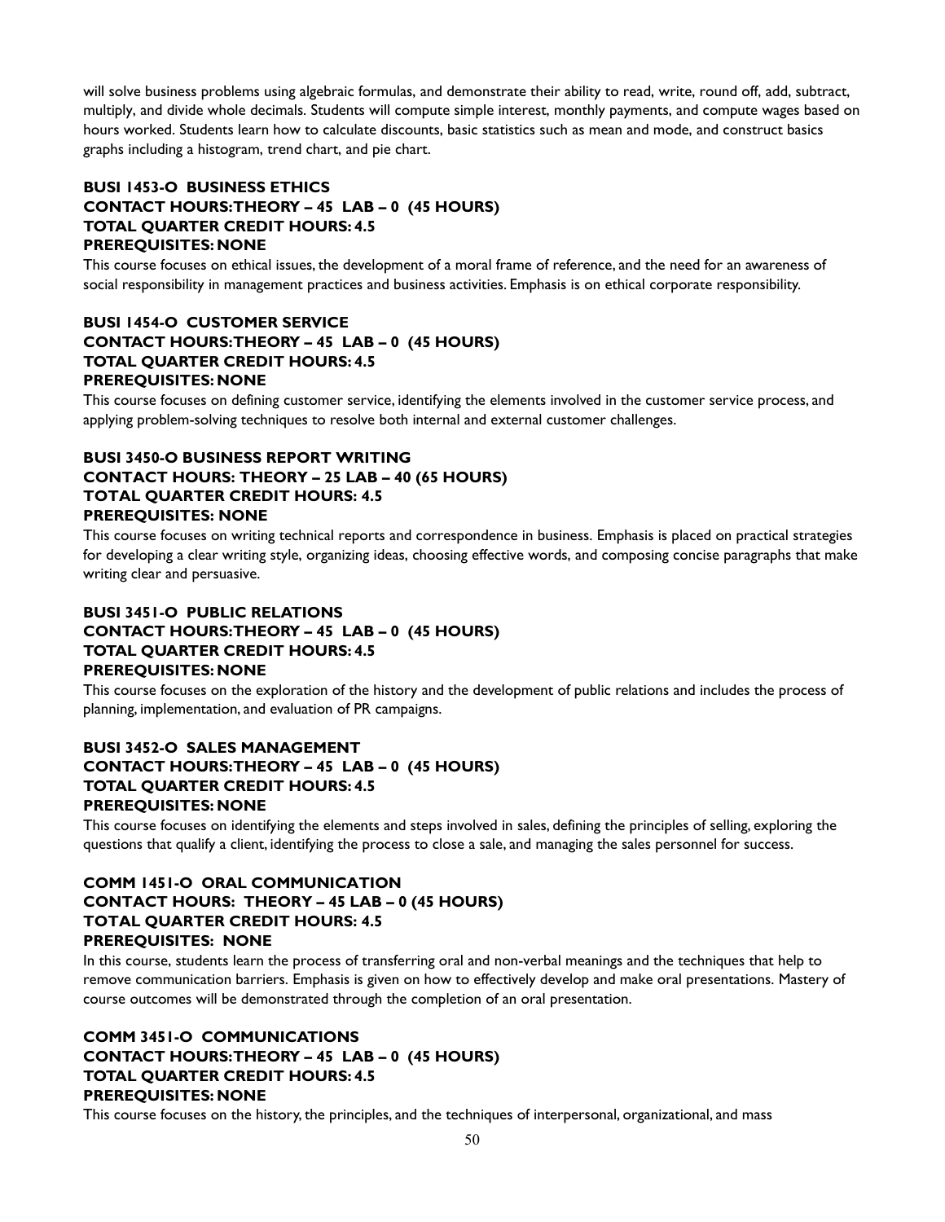will solve business problems using algebraic formulas, and demonstrate their ability to read, write, round off, add, subtract, multiply, and divide whole decimals. Students will compute simple interest, monthly payments, and compute wages based on hours worked. Students learn how to calculate discounts, basic statistics such as mean and mode, and construct basics graphs including a histogram, trend chart, and pie chart.

**BUSI 1453-O BUSINESS ETHICS**
**CONTACT HOURS: THEORY – 45 LAB – 0 (45 HOURS)**
**TOTAL QUARTER CREDIT HOURS: 4.5**
**PREREQUISITES: NONE**

This course focuses on ethical issues, the development of a moral frame of reference, and the need for an awareness of social responsibility in management practices and business activities. Emphasis is on ethical corporate responsibility.

**BUSI 1454-O CUSTOMER SERVICE**
**CONTACT HOURS: THEORY – 45 LAB – 0 (45 HOURS)**
**TOTAL QUARTER CREDIT HOURS: 4.5**
**PREREQUISITES: NONE**

This course focuses on defining customer service, identifying the elements involved in the customer service process, and applying problem-solving techniques to resolve both internal and external customer challenges.

**BUSI 3450-O BUSINESS REPORT WRITING**
**CONTACT HOURS: THEORY – 25 LAB – 40 (65 HOURS)**
**TOTAL QUARTER CREDIT HOURS: 4.5**
**PREREQUISITES: NONE**

This course focuses on writing technical reports and correspondence in business. Emphasis is placed on practical strategies for developing a clear writing style, organizing ideas, choosing effective words, and composing concise paragraphs that make writing clear and persuasive.

**BUSI 3451-O PUBLIC RELATIONS**
**CONTACT HOURS: THEORY – 45 LAB – 0 (45 HOURS)**
**TOTAL QUARTER CREDIT HOURS: 4.5**
**PREREQUISITES: NONE**

This course focuses on the exploration of the history and the development of public relations and includes the process of planning, implementation, and evaluation of PR campaigns.

**BUSI 3452-O SALES MANAGEMENT**
**CONTACT HOURS: THEORY – 45 LAB – 0 (45 HOURS)**
**TOTAL QUARTER CREDIT HOURS: 4.5**
**PREREQUISITES: NONE**

This course focuses on identifying the elements and steps involved in sales, defining the principles of selling, exploring the questions that qualify a client, identifying the process to close a sale, and managing the sales personnel for success.

**COMM 1451-O ORAL COMMUNICATION**
**CONTACT HOURS: THEORY – 45 LAB – 0 (45 HOURS)**
**TOTAL QUARTER CREDIT HOURS: 4.5**
**PREREQUISITES: NONE**

In this course, students learn the process of transferring oral and non-verbal meanings and the techniques that help to remove communication barriers. Emphasis is given on how to effectively develop and make oral presentations. Mastery of course outcomes will be demonstrated through the completion of an oral presentation.

**COMM 3451-O COMMUNICATIONS**
**CONTACT HOURS: THEORY – 45 LAB – 0 (45 HOURS)**
**TOTAL QUARTER CREDIT HOURS: 4.5**
**PREREQUISITES: NONE**

This course focuses on the history, the principles, and the techniques of interpersonal, organizational, and mass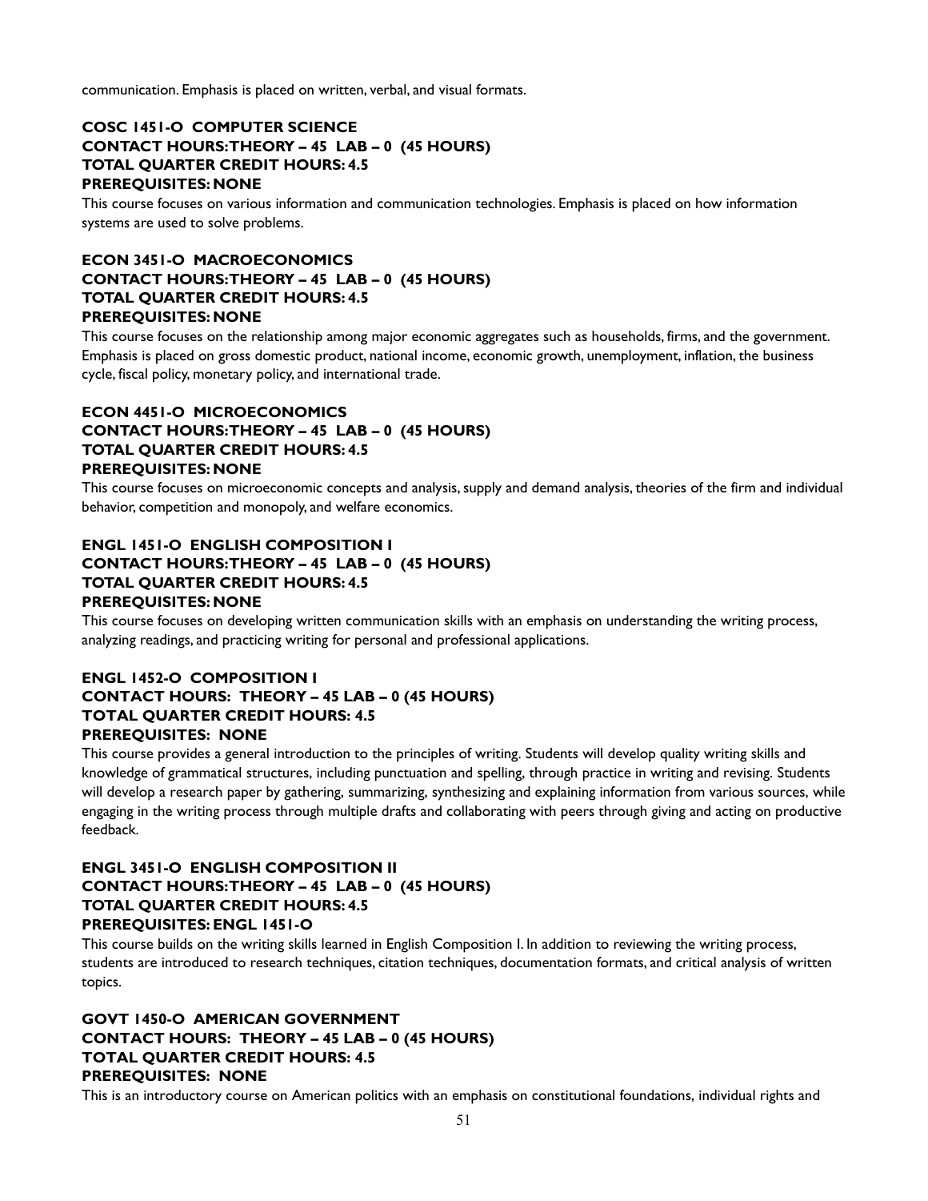communication. Emphasis is placed on written, verbal, and visual formats.

**COSC 1451-O COMPUTER SCIENCE**
**CONTACT HOURS: THEORY – 45 LAB – 0 (45 HOURS)**
**TOTAL QUARTER CREDIT HOURS: 4.5**
**PREREQUISITES: NONE**

This course focuses on various information and communication technologies. Emphasis is placed on how information systems are used to solve problems.

**ECON 3451-O MACROECONOMICS**
**CONTACT HOURS: THEORY – 45 LAB – 0 (45 HOURS)**
**TOTAL QUARTER CREDIT HOURS: 4.5**
**PREREQUISITES: NONE**

This course focuses on the relationship among major economic aggregates such as households, firms, and the government. Emphasis is placed on gross domestic product, national income, economic growth, unemployment, inflation, the business cycle, fiscal policy, monetary policy, and international trade.

**ECON 4451-O MICROECONOMICS**
**CONTACT HOURS: THEORY – 45 LAB – 0 (45 HOURS)**
**TOTAL QUARTER CREDIT HOURS: 4.5**
**PREREQUISITES: NONE**

This course focuses on microeconomic concepts and analysis, supply and demand analysis, theories of the firm and individual behavior, competition and monopoly, and welfare economics.

**ENGL 1451-O ENGLISH COMPOSITION I**
**CONTACT HOURS: THEORY – 45 LAB – 0 (45 HOURS)**
**TOTAL QUARTER CREDIT HOURS: 4.5**
**PREREQUISITES: NONE**

This course focuses on developing written communication skills with an emphasis on understanding the writing process, analyzing readings, and practicing writing for personal and professional applications.

**ENGL 1452-O COMPOSITION I**
**CONTACT HOURS: THEORY – 45 LAB – 0 (45 HOURS)**
**TOTAL QUARTER CREDIT HOURS: 4.5**
**PREREQUISITES: NONE**

This course provides a general introduction to the principles of writing. Students will develop quality writing skills and knowledge of grammatical structures, including punctuation and spelling, through practice in writing and revising. Students will develop a research paper by gathering, summarizing, synthesizing and explaining information from various sources, while engaging in the writing process through multiple drafts and collaborating with peers through giving and acting on productive feedback.

**ENGL 3451-O ENGLISH COMPOSITION II**
**CONTACT HOURS: THEORY – 45 LAB – 0 (45 HOURS)**
**TOTAL QUARTER CREDIT HOURS: 4.5**
**PREREQUISITES: ENGL 1451-O**

This course builds on the writing skills learned in English Composition I. In addition to reviewing the writing process, students are introduced to research techniques, citation techniques, documentation formats, and critical analysis of written topics.

**GOVT 1450-O AMERICAN GOVERNMENT**
**CONTACT HOURS: THEORY – 45 LAB – 0 (45 HOURS)**
**TOTAL QUARTER CREDIT HOURS: 4.5**
**PREREQUISITES: NONE**

This is an introductory course on American politics with an emphasis on constitutional foundations, individual rights and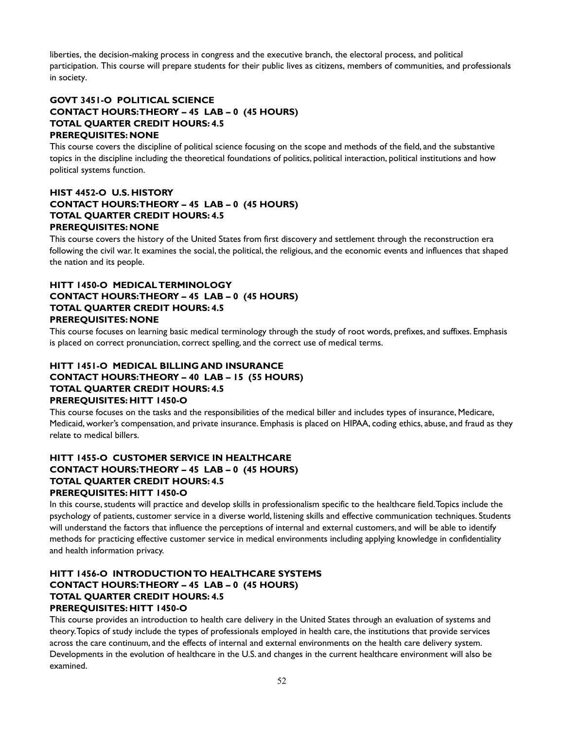liberties, the decision-making process in congress and the executive branch, the electoral process, and political participation. This course will prepare students for their public lives as citizens, members of communities, and professionals in society.

**GOVT 3451-O POLITICAL SCIENCE**
**CONTACT HOURS: THEORY – 45 LAB – 0 (45 HOURS)**
**TOTAL QUARTER CREDIT HOURS: 4.5**
**PREREQUISITES: NONE**

This course covers the discipline of political science focusing on the scope and methods of the field, and the substantive topics in the discipline including the theoretical foundations of politics, political interaction, political institutions and how political systems function.

**HIST 4452-O U.S. HISTORY**
**CONTACT HOURS: THEORY – 45 LAB – 0 (45 HOURS)**
**TOTAL QUARTER CREDIT HOURS: 4.5**
**PREREQUISITES: NONE**

This course covers the history of the United States from first discovery and settlement through the reconstruction era following the civil war. It examines the social, the political, the religious, and the economic events and influences that shaped the nation and its people.

**HITT 1450-O MEDICAL TERMINOLOGY**
**CONTACT HOURS: THEORY – 45 LAB – 0 (45 HOURS)**
**TOTAL QUARTER CREDIT HOURS: 4.5**
**PREREQUISITES: NONE**

This course focuses on learning basic medical terminology through the study of root words, prefixes, and suffixes. Emphasis is placed on correct pronunciation, correct spelling, and the correct use of medical terms.

**HITT 1451-O MEDICAL BILLING AND INSURANCE**
**CONTACT HOURS: THEORY – 40 LAB – 15 (55 HOURS)**
**TOTAL QUARTER CREDIT HOURS: 4.5**
**PREREQUISITES: HITT 1450-O**

This course focuses on the tasks and the responsibilities of the medical biller and includes types of insurance, Medicare, Medicaid, worker's compensation, and private insurance. Emphasis is placed on HIPAA, coding ethics, abuse, and fraud as they relate to medical billers.

**HITT 1455-O CUSTOMER SERVICE IN HEALTHCARE**
**CONTACT HOURS: THEORY – 45 LAB – 0 (45 HOURS)**
**TOTAL QUARTER CREDIT HOURS: 4.5**
**PREREQUISITES: HITT 1450-O**

In this course, students will practice and develop skills in professionalism specific to the healthcare field. Topics include the psychology of patients, customer service in a diverse world, listening skills and effective communication techniques. Students will understand the factors that influence the perceptions of internal and external customers, and will be able to identify methods for practicing effective customer service in medical environments including applying knowledge in confidentiality and health information privacy.

**HITT 1456-O INTRODUCTION TO HEALTHCARE SYSTEMS**
**CONTACT HOURS: THEORY – 45 LAB – 0 (45 HOURS)**
**TOTAL QUARTER CREDIT HOURS: 4.5**
**PREREQUISITES: HITT 1450-O**

This course provides an introduction to health care delivery in the United States through an evaluation of systems and theory. Topics of study include the types of professionals employed in health care, the institutions that provide services across the care continuum, and the effects of internal and external environments on the health care delivery system. Developments in the evolution of healthcare in the U.S. and changes in the current healthcare environment will also be examined.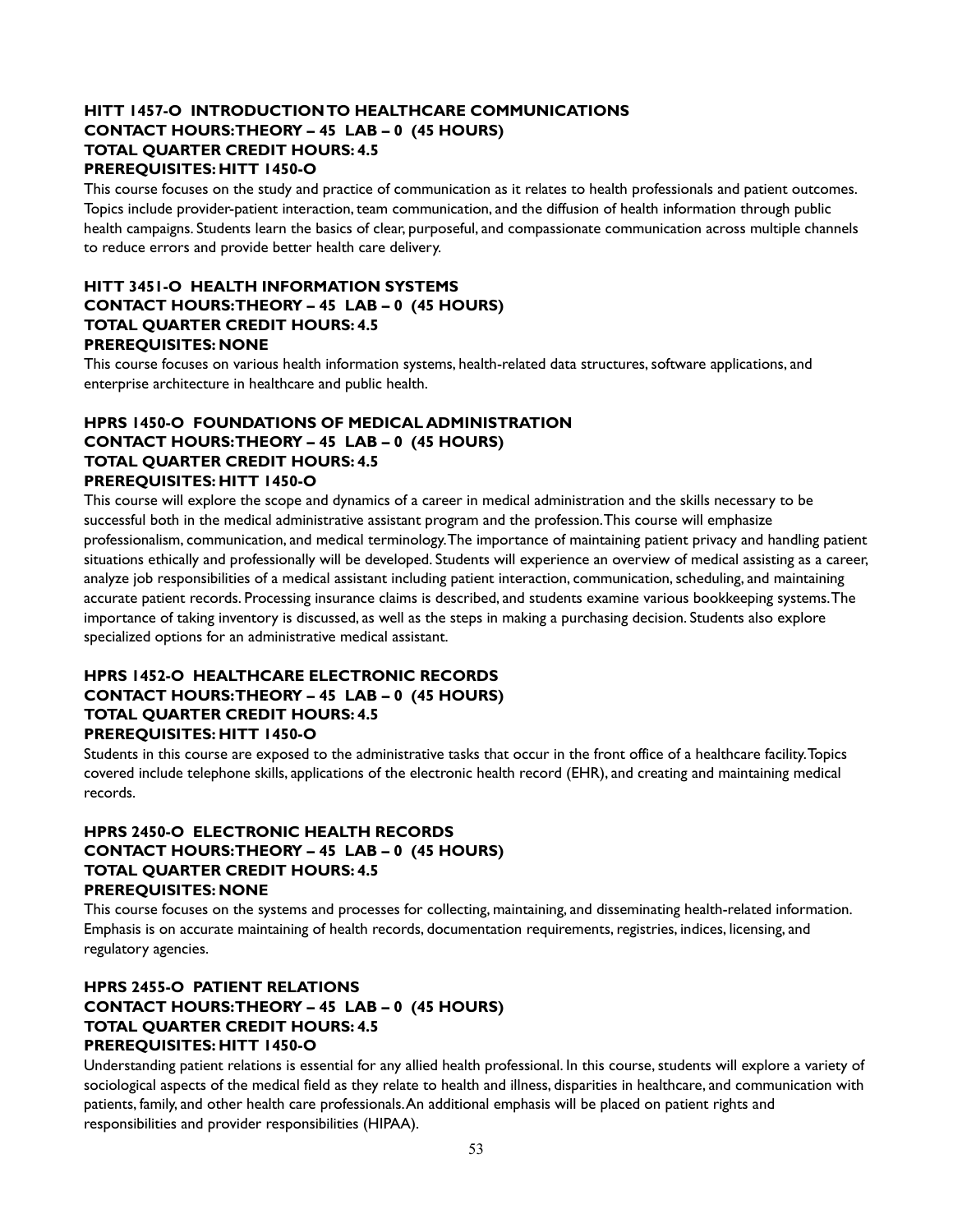**HITT 1457-O INTRODUCTION TO HEALTHCARE COMMUNICATIONS**
**CONTACT HOURS: THEORY – 45 LAB – 0 (45 HOURS)**
**TOTAL QUARTER CREDIT HOURS: 4.5**
**PREREQUISITES: HITT 1450-O**

This course focuses on the study and practice of communication as it relates to health professionals and patient outcomes. Topics include provider-patient interaction, team communication, and the diffusion of health information through public health campaigns. Students learn the basics of clear, purposeful, and compassionate communication across multiple channels to reduce errors and provide better health care delivery.

**HITT 3451-O HEALTH INFORMATION SYSTEMS**
**CONTACT HOURS: THEORY – 45 LAB – 0 (45 HOURS)**
**TOTAL QUARTER CREDIT HOURS: 4.5**
**PREREQUISITES: NONE**

This course focuses on various health information systems, health-related data structures, software applications, and enterprise architecture in healthcare and public health.

**HPRS 1450-O FOUNDATIONS OF MEDICAL ADMINISTRATION**
**CONTACT HOURS: THEORY – 45 LAB – 0 (45 HOURS)**
**TOTAL QUARTER CREDIT HOURS: 4.5**
**PREREQUISITES: HITT 1450-O**

This course will explore the scope and dynamics of a career in medical administration and the skills necessary to be successful both in the medical administrative assistant program and the profession. This course will emphasize professionalism, communication, and medical terminology. The importance of maintaining patient privacy and handling patient situations ethically and professionally will be developed. Students will experience an overview of medical assisting as a career, analyze job responsibilities of a medical assistant including patient interaction, communication, scheduling, and maintaining accurate patient records. Processing insurance claims is described, and students examine various bookkeeping systems. The importance of taking inventory is discussed, as well as the steps in making a purchasing decision. Students also explore specialized options for an administrative medical assistant.

**HPRS 1452-O HEALTHCARE ELECTRONIC RECORDS**
**CONTACT HOURS: THEORY – 45 LAB – 0 (45 HOURS)**
**TOTAL QUARTER CREDIT HOURS: 4.5**
**PREREQUISITES: HITT 1450-O**

Students in this course are exposed to the administrative tasks that occur in the front office of a healthcare facility. Topics covered include telephone skills, applications of the electronic health record (EHR), and creating and maintaining medical records.

**HPRS 2450-O ELECTRONIC HEALTH RECORDS**
**CONTACT HOURS: THEORY – 45 LAB – 0 (45 HOURS)**
**TOTAL QUARTER CREDIT HOURS: 4.5**
**PREREQUISITES: NONE**

This course focuses on the systems and processes for collecting, maintaining, and disseminating health-related information. Emphasis is on accurate maintaining of health records, documentation requirements, registries, indices, licensing, and regulatory agencies.

**HPRS 2455-O PATIENT RELATIONS**
**CONTACT HOURS: THEORY – 45 LAB – 0 (45 HOURS)**
**TOTAL QUARTER CREDIT HOURS: 4.5**
**PREREQUISITES: HITT 1450-O**

Understanding patient relations is essential for any allied health professional. In this course, students will explore a variety of sociological aspects of the medical field as they relate to health and illness, disparities in healthcare, and communication with patients, family, and other health care professionals. An additional emphasis will be placed on patient rights and responsibilities and provider responsibilities (HIPAA).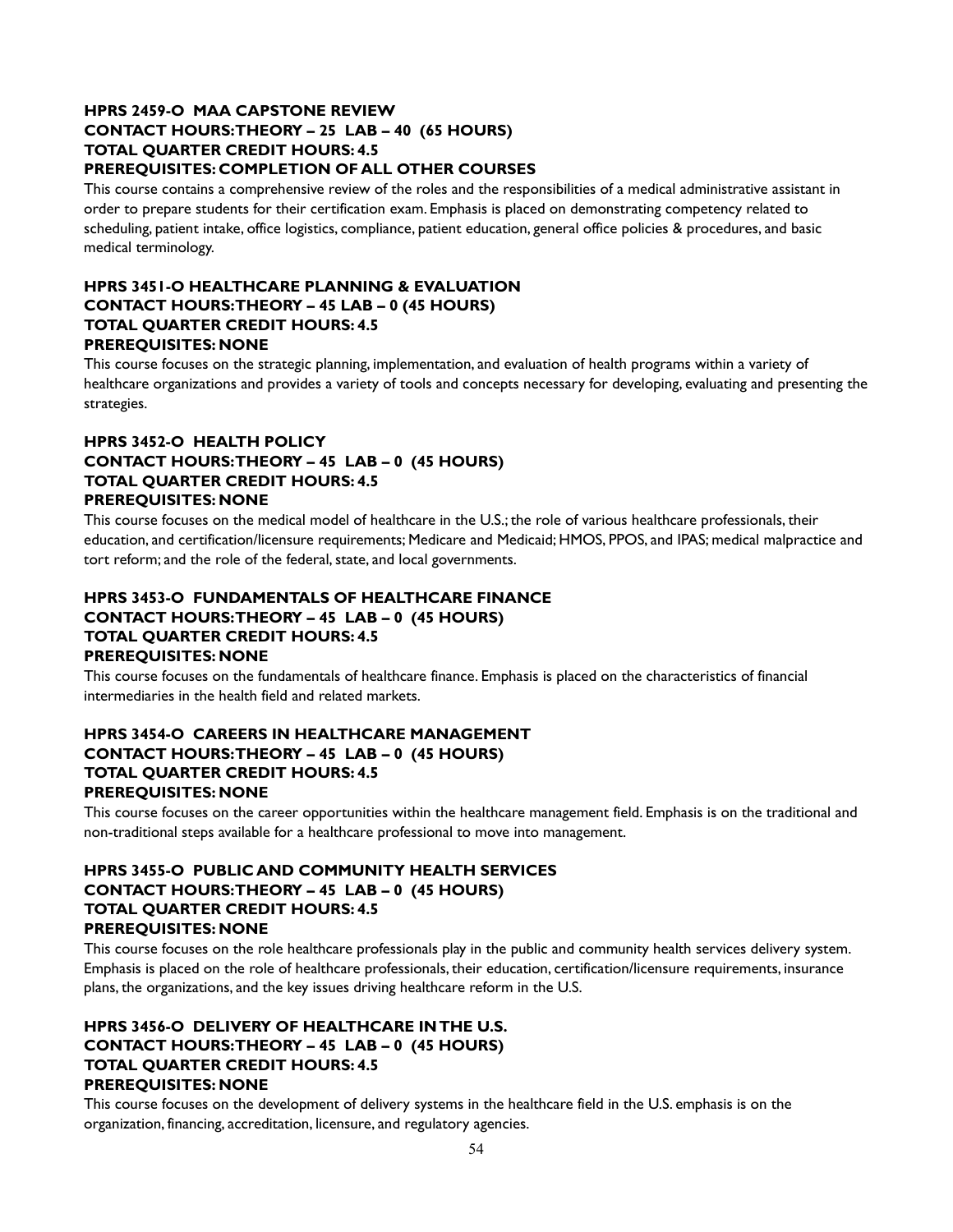**HPRS 2459-O MAA CAPSTONE REVIEW**
**CONTACT HOURS: THEORY – 25 LAB – 40 (65 HOURS)**
**TOTAL QUARTER CREDIT HOURS: 4.5**
**PREREQUISITES: COMPLETION OF ALL OTHER COURSES**

This course contains a comprehensive review of the roles and the responsibilities of a medical administrative assistant in order to prepare students for their certification exam. Emphasis is placed on demonstrating competency related to scheduling, patient intake, office logistics, compliance, patient education, general office policies & procedures, and basic medical terminology.

**HPRS 3451-O HEALTHCARE PLANNING & EVALUATION**
**CONTACT HOURS: THEORY – 45 LAB – 0 (45 HOURS)**
**TOTAL QUARTER CREDIT HOURS: 4.5**
**PREREQUISITES: NONE**

This course focuses on the strategic planning, implementation, and evaluation of health programs within a variety of healthcare organizations and provides a variety of tools and concepts necessary for developing, evaluating and presenting the strategies.

**HPRS 3452-O HEALTH POLICY**
**CONTACT HOURS: THEORY – 45 LAB – 0 (45 HOURS)**
**TOTAL QUARTER CREDIT HOURS: 4.5**
**PREREQUISITES: NONE**

This course focuses on the medical model of healthcare in the U.S.; the role of various healthcare professionals, their education, and certification/licensure requirements; Medicare and Medicaid; HMOS, PPOS, and IPAS; medical malpractice and tort reform; and the role of the federal, state, and local governments.

**HPRS 3453-O FUNDAMENTALS OF HEALTHCARE FINANCE**
**CONTACT HOURS: THEORY – 45 LAB – 0 (45 HOURS)**
**TOTAL QUARTER CREDIT HOURS: 4.5**
**PREREQUISITES: NONE**

This course focuses on the fundamentals of healthcare finance. Emphasis is placed on the characteristics of financial intermediaries in the health field and related markets.

**HPRS 3454-O CAREERS IN HEALTHCARE MANAGEMENT**
**CONTACT HOURS: THEORY – 45 LAB – 0 (45 HOURS)**
**TOTAL QUARTER CREDIT HOURS: 4.5**
**PREREQUISITES: NONE**

This course focuses on the career opportunities within the healthcare management field. Emphasis is on the traditional and non-traditional steps available for a healthcare professional to move into management.

**HPRS 3455-O PUBLIC AND COMMUNITY HEALTH SERVICES**
**CONTACT HOURS: THEORY – 45 LAB – 0 (45 HOURS)**
**TOTAL QUARTER CREDIT HOURS: 4.5**
**PREREQUISITES: NONE**

This course focuses on the role healthcare professionals play in the public and community health services delivery system. Emphasis is placed on the role of healthcare professionals, their education, certification/licensure requirements, insurance plans, the organizations, and the key issues driving healthcare reform in the U.S.

**HPRS 3456-O DELIVERY OF HEALTHCARE IN THE U.S.**
**CONTACT HOURS: THEORY – 45 LAB – 0 (45 HOURS)**
**TOTAL QUARTER CREDIT HOURS: 4.5**
**PREREQUISITES: NONE**

This course focuses on the development of delivery systems in the healthcare field in the U.S. emphasis is on the organization, financing, accreditation, licensure, and regulatory agencies.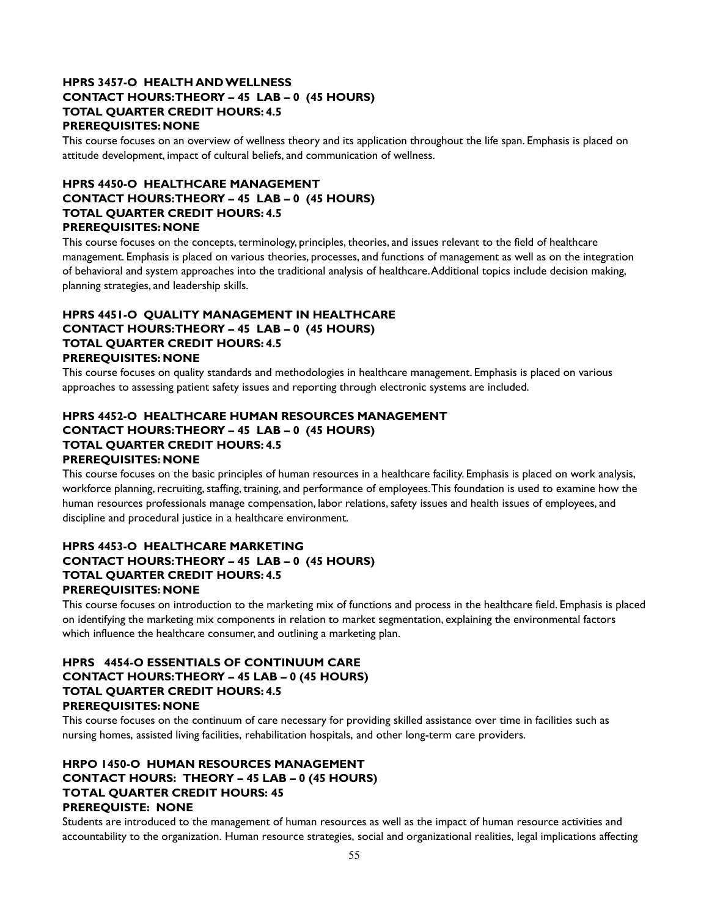**HPRS 3457-O HEALTH AND WELLNESS**
**CONTACT HOURS: THEORY – 45 LAB – 0 (45 HOURS)**
**TOTAL QUARTER CREDIT HOURS: 4.5**
**PREREQUISITES: NONE**

This course focuses on an overview of wellness theory and its application throughout the life span. Emphasis is placed on attitude development, impact of cultural beliefs, and communication of wellness.

**HPRS 4450-O HEALTHCARE MANAGEMENT**
**CONTACT HOURS: THEORY – 45 LAB – 0 (45 HOURS)**
**TOTAL QUARTER CREDIT HOURS: 4.5**
**PREREQUISITES: NONE**

This course focuses on the concepts, terminology, principles, theories, and issues relevant to the field of healthcare management. Emphasis is placed on various theories, processes, and functions of management as well as on the integration of behavioral and system approaches into the traditional analysis of healthcare. Additional topics include decision making, planning strategies, and leadership skills.

**HPRS 4451-O QUALITY MANAGEMENT IN HEALTHCARE**
**CONTACT HOURS: THEORY – 45 LAB – 0 (45 HOURS)**
**TOTAL QUARTER CREDIT HOURS: 4.5**
**PREREQUISITES: NONE**

This course focuses on quality standards and methodologies in healthcare management. Emphasis is placed on various approaches to assessing patient safety issues and reporting through electronic systems are included.

**HPRS 4452-O HEALTHCARE HUMAN RESOURCES MANAGEMENT**
**CONTACT HOURS: THEORY – 45 LAB – 0 (45 HOURS)**
**TOTAL QUARTER CREDIT HOURS: 4.5**
**PREREQUISITES: NONE**

This course focuses on the basic principles of human resources in a healthcare facility. Emphasis is placed on work analysis, workforce planning, recruiting, staffing, training, and performance of employees. This foundation is used to examine how the human resources professionals manage compensation, labor relations, safety issues and health issues of employees, and discipline and procedural justice in a healthcare environment.

**HPRS 4453-O HEALTHCARE MARKETING**
**CONTACT HOURS: THEORY – 45 LAB – 0 (45 HOURS)**
**TOTAL QUARTER CREDIT HOURS: 4.5**
**PREREQUISITES: NONE**

This course focuses on introduction to the marketing mix of functions and process in the healthcare field. Emphasis is placed on identifying the marketing mix components in relation to market segmentation, explaining the environmental factors which influence the healthcare consumer, and outlining a marketing plan.

**HPRS 4454-O ESSENTIALS OF CONTINUUM CARE**
**CONTACT HOURS: THEORY – 45 LAB – 0 (45 HOURS)**
**TOTAL QUARTER CREDIT HOURS: 4.5**
**PREREQUISITES: NONE**

This course focuses on the continuum of care necessary for providing skilled assistance over time in facilities such as nursing homes, assisted living facilities, rehabilitation hospitals, and other long-term care providers.

**HRPO 1450-O HUMAN RESOURCES MANAGEMENT**
**CONTACT HOURS: THEORY – 45 LAB – 0 (45 HOURS)**
**TOTAL QUARTER CREDIT HOURS: 45**
**PREREQUISTE: NONE**

Students are introduced to the management of human resources as well as the impact of human resource activities and accountability to the organization. Human resource strategies, social and organizational realities, legal implications affecting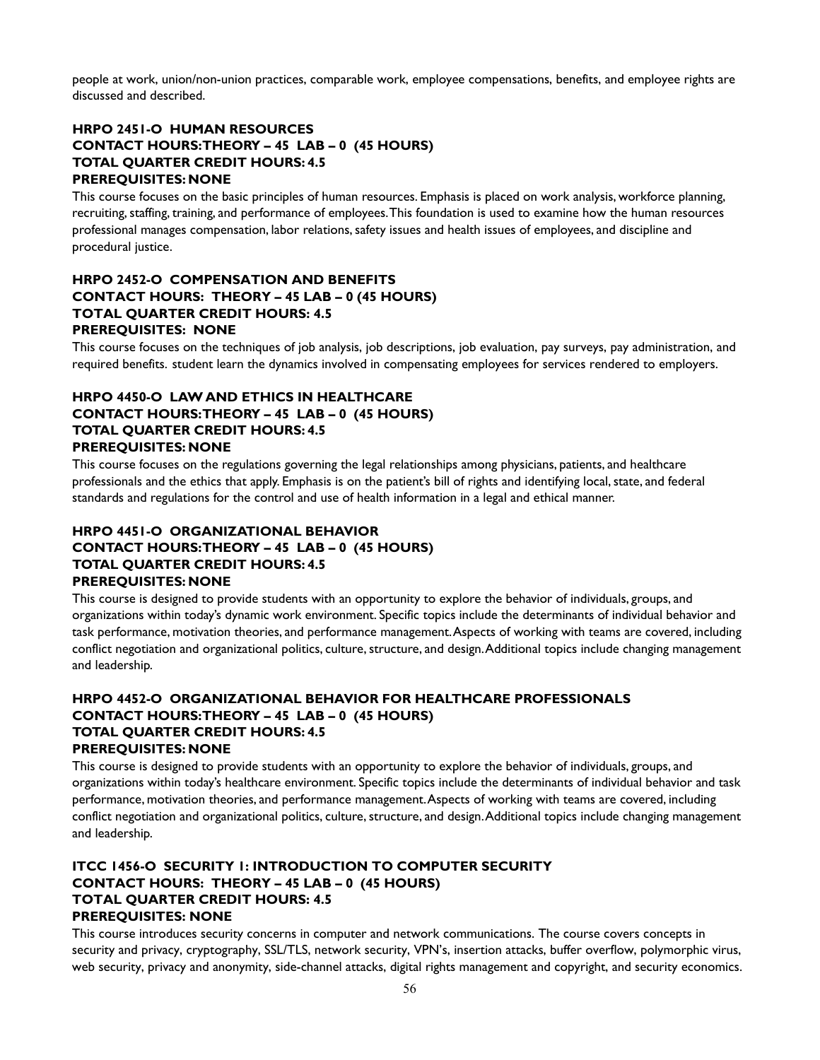people at work, union/non-union practices, comparable work, employee compensations, benefits, and employee rights are discussed and described.

**HRPO 2451-O HUMAN RESOURCES**
**CONTACT HOURS: THEORY – 45 LAB – 0 (45 HOURS)**
**TOTAL QUARTER CREDIT HOURS: 4.5**
**PREREQUISITES: NONE**

This course focuses on the basic principles of human resources. Emphasis is placed on work analysis, workforce planning, recruiting, staffing, training, and performance of employees. This foundation is used to examine how the human resources professional manages compensation, labor relations, safety issues and health issues of employees, and discipline and procedural justice.

**HRPO 2452-O COMPENSATION AND BENEFITS**
**CONTACT HOURS: THEORY – 45 LAB – 0 (45 HOURS)**
**TOTAL QUARTER CREDIT HOURS: 4.5**
**PREREQUISITES: NONE**

This course focuses on the techniques of job analysis, job descriptions, job evaluation, pay surveys, pay administration, and required benefits. student learn the dynamics involved in compensating employees for services rendered to employers.

**HRPO 4450-O LAW AND ETHICS IN HEALTHCARE**
**CONTACT HOURS: THEORY – 45 LAB – 0 (45 HOURS)**
**TOTAL QUARTER CREDIT HOURS: 4.5**
**PREREQUISITES: NONE**

This course focuses on the regulations governing the legal relationships among physicians, patients, and healthcare professionals and the ethics that apply. Emphasis is on the patient's bill of rights and identifying local, state, and federal standards and regulations for the control and use of health information in a legal and ethical manner.

**HRPO 4451-O ORGANIZATIONAL BEHAVIOR**
**CONTACT HOURS: THEORY – 45 LAB – 0 (45 HOURS)**
**TOTAL QUARTER CREDIT HOURS: 4.5**
**PREREQUISITES: NONE**

This course is designed to provide students with an opportunity to explore the behavior of individuals, groups, and organizations within today's dynamic work environment. Specific topics include the determinants of individual behavior and task performance, motivation theories, and performance management. Aspects of working with teams are covered, including conflict negotiation and organizational politics, culture, structure, and design. Additional topics include changing management and leadership.

**HRPO 4452-O ORGANIZATIONAL BEHAVIOR FOR HEALTHCARE PROFESSIONALS**
**CONTACT HOURS: THEORY – 45 LAB – 0 (45 HOURS)**
**TOTAL QUARTER CREDIT HOURS: 4.5**
**PREREQUISITES: NONE**

This course is designed to provide students with an opportunity to explore the behavior of individuals, groups, and organizations within today's healthcare environment. Specific topics include the determinants of individual behavior and task performance, motivation theories, and performance management. Aspects of working with teams are covered, including conflict negotiation and organizational politics, culture, structure, and design. Additional topics include changing management and leadership.

**ITCC 1456-O SECURITY 1: INTRODUCTION TO COMPUTER SECURITY**
**CONTACT HOURS: THEORY – 45 LAB – 0 (45 HOURS)**
**TOTAL QUARTER CREDIT HOURS: 4.5**
**PREREQUISITES: NONE**

This course introduces security concerns in computer and network communications. The course covers concepts in security and privacy, cryptography, SSL/TLS, network security, VPN's, insertion attacks, buffer overflow, polymorphic virus, web security, privacy and anonymity, side-channel attacks, digital rights management and copyright, and security economics.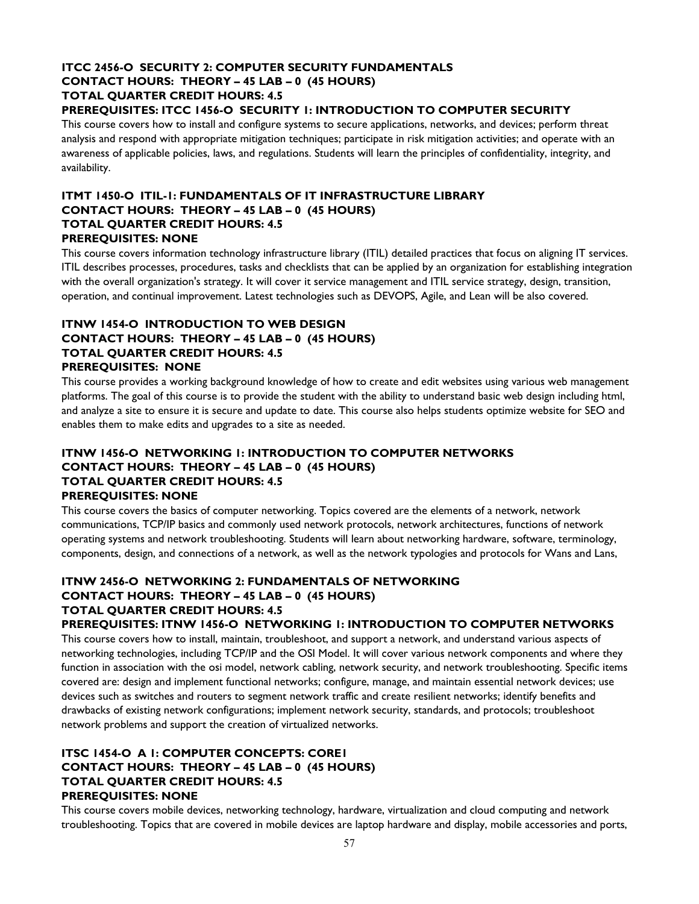**ITCC 2456-O SECURITY 2: COMPUTER SECURITY FUNDAMENTALS**
**CONTACT HOURS: THEORY – 45 LAB – 0 (45 HOURS)**
**TOTAL QUARTER CREDIT HOURS: 4.5**
**PREREQUISITES: ITCC 1456-O SECURITY 1: INTRODUCTION TO COMPUTER SECURITY**

This course covers how to install and configure systems to secure applications, networks, and devices; perform threat analysis and respond with appropriate mitigation techniques; participate in risk mitigation activities; and operate with an awareness of applicable policies, laws, and regulations. Students will learn the principles of confidentiality, integrity, and availability.

**ITMT 1450-O ITIL-1: FUNDAMENTALS OF IT INFRASTRUCTURE LIBRARY**
**CONTACT HOURS: THEORY – 45 LAB – 0 (45 HOURS)**
**TOTAL QUARTER CREDIT HOURS: 4.5**
**PREREQUISITES: NONE**

This course covers information technology infrastructure library (ITIL) detailed practices that focus on aligning IT services. ITIL describes processes, procedures, tasks and checklists that can be applied by an organization for establishing integration with the overall organization's strategy. It will cover it service management and ITIL service strategy, design, transition, operation, and continual improvement. Latest technologies such as DEVOPS, Agile, and Lean will be also covered.

**ITNW 1454-O INTRODUCTION TO WEB DESIGN**
**CONTACT HOURS: THEORY – 45 LAB – 0 (45 HOURS)**
**TOTAL QUARTER CREDIT HOURS: 4.5**
**PREREQUISITES: NONE**

This course provides a working background knowledge of how to create and edit websites using various web management platforms. The goal of this course is to provide the student with the ability to understand basic web design including html, and analyze a site to ensure it is secure and update to date. This course also helps students optimize website for SEO and enables them to make edits and upgrades to a site as needed.

**ITNW 1456-O NETWORKING 1: INTRODUCTION TO COMPUTER NETWORKS**
**CONTACT HOURS: THEORY – 45 LAB – 0 (45 HOURS)**
**TOTAL QUARTER CREDIT HOURS: 4.5**
**PREREQUISITES: NONE**

This course covers the basics of computer networking. Topics covered are the elements of a network, network communications, TCP/IP basics and commonly used network protocols, network architectures, functions of network operating systems and network troubleshooting. Students will learn about networking hardware, software, terminology, components, design, and connections of a network, as well as the network typologies and protocols for Wans and Lans,

**ITNW 2456-O NETWORKING 2: FUNDAMENTALS OF NETWORKING**
**CONTACT HOURS: THEORY – 45 LAB – 0 (45 HOURS)**
**TOTAL QUARTER CREDIT HOURS: 4.5**
**PREREQUISITES: ITNW 1456-O NETWORKING 1: INTRODUCTION TO COMPUTER NETWORKS**

This course covers how to install, maintain, troubleshoot, and support a network, and understand various aspects of networking technologies, including TCP/IP and the OSI Model. It will cover various network components and where they function in association with the osi model, network cabling, network security, and network troubleshooting. Specific items covered are: design and implement functional networks; configure, manage, and maintain essential network devices; use devices such as switches and routers to segment network traffic and create resilient networks; identify benefits and drawbacks of existing network configurations; implement network security, standards, and protocols; troubleshoot network problems and support the creation of virtualized networks.

**ITSC 1454-O A 1: COMPUTER CONCEPTS: CORE1**
**CONTACT HOURS: THEORY – 45 LAB – 0 (45 HOURS)**
**TOTAL QUARTER CREDIT HOURS: 4.5**
**PREREQUISITES: NONE**

This course covers mobile devices, networking technology, hardware, virtualization and cloud computing and network troubleshooting. Topics that are covered in mobile devices are laptop hardware and display, mobile accessories and ports,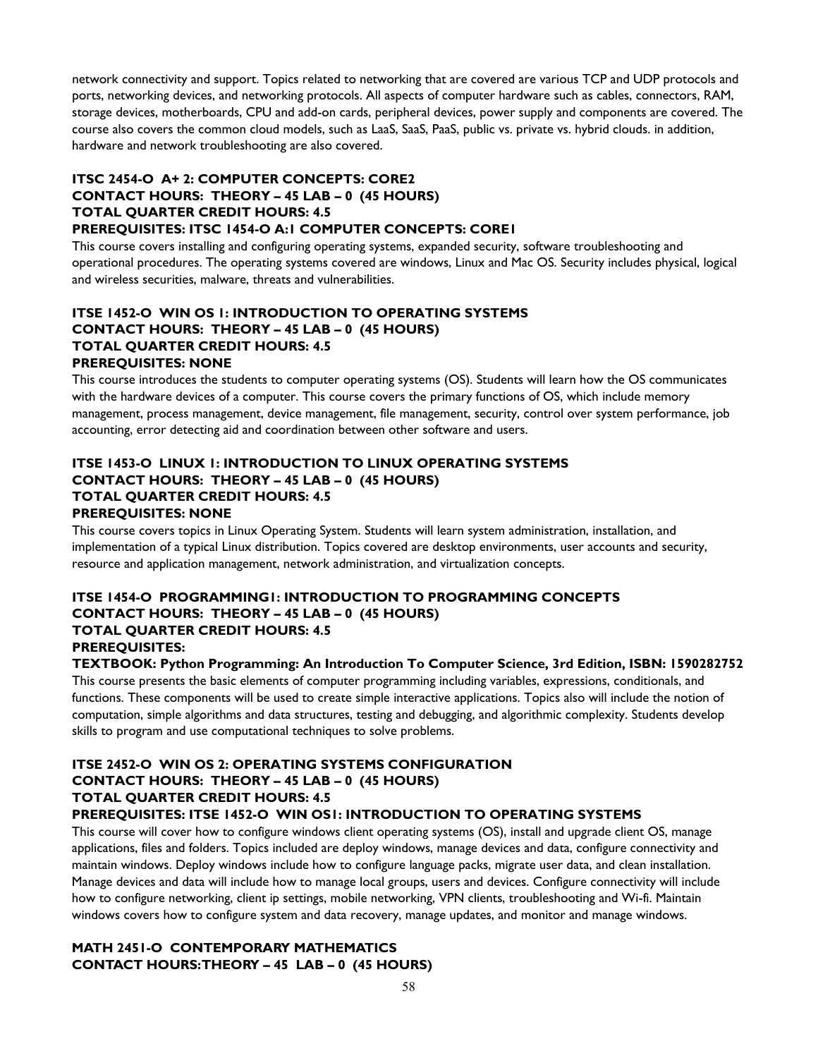network connectivity and support. Topics related to networking that are covered are various TCP and UDP protocols and ports, networking devices, and networking protocols. All aspects of computer hardware such as cables, connectors, RAM, storage devices, motherboards, CPU and add-on cards, peripheral devices, power supply and components are covered. The course also covers the common cloud models, such as LaaS, SaaS, PaaS, public vs. private vs. hybrid clouds. in addition, hardware and network troubleshooting are also covered.

**ITSC 2454-O A+ 2: COMPUTER CONCEPTS: CORE2**
**CONTACT HOURS: THEORY – 45 LAB – 0 (45 HOURS)**
**TOTAL QUARTER CREDIT HOURS: 4.5**
**PREREQUISITES: ITSC 1454-O A:1 COMPUTER CONCEPTS: CORE1**

This course covers installing and configuring operating systems, expanded security, software troubleshooting and operational procedures. The operating systems covered are windows, Linux and Mac OS. Security includes physical, logical and wireless securities, malware, threats and vulnerabilities.

**ITSE 1452-O WIN OS 1: INTRODUCTION TO OPERATING SYSTEMS**
**CONTACT HOURS: THEORY – 45 LAB – 0 (45 HOURS)**
**TOTAL QUARTER CREDIT HOURS: 4.5**
**PREREQUISITES: NONE**

This course introduces the students to computer operating systems (OS). Students will learn how the OS communicates with the hardware devices of a computer. This course covers the primary functions of OS, which include memory management, process management, device management, file management, security, control over system performance, job accounting, error detecting aid and coordination between other software and users.

**ITSE 1453-O LINUX 1: INTRODUCTION TO LINUX OPERATING SYSTEMS**
**CONTACT HOURS: THEORY – 45 LAB – 0 (45 HOURS)**
**TOTAL QUARTER CREDIT HOURS: 4.5**
**PREREQUISITES: NONE**

This course covers topics in Linux Operating System. Students will learn system administration, installation, and implementation of a typical Linux distribution. Topics covered are desktop environments, user accounts and security, resource and application management, network administration, and virtualization concepts.

**ITSE 1454-O PROGRAMMING1: INTRODUCTION TO PROGRAMMING CONCEPTS**
**CONTACT HOURS: THEORY – 45 LAB – 0 (45 HOURS)**
**TOTAL QUARTER CREDIT HOURS: 4.5**
**PREREQUISITES:**
**TEXTBOOK: Python Programming: An Introduction To Computer Science, 3rd Edition, ISBN: 1590282752**

This course presents the basic elements of computer programming including variables, expressions, conditionals, and functions. These components will be used to create simple interactive applications. Topics also will include the notion of computation, simple algorithms and data structures, testing and debugging, and algorithmic complexity. Students develop skills to program and use computational techniques to solve problems.

**ITSE 2452-O WIN OS 2: OPERATING SYSTEMS CONFIGURATION**
**CONTACT HOURS: THEORY – 45 LAB – 0 (45 HOURS)**
**TOTAL QUARTER CREDIT HOURS: 4.5**
**PREREQUISITES: ITSE 1452-O WIN OS1: INTRODUCTION TO OPERATING SYSTEMS**

This course will cover how to configure windows client operating systems (OS), install and upgrade client OS, manage applications, files and folders. Topics included are deploy windows, manage devices and data, configure connectivity and maintain windows. Deploy windows include how to configure language packs, migrate user data, and clean installation. Manage devices and data will include how to manage local groups, users and devices. Configure connectivity will include how to configure networking, client ip settings, mobile networking, VPN clients, troubleshooting and Wi-fi. Maintain windows covers how to configure system and data recovery, manage updates, and monitor and manage windows.

**MATH 2451-O CONTEMPORARY MATHEMATICS**
**CONTACT HOURS:THEORY – 45 LAB – 0 (45 HOURS)**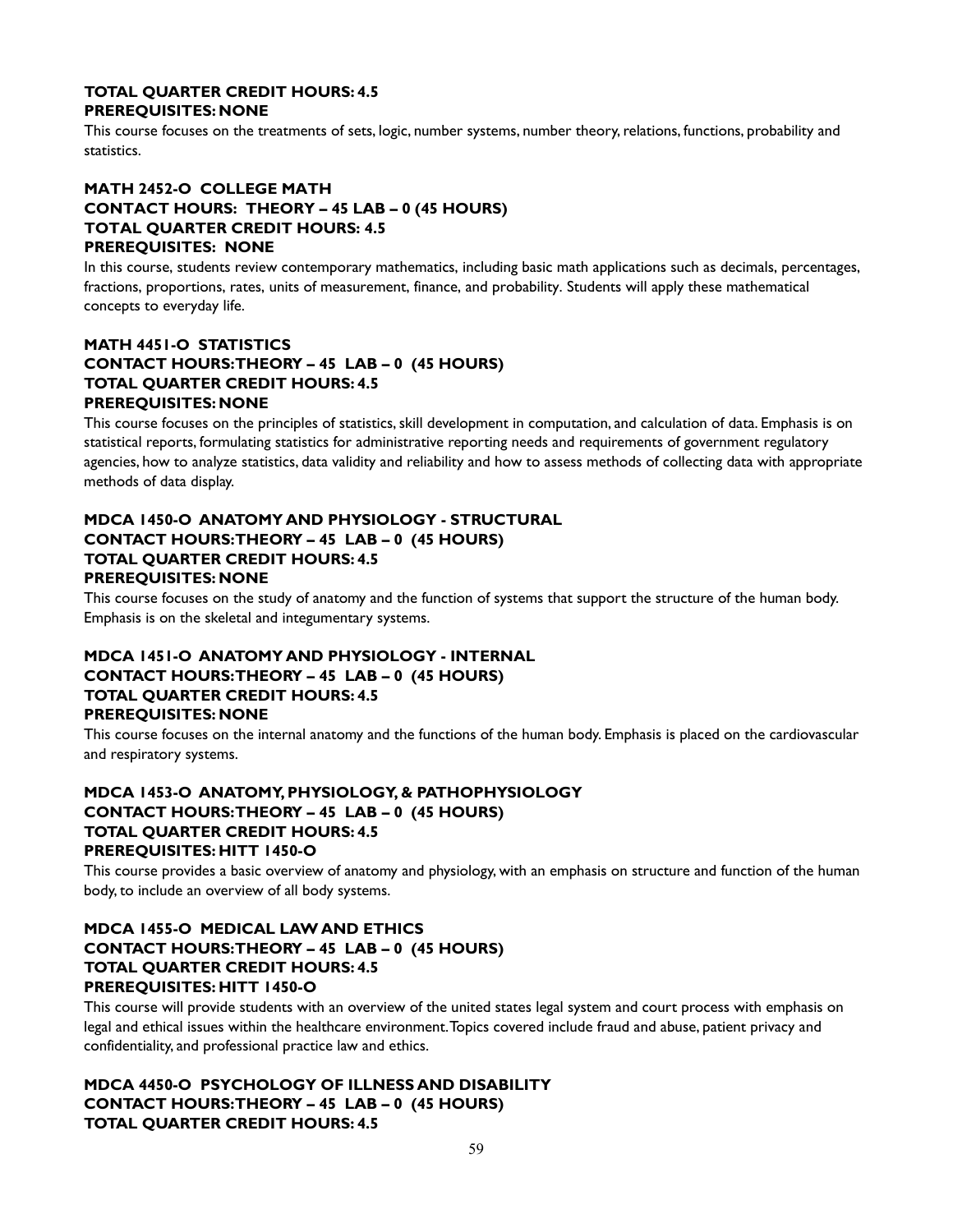**TOTAL QUARTER CREDIT HOURS: 4.5**
**PREREQUISITES: NONE**

This course focuses on the treatments of sets, logic, number systems, number theory, relations, functions, probability and statistics.

**MATH 2452-O COLLEGE MATH**
**CONTACT HOURS: THEORY – 45 LAB – 0 (45 HOURS)**
**TOTAL QUARTER CREDIT HOURS: 4.5**
**PREREQUISITES: NONE**

In this course, students review contemporary mathematics, including basic math applications such as decimals, percentages, fractions, proportions, rates, units of measurement, finance, and probability. Students will apply these mathematical concepts to everyday life.

**MATH 4451-O STATISTICS**
**CONTACT HOURS: THEORY – 45 LAB – 0 (45 HOURS)**
**TOTAL QUARTER CREDIT HOURS: 4.5**
**PREREQUISITES: NONE**

This course focuses on the principles of statistics, skill development in computation, and calculation of data. Emphasis is on statistical reports, formulating statistics for administrative reporting needs and requirements of government regulatory agencies, how to analyze statistics, data validity and reliability and how to assess methods of collecting data with appropriate methods of data display.

**MDCA 1450-O ANATOMY AND PHYSIOLOGY - STRUCTURAL**
**CONTACT HOURS: THEORY – 45 LAB – 0 (45 HOURS)**
**TOTAL QUARTER CREDIT HOURS: 4.5**
**PREREQUISITES: NONE**

This course focuses on the study of anatomy and the function of systems that support the structure of the human body. Emphasis is on the skeletal and integumentary systems.

**MDCA 1451-O ANATOMY AND PHYSIOLOGY - INTERNAL**
**CONTACT HOURS: THEORY – 45 LAB – 0 (45 HOURS)**
**TOTAL QUARTER CREDIT HOURS: 4.5**
**PREREQUISITES: NONE**

This course focuses on the internal anatomy and the functions of the human body. Emphasis is placed on the cardiovascular and respiratory systems.

**MDCA 1453-O ANATOMY, PHYSIOLOGY, & PATHOPHYSIOLOGY**
**CONTACT HOURS: THEORY – 45 LAB – 0 (45 HOURS)**
**TOTAL QUARTER CREDIT HOURS: 4.5**
**PREREQUISITES: HITT 1450-O**

This course provides a basic overview of anatomy and physiology, with an emphasis on structure and function of the human body, to include an overview of all body systems.

**MDCA 1455-O MEDICAL LAW AND ETHICS**
**CONTACT HOURS: THEORY – 45 LAB – 0 (45 HOURS)**
**TOTAL QUARTER CREDIT HOURS: 4.5**
**PREREQUISITES: HITT 1450-O**

This course will provide students with an overview of the united states legal system and court process with emphasis on legal and ethical issues within the healthcare environment. Topics covered include fraud and abuse, patient privacy and confidentiality, and professional practice law and ethics.

**MDCA 4450-O PSYCHOLOGY OF ILLNESS AND DISABILITY**
**CONTACT HOURS: THEORY – 45 LAB – 0 (45 HOURS)**
**TOTAL QUARTER CREDIT HOURS: 4.5**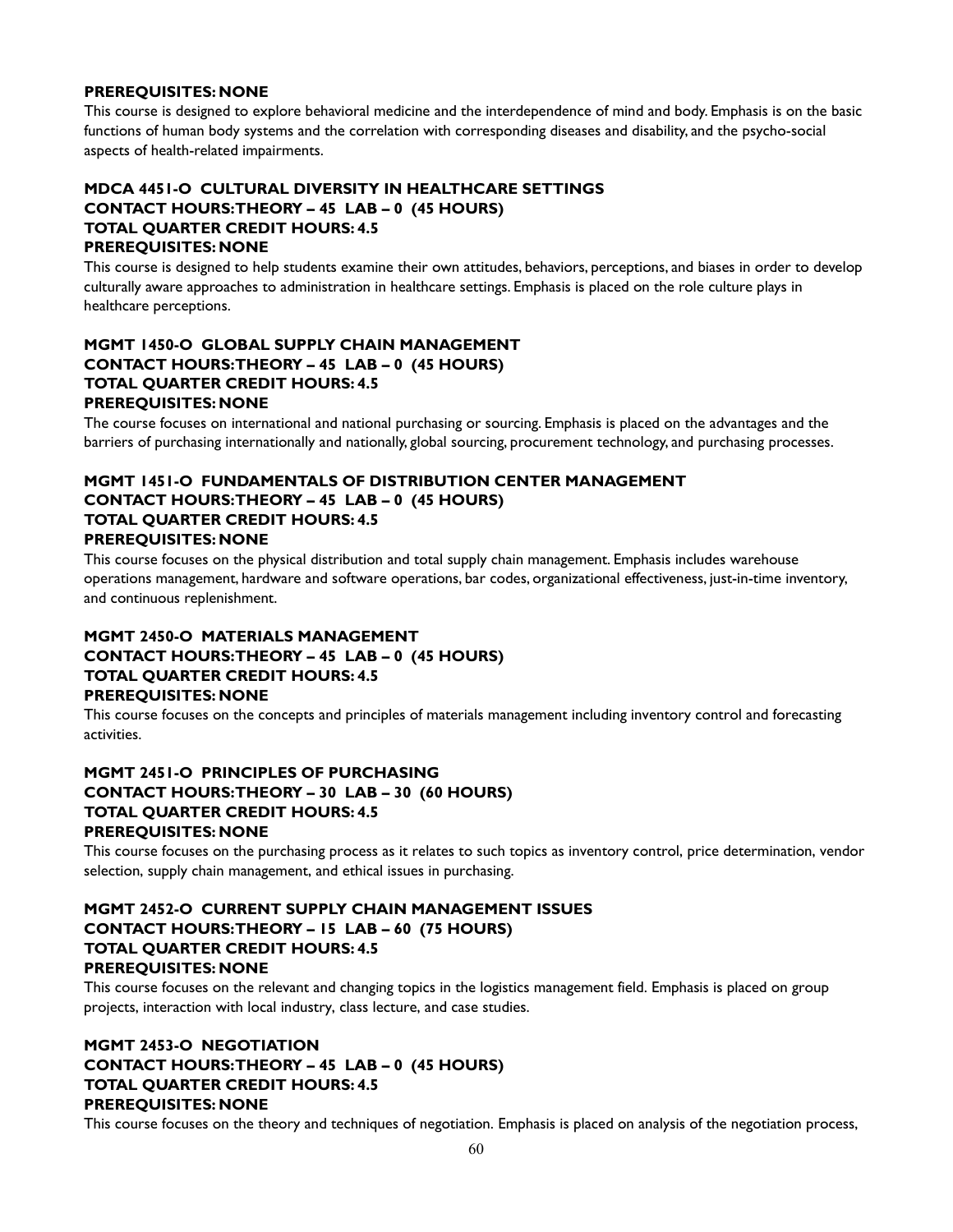**PREREQUISITES: NONE**

This course is designed to explore behavioral medicine and the interdependence of mind and body. Emphasis is on the basic functions of human body systems and the correlation with corresponding diseases and disability, and the psycho-social aspects of health-related impairments.

**MDCA 4451-O CULTURAL DIVERSITY IN HEALTHCARE SETTINGS**
**CONTACT HOURS: THEORY – 45 LAB – 0 (45 HOURS)**
**TOTAL QUARTER CREDIT HOURS: 4.5**
**PREREQUISITES: NONE**

This course is designed to help students examine their own attitudes, behaviors, perceptions, and biases in order to develop culturally aware approaches to administration in healthcare settings. Emphasis is placed on the role culture plays in healthcare perceptions.

**MGMT 1450-O GLOBAL SUPPLY CHAIN MANAGEMENT**
**CONTACT HOURS: THEORY – 45 LAB – 0 (45 HOURS)**
**TOTAL QUARTER CREDIT HOURS: 4.5**
**PREREQUISITES: NONE**

The course focuses on international and national purchasing or sourcing. Emphasis is placed on the advantages and the barriers of purchasing internationally and nationally, global sourcing, procurement technology, and purchasing processes.

**MGMT 1451-O FUNDAMENTALS OF DISTRIBUTION CENTER MANAGEMENT**
**CONTACT HOURS: THEORY – 45 LAB – 0 (45 HOURS)**
**TOTAL QUARTER CREDIT HOURS: 4.5**
**PREREQUISITES: NONE**

This course focuses on the physical distribution and total supply chain management. Emphasis includes warehouse operations management, hardware and software operations, bar codes, organizational effectiveness, just-in-time inventory, and continuous replenishment.

**MGMT 2450-O MATERIALS MANAGEMENT**
**CONTACT HOURS: THEORY – 45 LAB – 0 (45 HOURS)**
**TOTAL QUARTER CREDIT HOURS: 4.5**
**PREREQUISITES: NONE**

This course focuses on the concepts and principles of materials management including inventory control and forecasting activities.

**MGMT 2451-O PRINCIPLES OF PURCHASING**
**CONTACT HOURS: THEORY – 30 LAB – 30 (60 HOURS)**
**TOTAL QUARTER CREDIT HOURS: 4.5**
**PREREQUISITES: NONE**

This course focuses on the purchasing process as it relates to such topics as inventory control, price determination, vendor selection, supply chain management, and ethical issues in purchasing.

**MGMT 2452-O CURRENT SUPPLY CHAIN MANAGEMENT ISSUES**
**CONTACT HOURS: THEORY – 15 LAB – 60 (75 HOURS)**
**TOTAL QUARTER CREDIT HOURS: 4.5**
**PREREQUISITES: NONE**

This course focuses on the relevant and changing topics in the logistics management field. Emphasis is placed on group projects, interaction with local industry, class lecture, and case studies.

**MGMT 2453-O NEGOTIATION**
**CONTACT HOURS: THEORY – 45 LAB – 0 (45 HOURS)**
**TOTAL QUARTER CREDIT HOURS: 4.5**
**PREREQUISITES: NONE**

This course focuses on the theory and techniques of negotiation. Emphasis is placed on analysis of the negotiation process,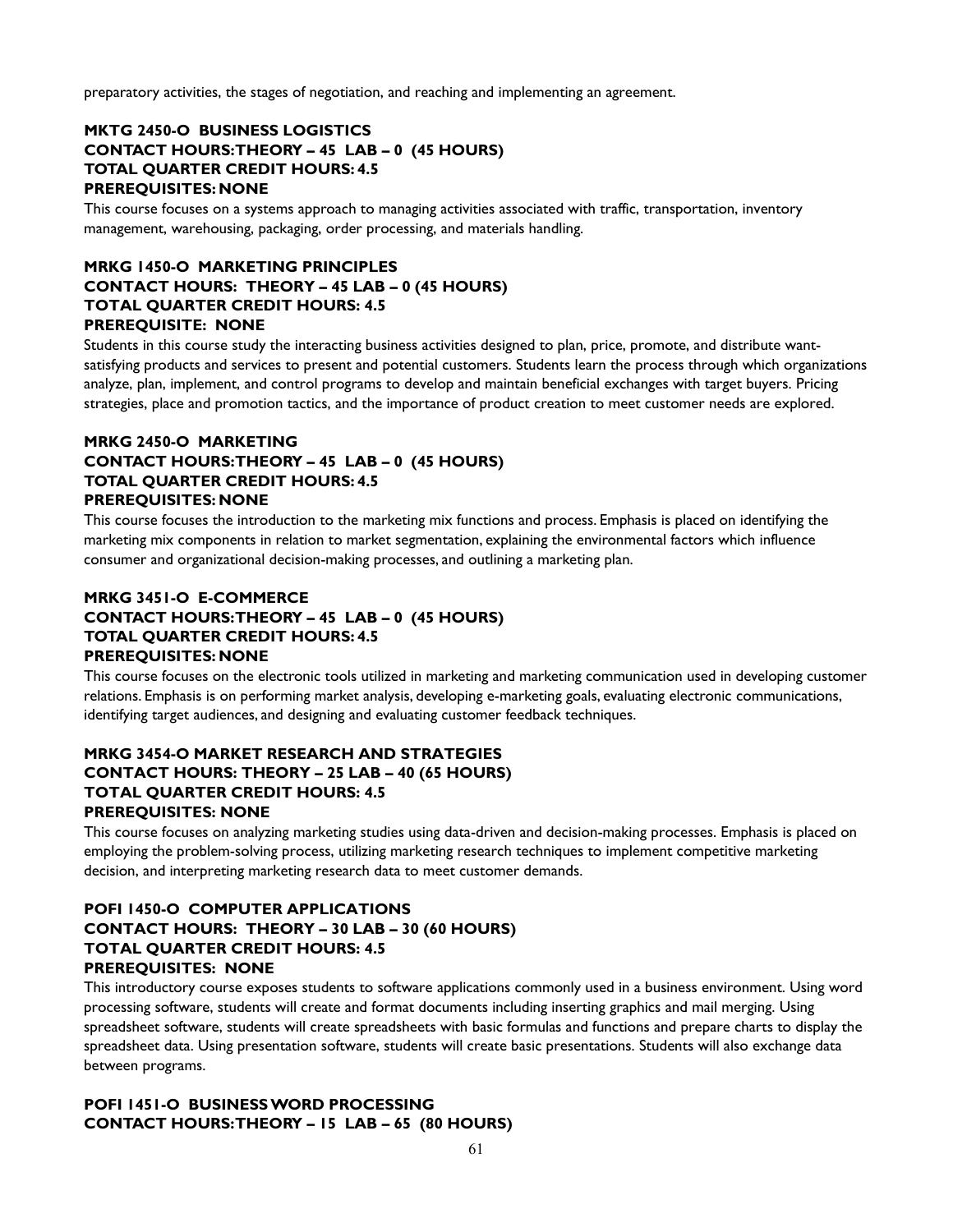preparatory activities, the stages of negotiation, and reaching and implementing an agreement.

**MKTG 2450-O BUSINESS LOGISTICS**
**CONTACT HOURS: THEORY – 45 LAB – 0 (45 HOURS)**
**TOTAL QUARTER CREDIT HOURS: 4.5**
**PREREQUISITES: NONE**

This course focuses on a systems approach to managing activities associated with traffic, transportation, inventory management, warehousing, packaging, order processing, and materials handling.

**MRKG 1450-O MARKETING PRINCIPLES**
**CONTACT HOURS: THEORY – 45 LAB – 0 (45 HOURS)**
**TOTAL QUARTER CREDIT HOURS: 4.5**
**PREREQUISITE: NONE**

Students in this course study the interacting business activities designed to plan, price, promote, and distribute want-satisfying products and services to present and potential customers. Students learn the process through which organizations analyze, plan, implement, and control programs to develop and maintain beneficial exchanges with target buyers. Pricing strategies, place and promotion tactics, and the importance of product creation to meet customer needs are explored.

**MRKG 2450-O MARKETING**
**CONTACT HOURS: THEORY – 45 LAB – 0 (45 HOURS)**
**TOTAL QUARTER CREDIT HOURS: 4.5**
**PREREQUISITES: NONE**

This course focuses the introduction to the marketing mix functions and process. Emphasis is placed on identifying the marketing mix components in relation to market segmentation, explaining the environmental factors which influence consumer and organizational decision-making processes, and outlining a marketing plan.

**MRKG 3451-O E-COMMERCE**
**CONTACT HOURS: THEORY – 45 LAB – 0 (45 HOURS)**
**TOTAL QUARTER CREDIT HOURS: 4.5**
**PREREQUISITES: NONE**

This course focuses on the electronic tools utilized in marketing and marketing communication used in developing customer relations. Emphasis is on performing market analysis, developing e-marketing goals, evaluating electronic communications, identifying target audiences, and designing and evaluating customer feedback techniques.

**MRKG 3454-O MARKET RESEARCH AND STRATEGIES**
**CONTACT HOURS: THEORY – 25 LAB – 40 (65 HOURS)**
**TOTAL QUARTER CREDIT HOURS: 4.5**
**PREREQUISITES: NONE**

This course focuses on analyzing marketing studies using data-driven and decision-making processes. Emphasis is placed on employing the problem-solving process, utilizing marketing research techniques to implement competitive marketing decision, and interpreting marketing research data to meet customer demands.

**POFI 1450-O COMPUTER APPLICATIONS**
**CONTACT HOURS: THEORY – 30 LAB – 30 (60 HOURS)**
**TOTAL QUARTER CREDIT HOURS: 4.5**
**PREREQUISITES: NONE**

This introductory course exposes students to software applications commonly used in a business environment. Using word processing software, students will create and format documents including inserting graphics and mail merging. Using spreadsheet software, students will create spreadsheets with basic formulas and functions and prepare charts to display the spreadsheet data. Using presentation software, students will create basic presentations. Students will also exchange data between programs.

**POFI 1451-O BUSINESS WORD PROCESSING**
**CONTACT HOURS: THEORY – 15 LAB – 65 (80 HOURS)**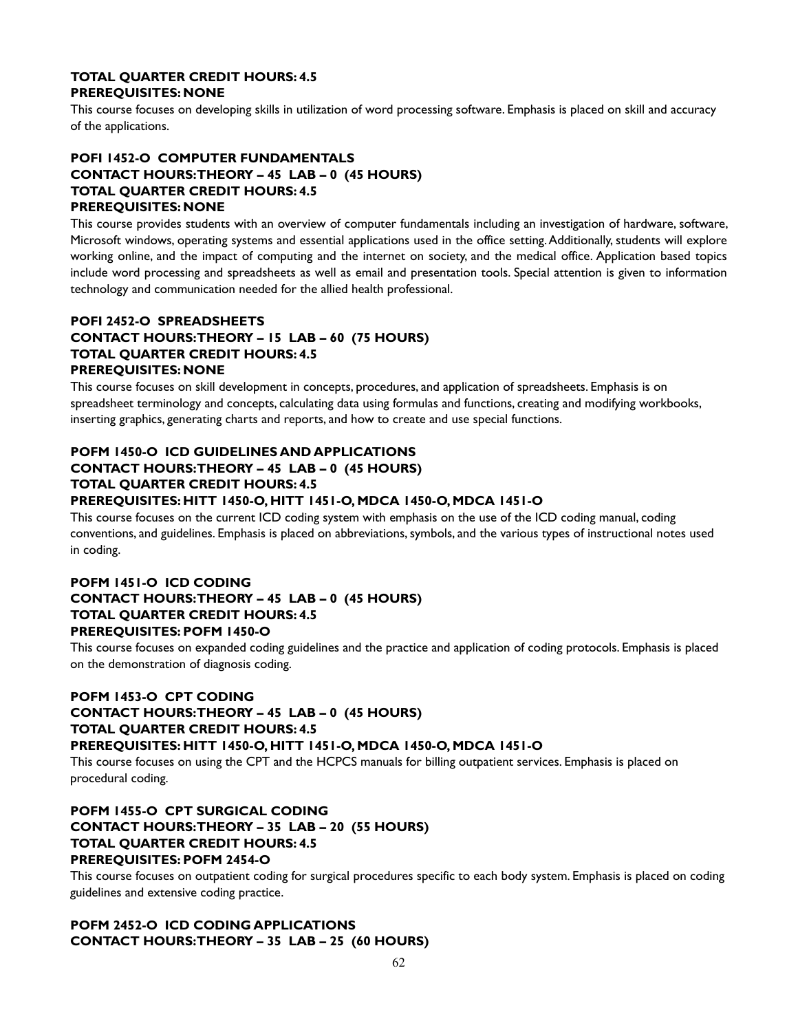**TOTAL QUARTER CREDIT HOURS: 4.5**
**PREREQUISITES: NONE**

This course focuses on developing skills in utilization of word processing software. Emphasis is placed on skill and accuracy of the applications.

**POFI 1452-O COMPUTER FUNDAMENTALS**
**CONTACT HOURS: THEORY – 45 LAB – 0 (45 HOURS)**
**TOTAL QUARTER CREDIT HOURS: 4.5**
**PREREQUISITES: NONE**

This course provides students with an overview of computer fundamentals including an investigation of hardware, software, Microsoft windows, operating systems and essential applications used in the office setting. Additionally, students will explore working online, and the impact of computing and the internet on society, and the medical office. Application based topics include word processing and spreadsheets as well as email and presentation tools. Special attention is given to information technology and communication needed for the allied health professional.

**POFI 2452-O SPREADSHEETS**
**CONTACT HOURS: THEORY – 15 LAB – 60 (75 HOURS)**
**TOTAL QUARTER CREDIT HOURS: 4.5**
**PREREQUISITES: NONE**

This course focuses on skill development in concepts, procedures, and application of spreadsheets. Emphasis is on spreadsheet terminology and concepts, calculating data using formulas and functions, creating and modifying workbooks, inserting graphics, generating charts and reports, and how to create and use special functions.

**POFM 1450-O ICD GUIDELINES AND APPLICATIONS**
**CONTACT HOURS: THEORY – 45 LAB – 0 (45 HOURS)**
**TOTAL QUARTER CREDIT HOURS: 4.5**
**PREREQUISITES: HITT 1450-O, HITT 1451-O, MDCA 1450-O, MDCA 1451-O**

This course focuses on the current ICD coding system with emphasis on the use of the ICD coding manual, coding conventions, and guidelines. Emphasis is placed on abbreviations, symbols, and the various types of instructional notes used in coding.

**POFM 1451-O ICD CODING**
**CONTACT HOURS: THEORY – 45 LAB – 0 (45 HOURS)**
**TOTAL QUARTER CREDIT HOURS: 4.5**
**PREREQUISITES: POFM 1450-O**

This course focuses on expanded coding guidelines and the practice and application of coding protocols. Emphasis is placed on the demonstration of diagnosis coding.

**POFM 1453-O CPT CODING**
**CONTACT HOURS: THEORY – 45 LAB – 0 (45 HOURS)**
**TOTAL QUARTER CREDIT HOURS: 4.5**
**PREREQUISITES: HITT 1450-O, HITT 1451-O, MDCA 1450-O, MDCA 1451-O**

This course focuses on using the CPT and the HCPCS manuals for billing outpatient services. Emphasis is placed on procedural coding.

**POFM 1455-O CPT SURGICAL CODING**
**CONTACT HOURS: THEORY – 35 LAB – 20 (55 HOURS)**
**TOTAL QUARTER CREDIT HOURS: 4.5**
**PREREQUISITES: POFM 2454-O**

This course focuses on outpatient coding for surgical procedures specific to each body system. Emphasis is placed on coding guidelines and extensive coding practice.

**POFM 2452-O ICD CODING APPLICATIONS**
**CONTACT HOURS: THEORY – 35 LAB – 25 (60 HOURS)**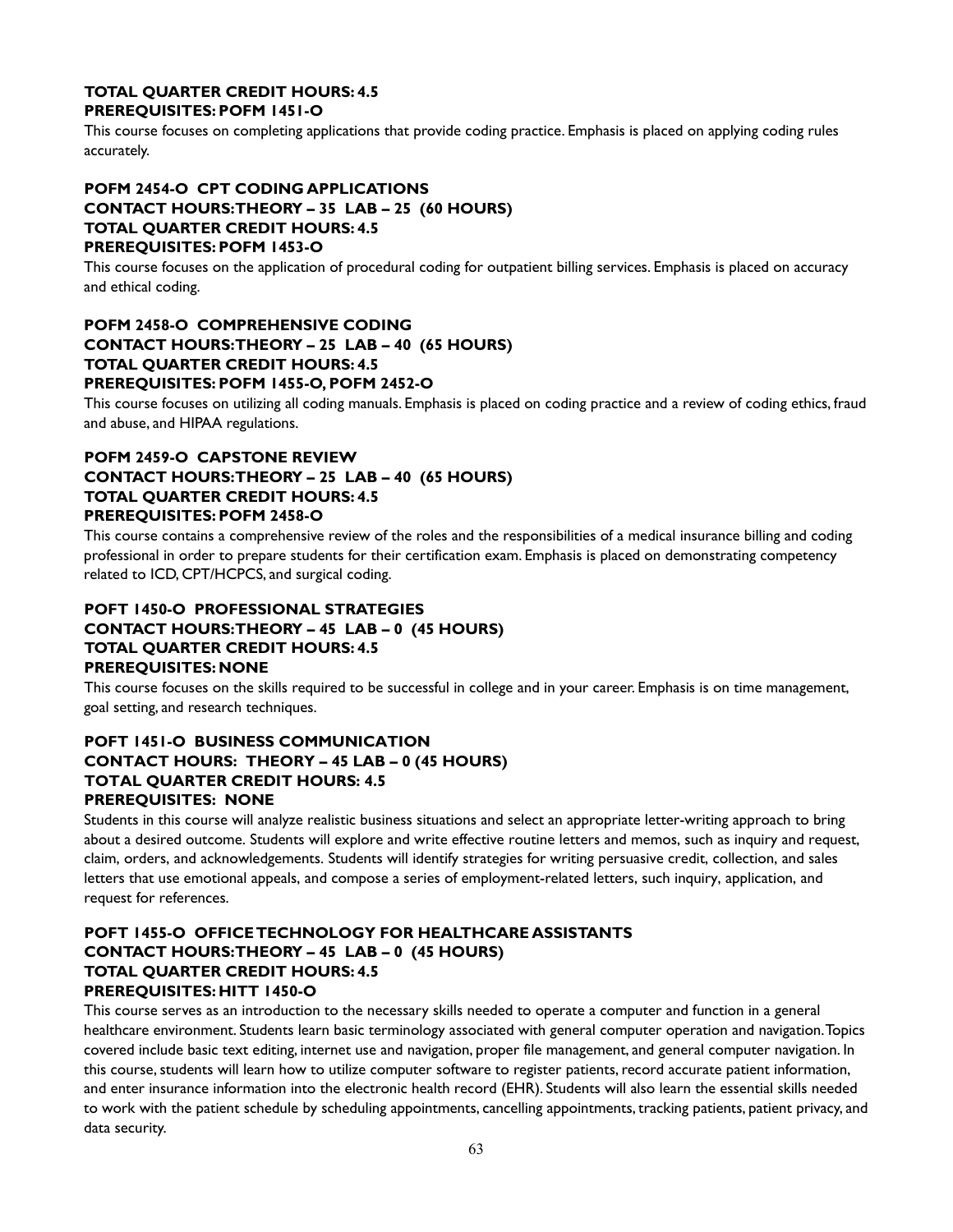**TOTAL QUARTER CREDIT HOURS: 4.5**
**PREREQUISITES: POFM 1451-O**

This course focuses on completing applications that provide coding practice. Emphasis is placed on applying coding rules accurately.

**POFM 2454-O CPT CODING APPLICATIONS**
**CONTACT HOURS: THEORY – 35 LAB – 25 (60 HOURS)**
**TOTAL QUARTER CREDIT HOURS: 4.5**
**PREREQUISITES: POFM 1453-O**

This course focuses on the application of procedural coding for outpatient billing services. Emphasis is placed on accuracy and ethical coding.

**POFM 2458-O COMPREHENSIVE CODING**
**CONTACT HOURS: THEORY – 25 LAB – 40 (65 HOURS)**
**TOTAL QUARTER CREDIT HOURS: 4.5**
**PREREQUISITES: POFM 1455-O, POFM 2452-O**

This course focuses on utilizing all coding manuals. Emphasis is placed on coding practice and a review of coding ethics, fraud and abuse, and HIPAA regulations.

**POFM 2459-O CAPSTONE REVIEW**
**CONTACT HOURS: THEORY – 25 LAB – 40 (65 HOURS)**
**TOTAL QUARTER CREDIT HOURS: 4.5**
**PREREQUISITES: POFM 2458-O**

This course contains a comprehensive review of the roles and the responsibilities of a medical insurance billing and coding professional in order to prepare students for their certification exam. Emphasis is placed on demonstrating competency related to ICD, CPT/HCPCS, and surgical coding.

**POFT 1450-O PROFESSIONAL STRATEGIES**
**CONTACT HOURS: THEORY – 45 LAB – 0 (45 HOURS)**
**TOTAL QUARTER CREDIT HOURS: 4.5**
**PREREQUISITES: NONE**

This course focuses on the skills required to be successful in college and in your career. Emphasis is on time management, goal setting, and research techniques.

**POFT 1451-O BUSINESS COMMUNICATION**
**CONTACT HOURS: THEORY – 45 LAB – 0 (45 HOURS)**
**TOTAL QUARTER CREDIT HOURS: 4.5**
**PREREQUISITES: NONE**

Students in this course will analyze realistic business situations and select an appropriate letter-writing approach to bring about a desired outcome. Students will explore and write effective routine letters and memos, such as inquiry and request, claim, orders, and acknowledgements. Students will identify strategies for writing persuasive credit, collection, and sales letters that use emotional appeals, and compose a series of employment-related letters, such inquiry, application, and request for references.

**POFT 1455-O OFFICE TECHNOLOGY FOR HEALTHCARE ASSISTANTS**
**CONTACT HOURS: THEORY – 45 LAB – 0 (45 HOURS)**
**TOTAL QUARTER CREDIT HOURS: 4.5**
**PREREQUISITES: HITT 1450-O**

This course serves as an introduction to the necessary skills needed to operate a computer and function in a general healthcare environment. Students learn basic terminology associated with general computer operation and navigation. Topics covered include basic text editing, internet use and navigation, proper file management, and general computer navigation. In this course, students will learn how to utilize computer software to register patients, record accurate patient information, and enter insurance information into the electronic health record (EHR). Students will also learn the essential skills needed to work with the patient schedule by scheduling appointments, cancelling appointments, tracking patients, patient privacy, and data security.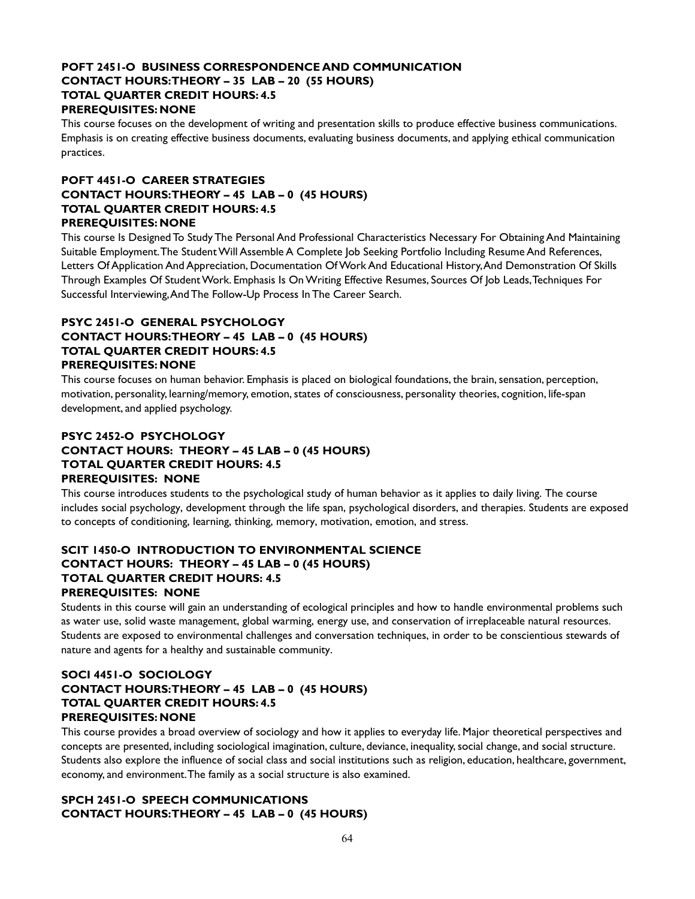**POFT 2451-O BUSINESS CORRESPONDENCE AND COMMUNICATION**
**CONTACT HOURS: THEORY – 35 LAB – 20 (55 HOURS)**
**TOTAL QUARTER CREDIT HOURS: 4.5**
**PREREQUISITES: NONE**

This course focuses on the development of writing and presentation skills to produce effective business communications. Emphasis is on creating effective business documents, evaluating business documents, and applying ethical communication practices.

**POFT 4451-O CAREER STRATEGIES**
**CONTACT HOURS: THEORY – 45 LAB – 0 (45 HOURS)**
**TOTAL QUARTER CREDIT HOURS: 4.5**
**PREREQUISITES: NONE**

This course Is Designed To Study The Personal And Professional Characteristics Necessary For Obtaining And Maintaining Suitable Employment. The Student Will Assemble A Complete Job Seeking Portfolio Including Resume And References, Letters Of Application And Appreciation, Documentation Of Work And Educational History, And Demonstration Of Skills Through Examples Of Student Work. Emphasis Is On Writing Effective Resumes, Sources Of Job Leads, Techniques For Successful Interviewing, And The Follow-Up Process In The Career Search.

**PSYC 2451-O GENERAL PSYCHOLOGY**
**CONTACT HOURS: THEORY – 45 LAB – 0 (45 HOURS)**
**TOTAL QUARTER CREDIT HOURS: 4.5**
**PREREQUISITES: NONE**

This course focuses on human behavior. Emphasis is placed on biological foundations, the brain, sensation, perception, motivation, personality, learning/memory, emotion, states of consciousness, personality theories, cognition, life-span development, and applied psychology.

**PSYC 2452-O PSYCHOLOGY**
**CONTACT HOURS: THEORY – 45 LAB – 0 (45 HOURS)**
**TOTAL QUARTER CREDIT HOURS: 4.5**
**PREREQUISITES: NONE**

This course introduces students to the psychological study of human behavior as it applies to daily living. The course includes social psychology, development through the life span, psychological disorders, and therapies. Students are exposed to concepts of conditioning, learning, thinking, memory, motivation, emotion, and stress.

**SCIT 1450-O INTRODUCTION TO ENVIRONMENTAL SCIENCE**
**CONTACT HOURS: THEORY – 45 LAB – 0 (45 HOURS)**
**TOTAL QUARTER CREDIT HOURS: 4.5**
**PREREQUISITES: NONE**

Students in this course will gain an understanding of ecological principles and how to handle environmental problems such as water use, solid waste management, global warming, energy use, and conservation of irreplaceable natural resources. Students are exposed to environmental challenges and conversation techniques, in order to be conscientious stewards of nature and agents for a healthy and sustainable community.

**SOCI 4451-O SOCIOLOGY**
**CONTACT HOURS: THEORY – 45 LAB – 0 (45 HOURS)**
**TOTAL QUARTER CREDIT HOURS: 4.5**
**PREREQUISITES: NONE**

This course provides a broad overview of sociology and how it applies to everyday life. Major theoretical perspectives and concepts are presented, including sociological imagination, culture, deviance, inequality, social change, and social structure. Students also explore the influence of social class and social institutions such as religion, education, healthcare, government, economy, and environment. The family as a social structure is also examined.

**SPCH 2451-O SPEECH COMMUNICATIONS**
**CONTACT HOURS: THEORY – 45 LAB – 0 (45 HOURS)**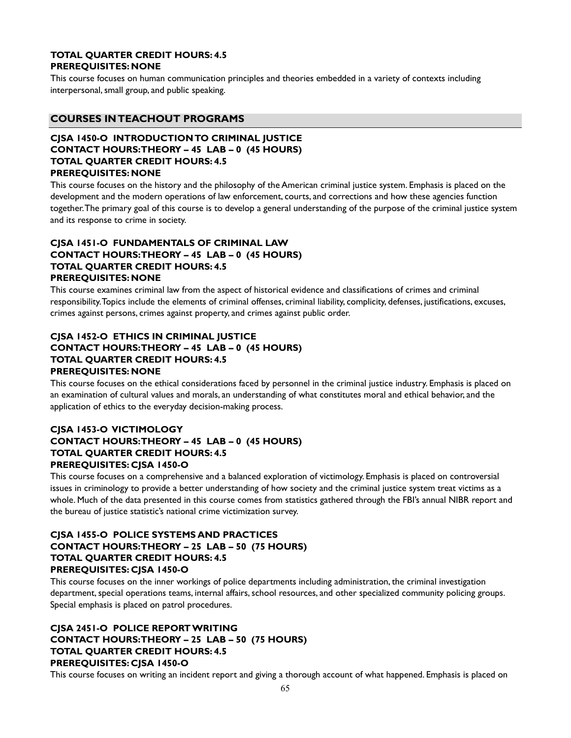**TOTAL QUARTER CREDIT HOURS: 4.5**
**PREREQUISITES: NONE**

This course focuses on human communication principles and theories embedded in a variety of contexts including interpersonal, small group, and public speaking.

## COURSES IN TEACHOUT PROGRAMS

### CJSA 1450-O INTRODUCTION TO CRIMINAL JUSTICE
**CONTACT HOURS: THEORY – 45 LAB – 0 (45 HOURS)**
**TOTAL QUARTER CREDIT HOURS: 4.5**
**PREREQUISITES: NONE**

This course focuses on the history and the philosophy of the American criminal justice system. Emphasis is placed on the development and the modern operations of law enforcement, courts, and corrections and how these agencies function together. The primary goal of this course is to develop a general understanding of the purpose of the criminal justice system and its response to crime in society.

### CJSA 1451-O FUNDAMENTALS OF CRIMINAL LAW
**CONTACT HOURS: THEORY – 45 LAB – 0 (45 HOURS)**
**TOTAL QUARTER CREDIT HOURS: 4.5**
**PREREQUISITES: NONE**

This course examines criminal law from the aspect of historical evidence and classifications of crimes and criminal responsibility. Topics include the elements of criminal offenses, criminal liability, complicity, defenses, justifications, excuses, crimes against persons, crimes against property, and crimes against public order.

### CJSA 1452-O ETHICS IN CRIMINAL JUSTICE
**CONTACT HOURS: THEORY – 45 LAB – 0 (45 HOURS)**
**TOTAL QUARTER CREDIT HOURS: 4.5**
**PREREQUISITES: NONE**

This course focuses on the ethical considerations faced by personnel in the criminal justice industry. Emphasis is placed on an examination of cultural values and morals, an understanding of what constitutes moral and ethical behavior, and the application of ethics to the everyday decision-making process.

### CJSA 1453-O VICTIMOLOGY
**CONTACT HOURS: THEORY – 45 LAB – 0 (45 HOURS)**
**TOTAL QUARTER CREDIT HOURS: 4.5**
**PREREQUISITES: CJSA 1450-O**

This course focuses on a comprehensive and a balanced exploration of victimology. Emphasis is placed on controversial issues in criminology to provide a better understanding of how society and the criminal justice system treat victims as a whole. Much of the data presented in this course comes from statistics gathered through the FBI's annual NIBR report and the bureau of justice statistic's national crime victimization survey.

### CJSA 1455-O POLICE SYSTEMS AND PRACTICES
**CONTACT HOURS: THEORY – 25 LAB – 50 (75 HOURS)**
**TOTAL QUARTER CREDIT HOURS: 4.5**
**PREREQUISITES: CJSA 1450-O**

This course focuses on the inner workings of police departments including administration, the criminal investigation department, special operations teams, internal affairs, school resources, and other specialized community policing groups. Special emphasis is placed on patrol procedures.

### CJSA 2451-O POLICE REPORT WRITING
**CONTACT HOURS: THEORY – 25 LAB – 50 (75 HOURS)**
**TOTAL QUARTER CREDIT HOURS: 4.5**
**PREREQUISITES: CJSA 1450-O**

This course focuses on writing an incident report and giving a thorough account of what happened. Emphasis is placed on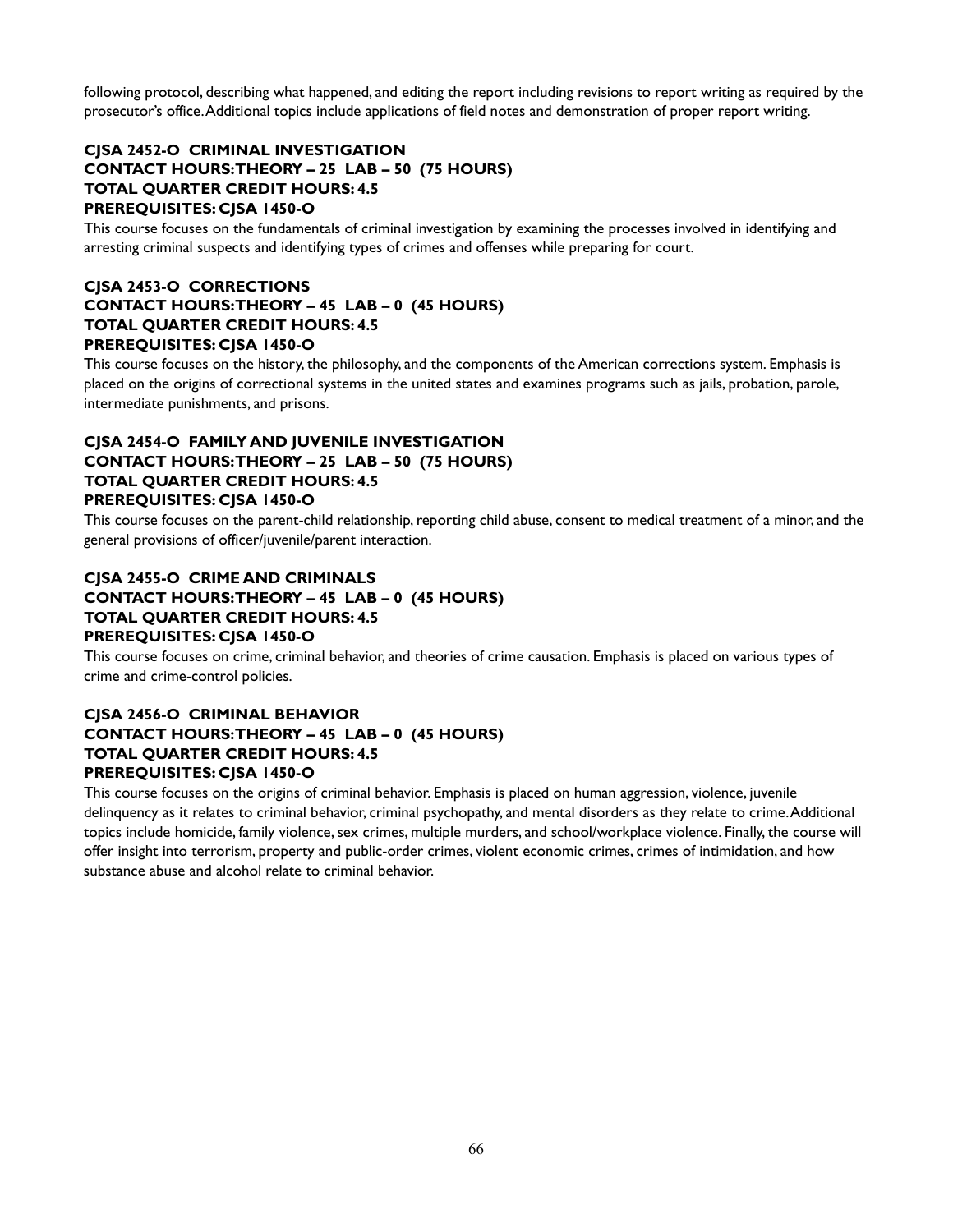following protocol, describing what happened, and editing the report including revisions to report writing as required by the prosecutor's office. Additional topics include applications of field notes and demonstration of proper report writing.

**CJSA 2452-O CRIMINAL INVESTIGATION**
**CONTACT HOURS: THEORY – 25 LAB – 50 (75 HOURS)**
**TOTAL QUARTER CREDIT HOURS: 4.5**
**PREREQUISITES: CJSA 1450-O**

This course focuses on the fundamentals of criminal investigation by examining the processes involved in identifying and arresting criminal suspects and identifying types of crimes and offenses while preparing for court.

**CJSA 2453-O CORRECTIONS**
**CONTACT HOURS: THEORY – 45 LAB – 0 (45 HOURS)**
**TOTAL QUARTER CREDIT HOURS: 4.5**
**PREREQUISITES: CJSA 1450-O**

This course focuses on the history, the philosophy, and the components of the American corrections system. Emphasis is placed on the origins of correctional systems in the united states and examines programs such as jails, probation, parole, intermediate punishments, and prisons.

**CJSA 2454-O FAMILY AND JUVENILE INVESTIGATION**
**CONTACT HOURS: THEORY – 25 LAB – 50 (75 HOURS)**
**TOTAL QUARTER CREDIT HOURS: 4.5**
**PREREQUISITES: CJSA 1450-O**

This course focuses on the parent-child relationship, reporting child abuse, consent to medical treatment of a minor, and the general provisions of officer/juvenile/parent interaction.

**CJSA 2455-O CRIME AND CRIMINALS**
**CONTACT HOURS: THEORY – 45 LAB – 0 (45 HOURS)**
**TOTAL QUARTER CREDIT HOURS: 4.5**
**PREREQUISITES: CJSA 1450-O**

This course focuses on crime, criminal behavior, and theories of crime causation. Emphasis is placed on various types of crime and crime-control policies.

**CJSA 2456-O CRIMINAL BEHAVIOR**
**CONTACT HOURS: THEORY – 45 LAB – 0 (45 HOURS)**
**TOTAL QUARTER CREDIT HOURS: 4.5**
**PREREQUISITES: CJSA 1450-O**

This course focuses on the origins of criminal behavior. Emphasis is placed on human aggression, violence, juvenile delinquency as it relates to criminal behavior, criminal psychopathy, and mental disorders as they relate to crime. Additional topics include homicide, family violence, sex crimes, multiple murders, and school/workplace violence. Finally, the course will offer insight into terrorism, property and public-order crimes, violent economic crimes, crimes of intimidation, and how substance abuse and alcohol relate to criminal behavior.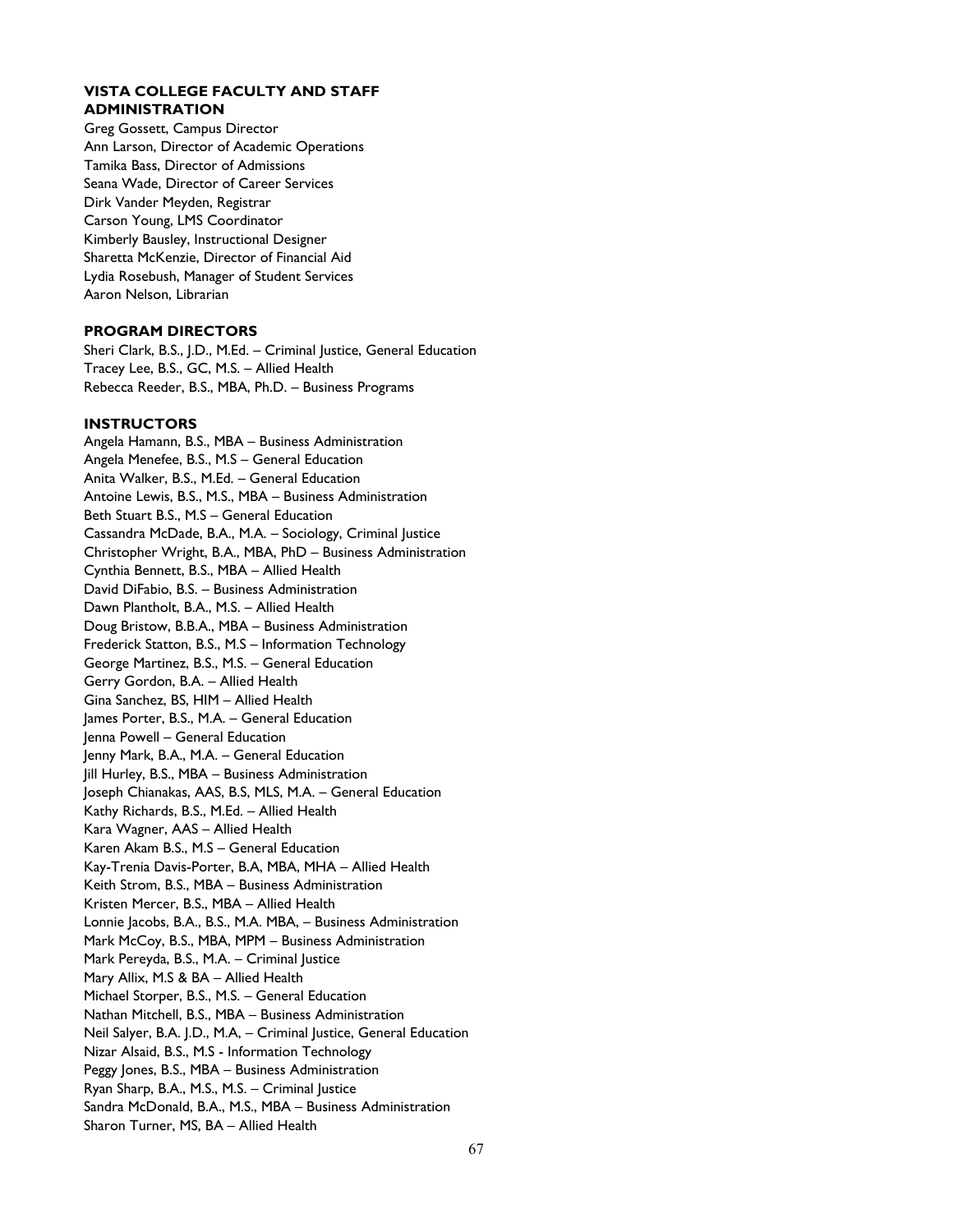## VISTA COLLEGE FACULTY AND STAFF

### ADMINISTRATION

Greg Gossett, Campus Director
Ann Larson, Director of Academic Operations
Tamika Bass, Director of Admissions
Seana Wade, Director of Career Services
Dirk Vander Meyden, Registrar
Carson Young, LMS Coordinator
Kimberly Bausley, Instructional Designer
Sharetta McKenzie, Director of Financial Aid
Lydia Rosebush, Manager of Student Services
Aaron Nelson, Librarian

### PROGRAM DIRECTORS

Sheri Clark, B.S., J.D., M.Ed. – Criminal Justice, General Education
Tracey Lee, B.S., GC, M.S. – Allied Health
Rebecca Reeder, B.S., MBA, Ph.D. – Business Programs

### INSTRUCTORS

Angela Hamann, B.S., MBA – Business Administration
Angela Menefee, B.S., M.S – General Education
Anita Walker, B.S., M.Ed. – General Education
Antoine Lewis, B.S., M.S., MBA – Business Administration
Beth Stuart B.S., M.S – General Education
Cassandra McDade, B.A., M.A. – Sociology, Criminal Justice
Christopher Wright, B.A., MBA, PhD – Business Administration
Cynthia Bennett, B.S., MBA – Allied Health
David DiFabio, B.S. – Business Administration
Dawn Plantholt, B.A., M.S. – Allied Health
Doug Bristow, B.B.A., MBA – Business Administration
Frederick Statton, B.S., M.S – Information Technology
George Martinez, B.S., M.S. – General Education
Gerry Gordon, B.A. – Allied Health
Gina Sanchez, BS, HIM – Allied Health
James Porter, B.S., M.A. – General Education
Jenna Powell – General Education
Jenny Mark, B.A., M.A. – General Education
Jill Hurley, B.S., MBA – Business Administration
Joseph Chianakas, AAS, B.S, MLS, M.A. – General Education
Kathy Richards, B.S., M.Ed. – Allied Health
Kara Wagner, AAS – Allied Health
Karen Akam B.S., M.S – General Education
Kay-Trenia Davis-Porter, B.A, MBA, MHA – Allied Health
Keith Strom, B.S., MBA – Business Administration
Kristen Mercer, B.S., MBA – Allied Health
Lonnie Jacobs, B.A., B.S., M.A. MBA, – Business Administration
Mark McCoy, B.S., MBA, MPM – Business Administration
Mark Pereyda, B.S., M.A. – Criminal Justice
Mary Allix, M.S & BA – Allied Health
Michael Storper, B.S., M.S. – General Education
Nathan Mitchell, B.S., MBA – Business Administration
Neil Salyer, B.A. J.D., M.A, – Criminal Justice, General Education
Nizar Alsaid, B.S., M.S - Information Technology
Peggy Jones, B.S., MBA – Business Administration
Ryan Sharp, B.A., M.S., M.S. – Criminal Justice
Sandra McDonald, B.A., M.S., MBA – Business Administration
Sharon Turner, MS, BA – Allied Health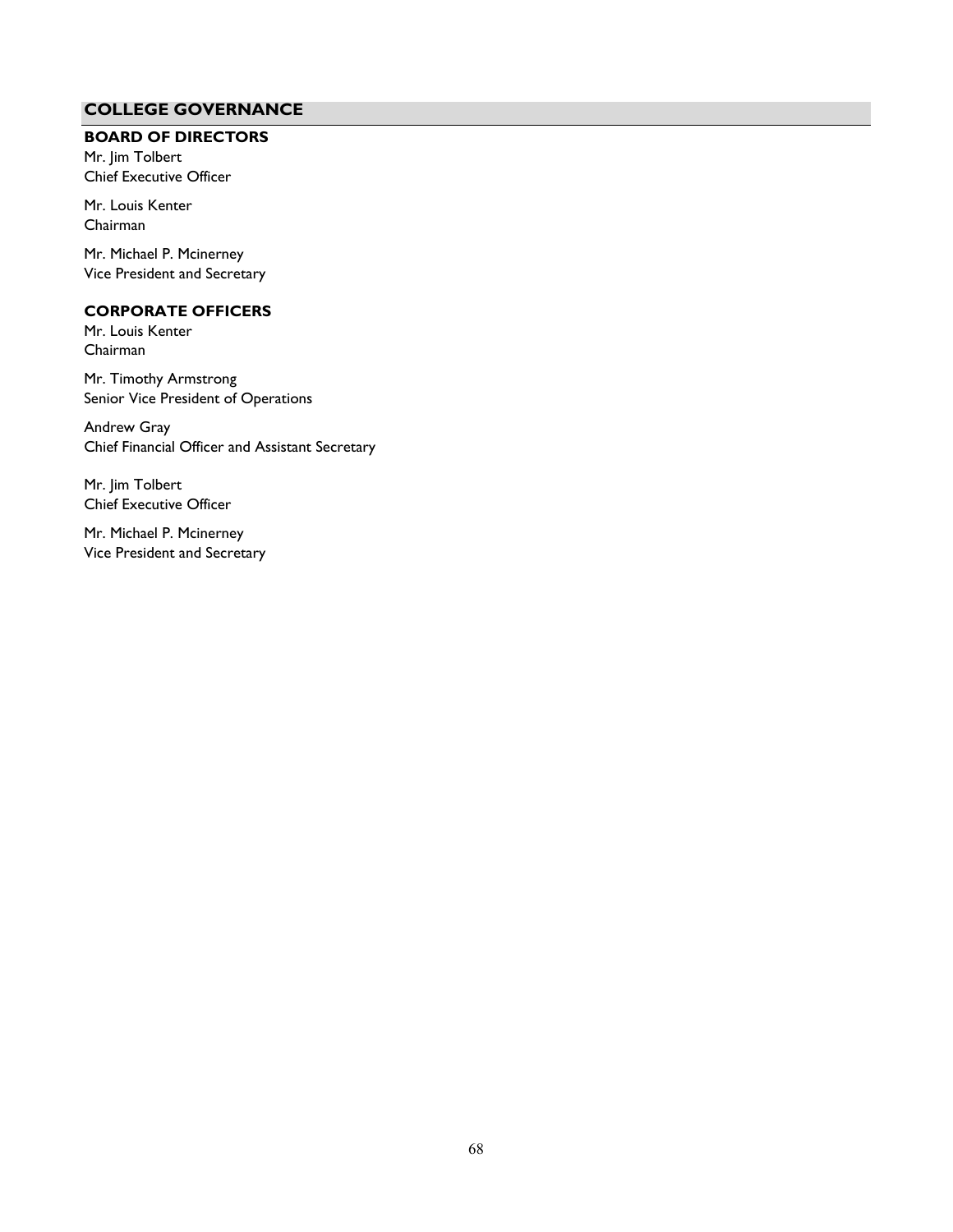## COLLEGE GOVERNANCE

### BOARD OF DIRECTORS

Mr. Jim Tolbert
Chief Executive Officer

Mr. Louis Kenter
Chairman

Mr. Michael P. Mcinerney
Vice President and Secretary

### CORPORATE OFFICERS

Mr. Louis Kenter
Chairman

Mr. Timothy Armstrong
Senior Vice President of Operations

Andrew Gray
Chief Financial Officer and Assistant Secretary

Mr. Jim Tolbert
Chief Executive Officer

Mr. Michael P. Mcinerney
Vice President and Secretary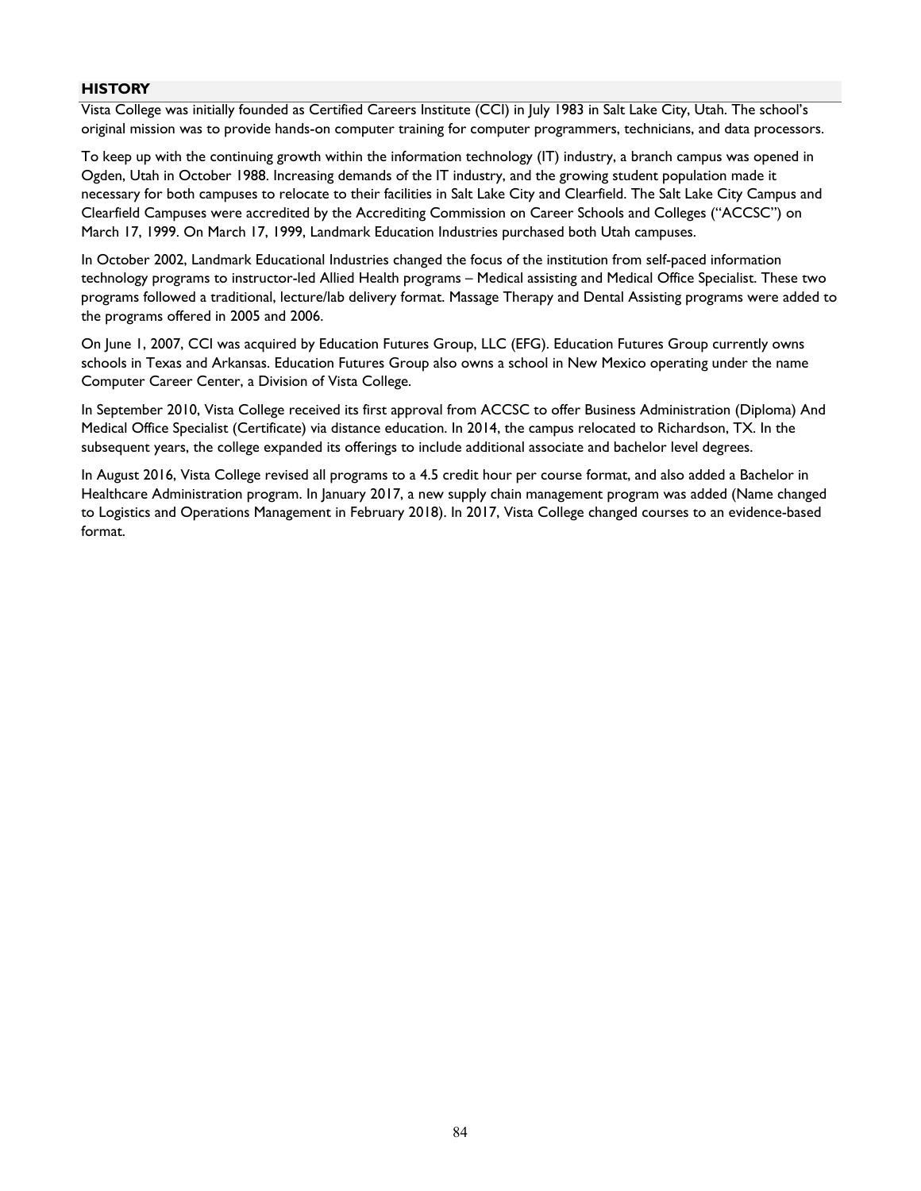## HISTORY

Vista College was initially founded as Certified Careers Institute (CCI) in July 1983 in Salt Lake City, Utah. The school's original mission was to provide hands-on computer training for computer programmers, technicians, and data processors.

To keep up with the continuing growth within the information technology (IT) industry, a branch campus was opened in Ogden, Utah in October 1988. Increasing demands of the IT industry, and the growing student population made it necessary for both campuses to relocate to their facilities in Salt Lake City and Clearfield. The Salt Lake City Campus and Clearfield Campuses were accredited by the Accrediting Commission on Career Schools and Colleges ("ACCSC") on March 17, 1999. On March 17, 1999, Landmark Education Industries purchased both Utah campuses.

In October 2002, Landmark Educational Industries changed the focus of the institution from self-paced information technology programs to instructor-led Allied Health programs – Medical assisting and Medical Office Specialist. These two programs followed a traditional, lecture/lab delivery format. Massage Therapy and Dental Assisting programs were added to the programs offered in 2005 and 2006.

On June 1, 2007, CCI was acquired by Education Futures Group, LLC (EFG). Education Futures Group currently owns schools in Texas and Arkansas. Education Futures Group also owns a school in New Mexico operating under the name Computer Career Center, a Division of Vista College.

In September 2010, Vista College received its first approval from ACCSC to offer Business Administration (Diploma) And Medical Office Specialist (Certificate) via distance education. In 2014, the campus relocated to Richardson, TX. In the subsequent years, the college expanded its offerings to include additional associate and bachelor level degrees.

In August 2016, Vista College revised all programs to a 4.5 credit hour per course format, and also added a Bachelor in Healthcare Administration program. In January 2017, a new supply chain management program was added (Name changed to Logistics and Operations Management in February 2018). In 2017, Vista College changed courses to an evidence-based format.